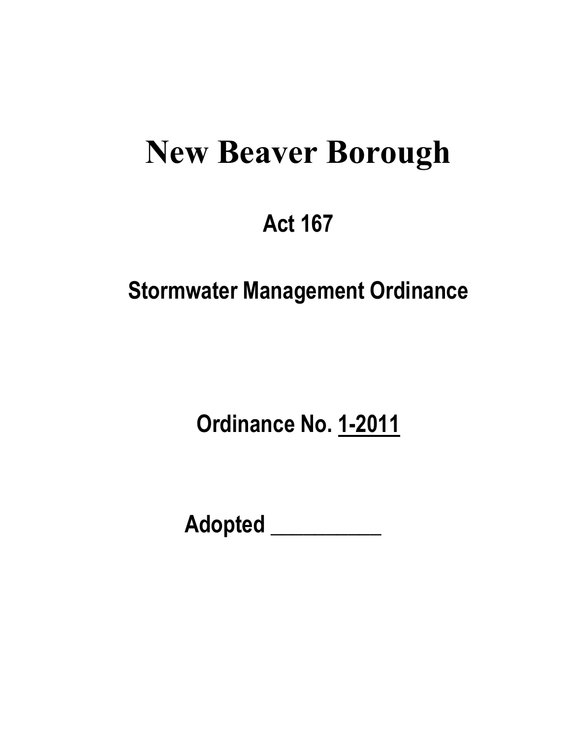# New Beaver Borough

## Act 167

## Stormwater Management Ordinance

**Ordinance No. <u>1-2011</u>**

**Adopted ___________**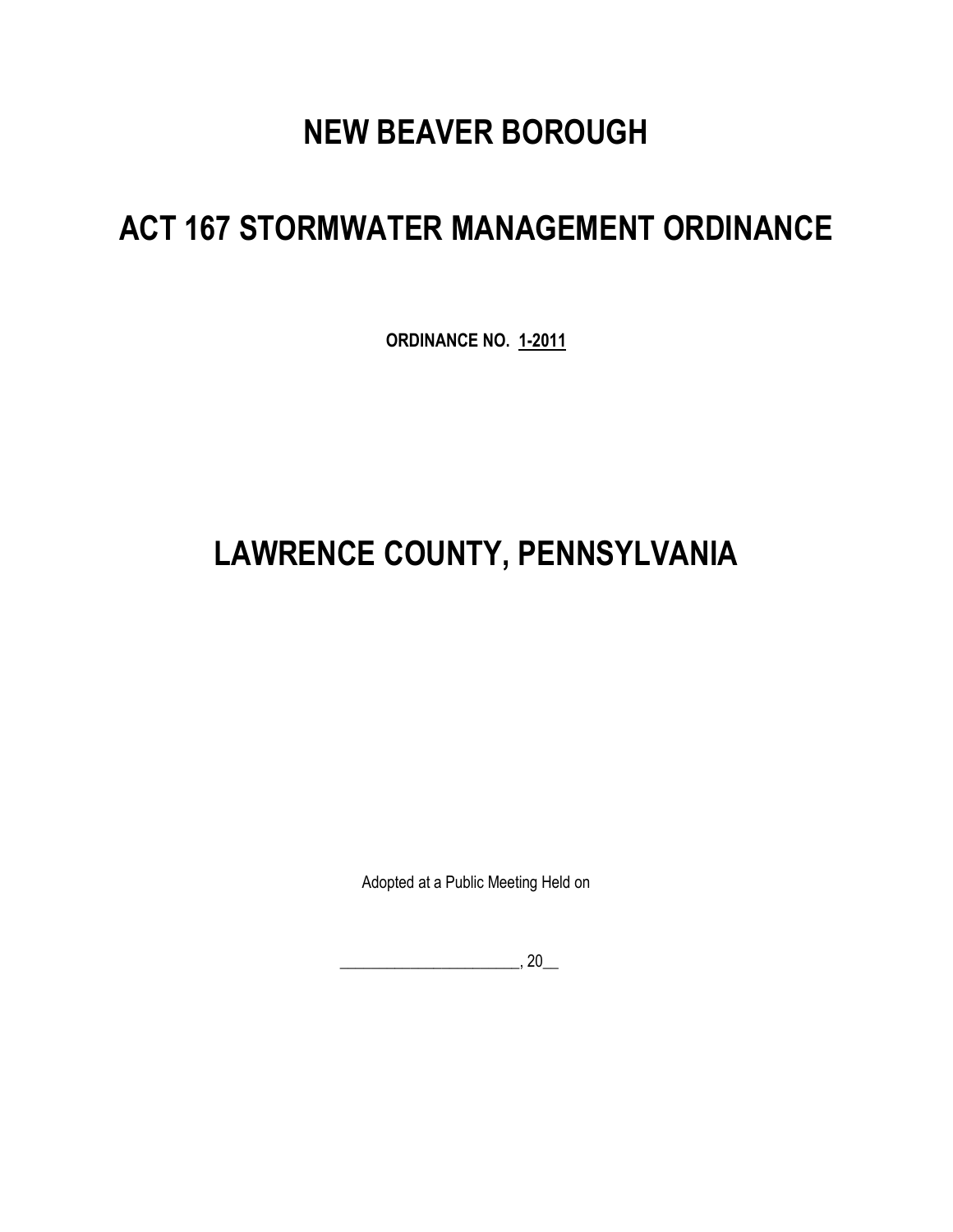# NEW BEAVER BOROUGH

# ACT 167 STORMWATER MANAGEMENT ORDINANCE

**ORDINANCE NO. 1-2011**

# LAWRENCE COUNTY, PENNSYLVANIA

Adopted at a Public Meeting Held on

______________________, 20__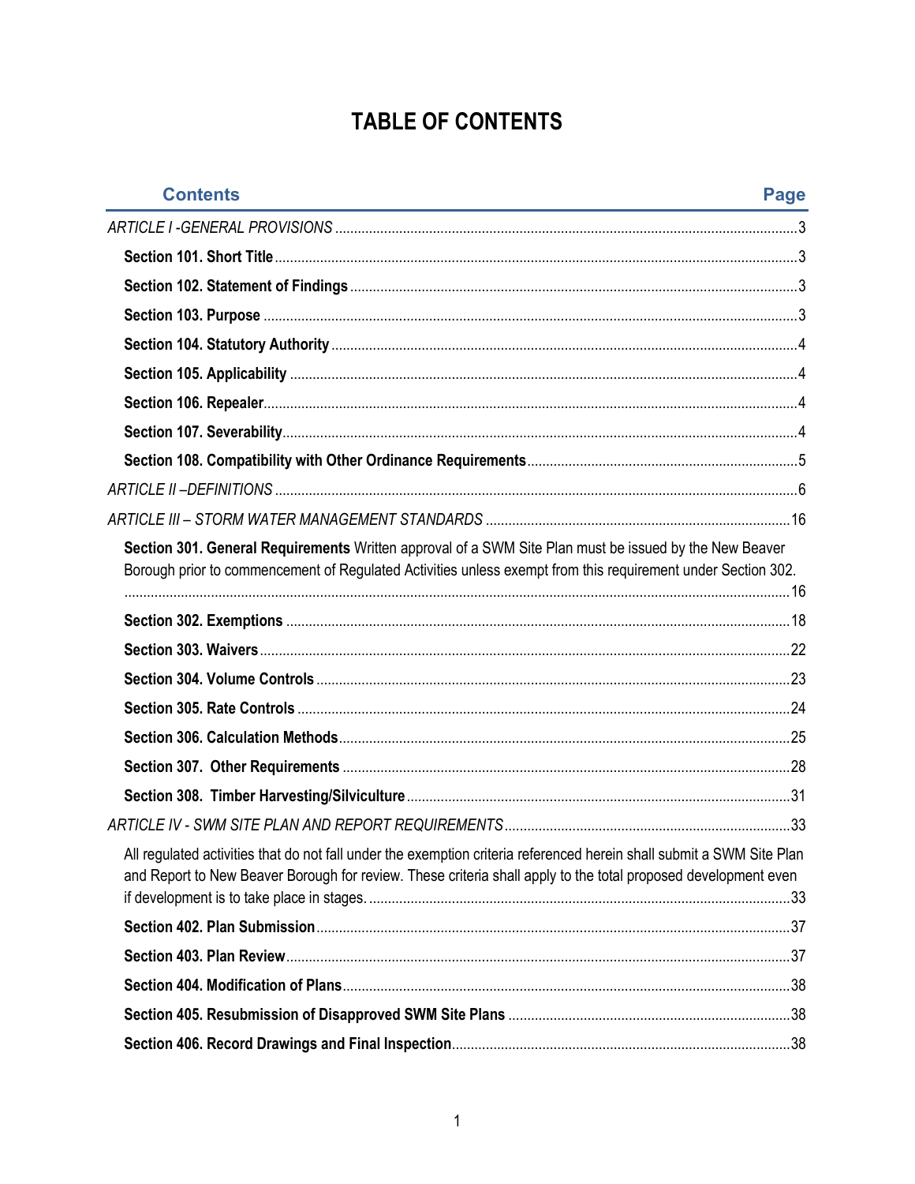# TABLE OF CONTENTS

| Contents | Page |
|---|---|
| *ARTICLE I -GENERAL PROVISIONS* | 3 |
| **Section 101. Short Title** | 3 |
| **Section 102. Statement of Findings** | 3 |
| **Section 103. Purpose** | 3 |
| **Section 104. Statutory Authority** | 4 |
| **Section 105. Applicability** | 4 |
| **Section 106. Repealer** | 4 |
| **Section 107. Severability** | 4 |
| **Section 108. Compatibility with Other Ordinance Requirements** | 5 |
| *ARTICLE II –DEFINITIONS* | 6 |
| *ARTICLE III – STORM WATER MANAGEMENT STANDARDS* | 16 |
| **Section 301. General Requirements** Written approval of a SWM Site Plan must be issued by the New Beaver Borough prior to commencement of Regulated Activities unless exempt from this requirement under Section 302. | 16 |
| **Section 302. Exemptions** | 18 |
| **Section 303. Waivers** | 22 |
| **Section 304. Volume Controls** | 23 |
| **Section 305. Rate Controls** | 24 |
| **Section 306. Calculation Methods** | 25 |
| **Section 307. Other Requirements** | 28 |
| **Section 308. Timber Harvesting/Silviculture** | 31 |
| *ARTICLE IV - SWM SITE PLAN AND REPORT REQUIREMENTS* | 33 |
| All regulated activities that do not fall under the exemption criteria referenced herein shall submit a SWM Site Plan and Report to New Beaver Borough for review. These criteria shall apply to the total proposed development even if development is to take place in stages. | 33 |
| **Section 402. Plan Submission** | 37 |
| **Section 403. Plan Review** | 37 |
| **Section 404. Modification of Plans** | 38 |
| **Section 405. Resubmission of Disapproved SWM Site Plans** | 38 |
| **Section 406. Record Drawings and Final Inspection** | 38 |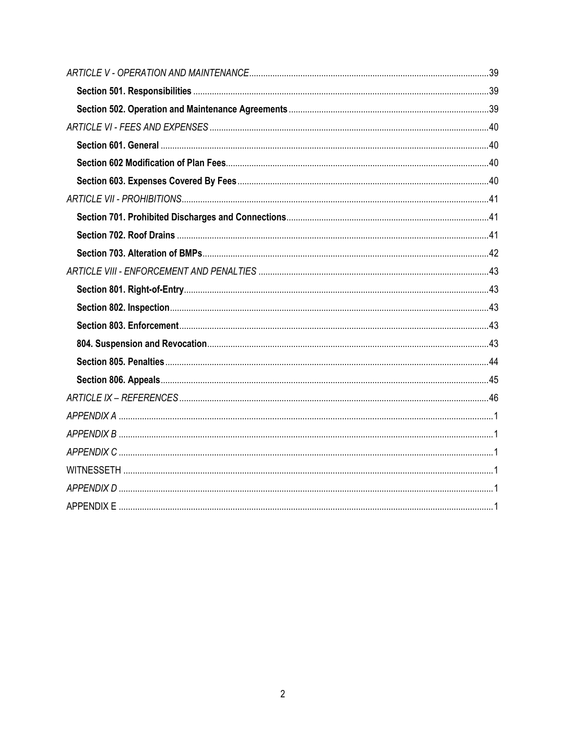*ARTICLE V - OPERATION AND MAINTENANCE* ....................................................................................................... 39

**Section 501. Responsibilities** ............................................................................................................................. 39

**Section 502. Operation and Maintenance Agreements** ..................................................................................... 39

*ARTICLE VI - FEES AND EXPENSES* ...................................................................................................................... 40

**Section 601. General** .......................................................................................................................................... 40

**Section 602 Modification of Plan Fees**............................................................................................................... 40

**Section 603. Expenses Covered By Fees** ........................................................................................................... 40

*ARTICLE VII - PROHIBITIONS*................................................................................................................................ 41

**Section 701. Prohibited Discharges and Connections**...................................................................................... 41

**Section 702. Roof Drains** .................................................................................................................................... 41

**Section 703. Alteration of BMPs**......................................................................................................................... 42

*ARTICLE VIII - ENFORCEMENT AND PENALTIES* .................................................................................................. 43

**Section 801. Right-of-Entry**................................................................................................................................. 43

**Section 802. Inspection**....................................................................................................................................... 43

**Section 803. Enforcement**................................................................................................................................... 43

**804. Suspension and Revocation**....................................................................................................................... 43

**Section 805. Penalties**......................................................................................................................................... 44

**Section 806. Appeals**........................................................................................................................................... 45

*ARTICLE IX – REFERENCES*.................................................................................................................................. 46

*APPENDIX A* ............................................................................................................................................................. 1

*APPENDIX B* ............................................................................................................................................................. 1

*APPENDIX C* ............................................................................................................................................................. 1

WITNESSETH ............................................................................................................................................................ 1

*APPENDIX D* ............................................................................................................................................................. 1

APPENDIX E .............................................................................................................................................................. 1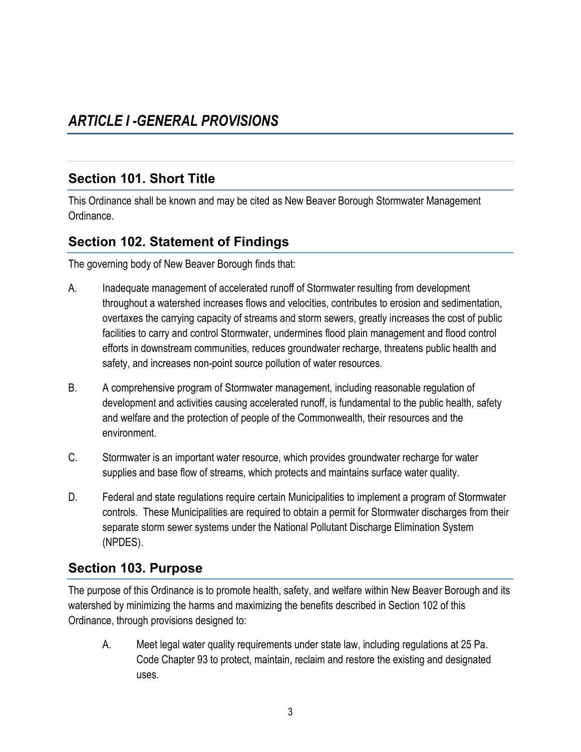# *ARTICLE I -GENERAL PROVISIONS*

## Section 101. Short Title

This Ordinance shall be known and may be cited as New Beaver Borough Stormwater Management Ordinance.

## Section 102. Statement of Findings

The governing body of New Beaver Borough finds that:

A. Inadequate management of accelerated runoff of Stormwater resulting from development throughout a watershed increases flows and velocities, contributes to erosion and sedimentation, overtaxes the carrying capacity of streams and storm sewers, greatly increases the cost of public facilities to carry and control Stormwater, undermines flood plain management and flood control efforts in downstream communities, reduces groundwater recharge, threatens public health and safety, and increases non-point source pollution of water resources.

B. A comprehensive program of Stormwater management, including reasonable regulation of development and activities causing accelerated runoff, is fundamental to the public health, safety and welfare and the protection of people of the Commonwealth, their resources and the environment.

C. Stormwater is an important water resource, which provides groundwater recharge for water supplies and base flow of streams, which protects and maintains surface water quality.

D. Federal and state regulations require certain Municipalities to implement a program of Stormwater controls. These Municipalities are required to obtain a permit for Stormwater discharges from their separate storm sewer systems under the National Pollutant Discharge Elimination System (NPDES).

## Section 103. Purpose

The purpose of this Ordinance is to promote health, safety, and welfare within New Beaver Borough and its watershed by minimizing the harms and maximizing the benefits described in Section 102 of this Ordinance, through provisions designed to:

A. Meet legal water quality requirements under state law, including regulations at 25 Pa. Code Chapter 93 to protect, maintain, reclaim and restore the existing and designated uses.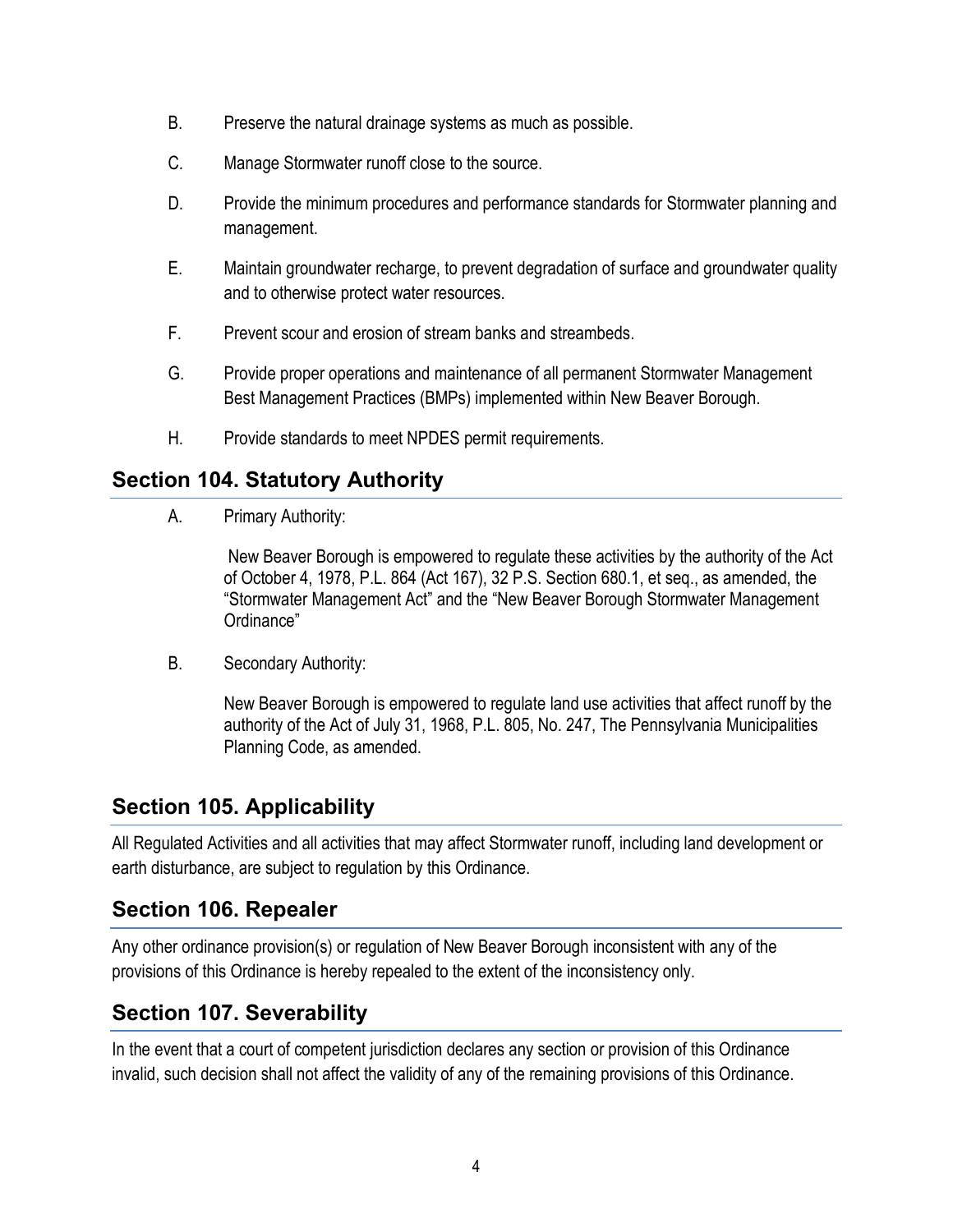B. Preserve the natural drainage systems as much as possible.

C. Manage Stormwater runoff close to the source.

D. Provide the minimum procedures and performance standards for Stormwater planning and management.

E. Maintain groundwater recharge, to prevent degradation of surface and groundwater quality and to otherwise protect water resources.

F. Prevent scour and erosion of stream banks and streambeds.

G. Provide proper operations and maintenance of all permanent Stormwater Management Best Management Practices (BMPs) implemented within New Beaver Borough.

H. Provide standards to meet NPDES permit requirements.

## Section 104. Statutory Authority

A. Primary Authority:

New Beaver Borough is empowered to regulate these activities by the authority of the Act of October 4, 1978, P.L. 864 (Act 167), 32 P.S. Section 680.1, et seq., as amended, the "Stormwater Management Act" and the "New Beaver Borough Stormwater Management Ordinance"

B. Secondary Authority:

New Beaver Borough is empowered to regulate land use activities that affect runoff by the authority of the Act of July 31, 1968, P.L. 805, No. 247, The Pennsylvania Municipalities Planning Code, as amended.

## Section 105. Applicability

All Regulated Activities and all activities that may affect Stormwater runoff, including land development or earth disturbance, are subject to regulation by this Ordinance.

## Section 106. Repealer

Any other ordinance provision(s) or regulation of New Beaver Borough inconsistent with any of the provisions of this Ordinance is hereby repealed to the extent of the inconsistency only.

## Section 107. Severability

In the event that a court of competent jurisdiction declares any section or provision of this Ordinance invalid, such decision shall not affect the validity of any of the remaining provisions of this Ordinance.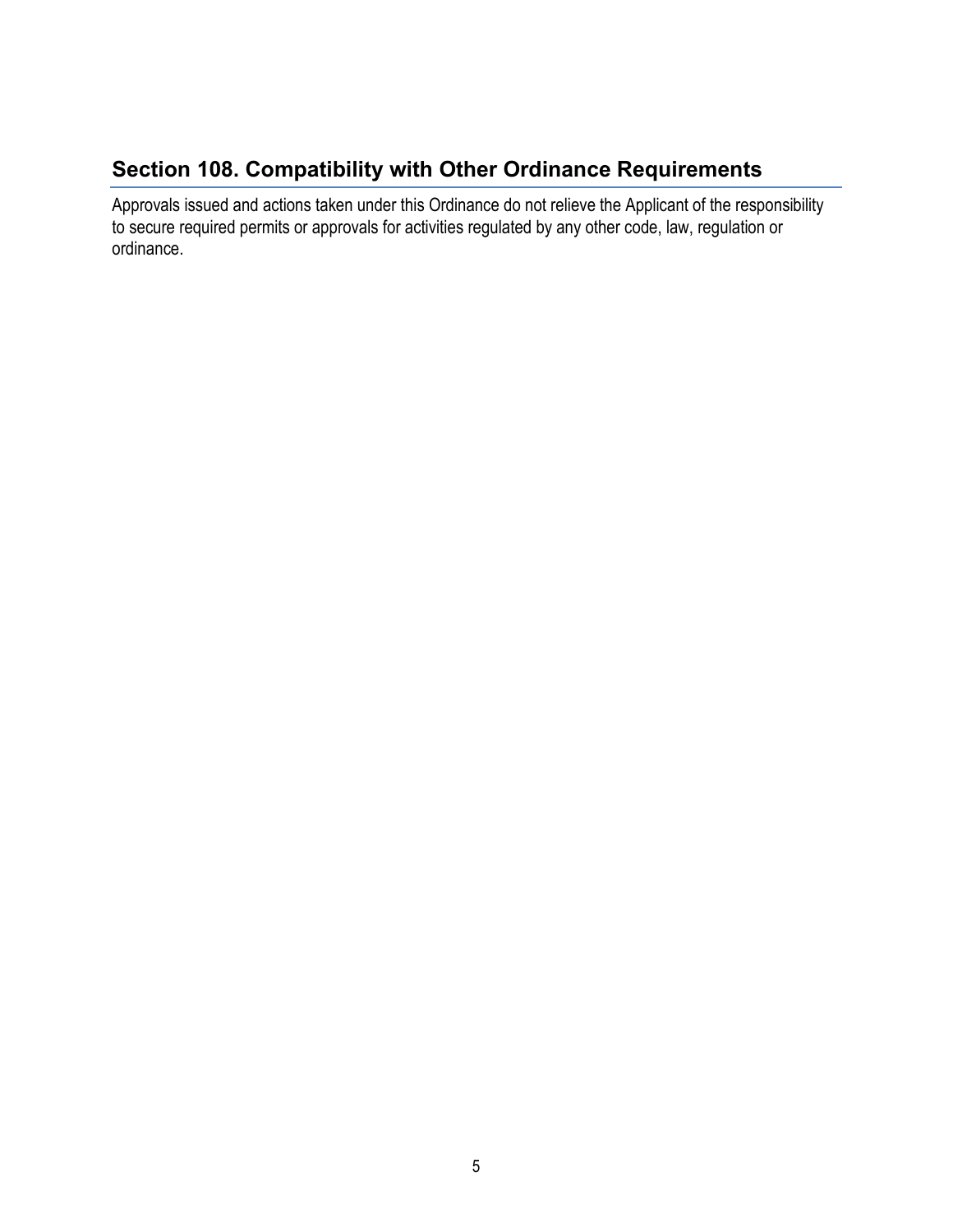## Section 108. Compatibility with Other Ordinance Requirements

Approvals issued and actions taken under this Ordinance do not relieve the Applicant of the responsibility to secure required permits or approvals for activities regulated by any other code, law, regulation or ordinance.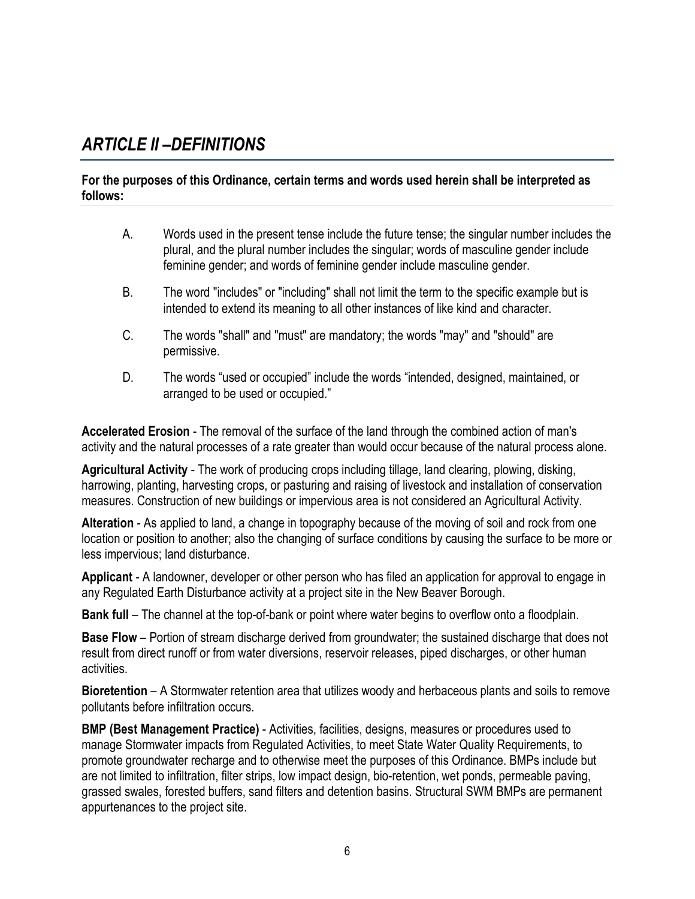# *ARTICLE II –DEFINITIONS*

**For the purposes of this Ordinance, certain terms and words used herein shall be interpreted as follows:**

A. Words used in the present tense include the future tense; the singular number includes the plural, and the plural number includes the singular; words of masculine gender include feminine gender; and words of feminine gender include masculine gender.

B. The word "includes" or "including" shall not limit the term to the specific example but is intended to extend its meaning to all other instances of like kind and character.

C. The words "shall" and "must" are mandatory; the words "may" and "should" are permissive.

D. The words "used or occupied" include the words "intended, designed, maintained, or arranged to be used or occupied."

**Accelerated Erosion** - The removal of the surface of the land through the combined action of man's activity and the natural processes of a rate greater than would occur because of the natural process alone.

**Agricultural Activity** - The work of producing crops including tillage, land clearing, plowing, disking, harrowing, planting, harvesting crops, or pasturing and raising of livestock and installation of conservation measures. Construction of new buildings or impervious area is not considered an Agricultural Activity.

**Alteration** - As applied to land, a change in topography because of the moving of soil and rock from one location or position to another; also the changing of surface conditions by causing the surface to be more or less impervious; land disturbance.

**Applicant** - A landowner, developer or other person who has filed an application for approval to engage in any Regulated Earth Disturbance activity at a project site in the New Beaver Borough.

**Bank full** – The channel at the top-of-bank or point where water begins to overflow onto a floodplain.

**Base Flow** – Portion of stream discharge derived from groundwater; the sustained discharge that does not result from direct runoff or from water diversions, reservoir releases, piped discharges, or other human activities.

**Bioretention** – A Stormwater retention area that utilizes woody and herbaceous plants and soils to remove pollutants before infiltration occurs.

**BMP (Best Management Practice)** - Activities, facilities, designs, measures or procedures used to manage Stormwater impacts from Regulated Activities, to meet State Water Quality Requirements, to promote groundwater recharge and to otherwise meet the purposes of this Ordinance. BMPs include but are not limited to infiltration, filter strips, low impact design, bio-retention, wet ponds, permeable paving, grassed swales, forested buffers, sand filters and detention basins. Structural SWM BMPs are permanent appurtenances to the project site.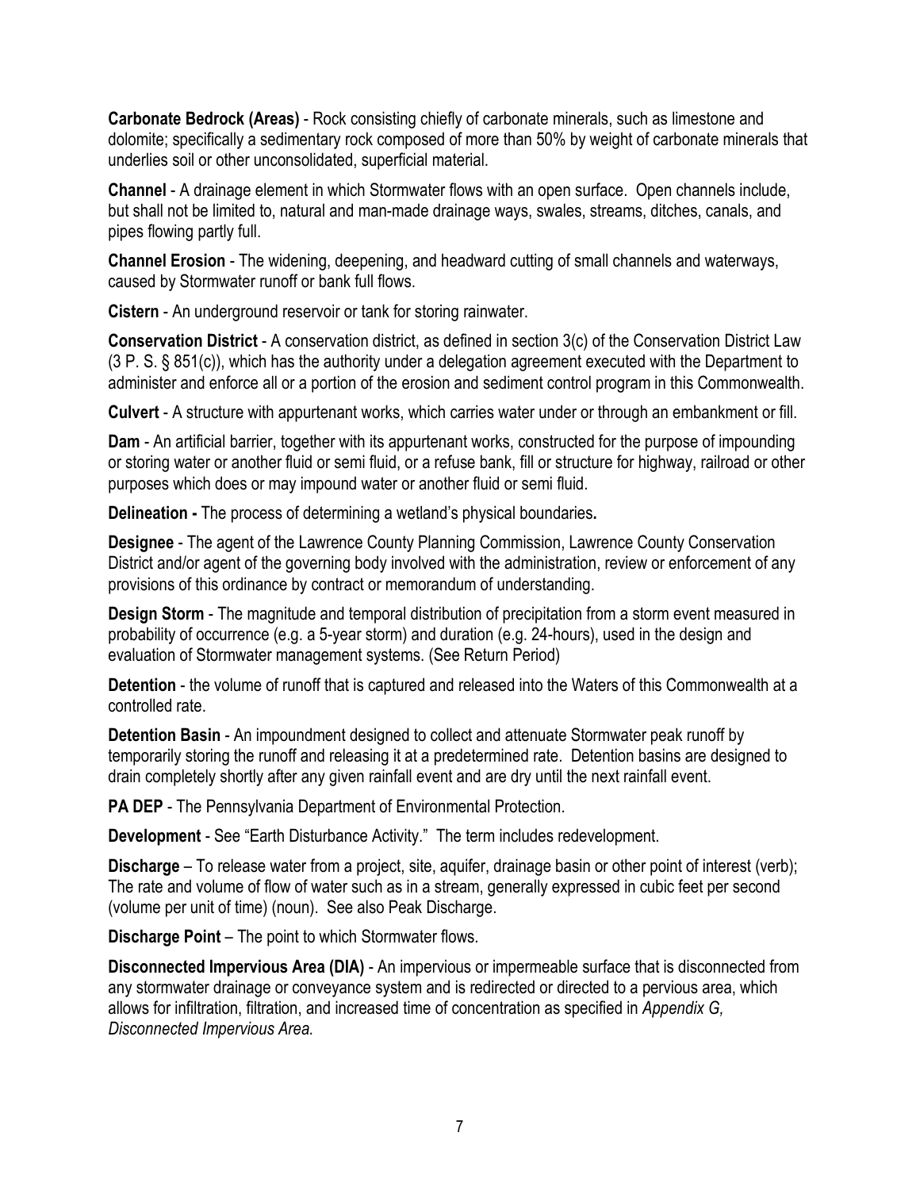**Carbonate Bedrock (Areas)** - Rock consisting chiefly of carbonate minerals, such as limestone and dolomite; specifically a sedimentary rock composed of more than 50% by weight of carbonate minerals that underlies soil or other unconsolidated, superficial material.

**Channel** - A drainage element in which Stormwater flows with an open surface. Open channels include, but shall not be limited to, natural and man-made drainage ways, swales, streams, ditches, canals, and pipes flowing partly full.

**Channel Erosion** - The widening, deepening, and headward cutting of small channels and waterways, caused by Stormwater runoff or bank full flows.

**Cistern** - An underground reservoir or tank for storing rainwater.

**Conservation District** - A conservation district, as defined in section 3(c) of the Conservation District Law (3 P. S. § 851(c)), which has the authority under a delegation agreement executed with the Department to administer and enforce all or a portion of the erosion and sediment control program in this Commonwealth.

**Culvert** - A structure with appurtenant works, which carries water under or through an embankment or fill.

**Dam** - An artificial barrier, together with its appurtenant works, constructed for the purpose of impounding or storing water or another fluid or semi fluid, or a refuse bank, fill or structure for highway, railroad or other purposes which does or may impound water or another fluid or semi fluid.

**Delineation -** The process of determining a wetland's physical boundaries**.**

**Designee** - The agent of the Lawrence County Planning Commission, Lawrence County Conservation District and/or agent of the governing body involved with the administration, review or enforcement of any provisions of this ordinance by contract or memorandum of understanding.

**Design Storm** - The magnitude and temporal distribution of precipitation from a storm event measured in probability of occurrence (e.g. a 5-year storm) and duration (e.g. 24-hours), used in the design and evaluation of Stormwater management systems. (See Return Period)

**Detention** - the volume of runoff that is captured and released into the Waters of this Commonwealth at a controlled rate.

**Detention Basin** - An impoundment designed to collect and attenuate Stormwater peak runoff by temporarily storing the runoff and releasing it at a predetermined rate. Detention basins are designed to drain completely shortly after any given rainfall event and are dry until the next rainfall event.

**PA DEP** - The Pennsylvania Department of Environmental Protection.

**Development** - See "Earth Disturbance Activity." The term includes redevelopment.

**Discharge** – To release water from a project, site, aquifer, drainage basin or other point of interest (verb); The rate and volume of flow of water such as in a stream, generally expressed in cubic feet per second (volume per unit of time) (noun). See also Peak Discharge.

**Discharge Point** – The point to which Stormwater flows.

**Disconnected Impervious Area (DIA)** - An impervious or impermeable surface that is disconnected from any stormwater drainage or conveyance system and is redirected or directed to a pervious area, which allows for infiltration, filtration, and increased time of concentration as specified in *Appendix G, Disconnected Impervious Area.*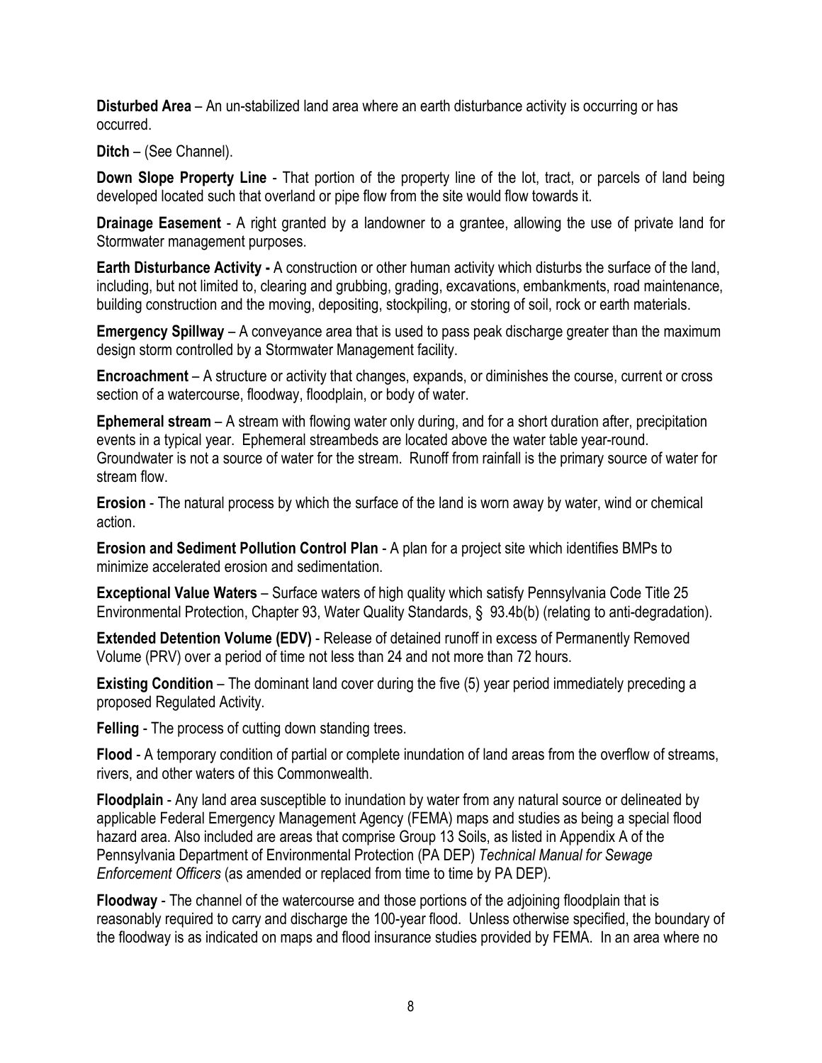**Disturbed Area** – An un-stabilized land area where an earth disturbance activity is occurring or has occurred.

**Ditch** – (See Channel).

**Down Slope Property Line** - That portion of the property line of the lot, tract, or parcels of land being developed located such that overland or pipe flow from the site would flow towards it.

**Drainage Easement** - A right granted by a landowner to a grantee, allowing the use of private land for Stormwater management purposes.

**Earth Disturbance Activity -** A construction or other human activity which disturbs the surface of the land, including, but not limited to, clearing and grubbing, grading, excavations, embankments, road maintenance, building construction and the moving, depositing, stockpiling, or storing of soil, rock or earth materials.

**Emergency Spillway** – A conveyance area that is used to pass peak discharge greater than the maximum design storm controlled by a Stormwater Management facility.

**Encroachment** – A structure or activity that changes, expands, or diminishes the course, current or cross section of a watercourse, floodway, floodplain, or body of water.

**Ephemeral stream** – A stream with flowing water only during, and for a short duration after, precipitation events in a typical year. Ephemeral streambeds are located above the water table year-round. Groundwater is not a source of water for the stream. Runoff from rainfall is the primary source of water for stream flow.

**Erosion** - The natural process by which the surface of the land is worn away by water, wind or chemical action.

**Erosion and Sediment Pollution Control Plan** - A plan for a project site which identifies BMPs to minimize accelerated erosion and sedimentation.

**Exceptional Value Waters** – Surface waters of high quality which satisfy Pennsylvania Code Title 25 Environmental Protection, Chapter 93, Water Quality Standards, § 93.4b(b) (relating to anti-degradation).

**Extended Detention Volume (EDV)** - Release of detained runoff in excess of Permanently Removed Volume (PRV) over a period of time not less than 24 and not more than 72 hours.

**Existing Condition** – The dominant land cover during the five (5) year period immediately preceding a proposed Regulated Activity.

**Felling** - The process of cutting down standing trees.

**Flood** - A temporary condition of partial or complete inundation of land areas from the overflow of streams, rivers, and other waters of this Commonwealth.

**Floodplain** - Any land area susceptible to inundation by water from any natural source or delineated by applicable Federal Emergency Management Agency (FEMA) maps and studies as being a special flood hazard area. Also included are areas that comprise Group 13 Soils, as listed in Appendix A of the Pennsylvania Department of Environmental Protection (PA DEP) *Technical Manual for Sewage Enforcement Officers* (as amended or replaced from time to time by PA DEP).

**Floodway** - The channel of the watercourse and those portions of the adjoining floodplain that is reasonably required to carry and discharge the 100-year flood. Unless otherwise specified, the boundary of the floodway is as indicated on maps and flood insurance studies provided by FEMA. In an area where no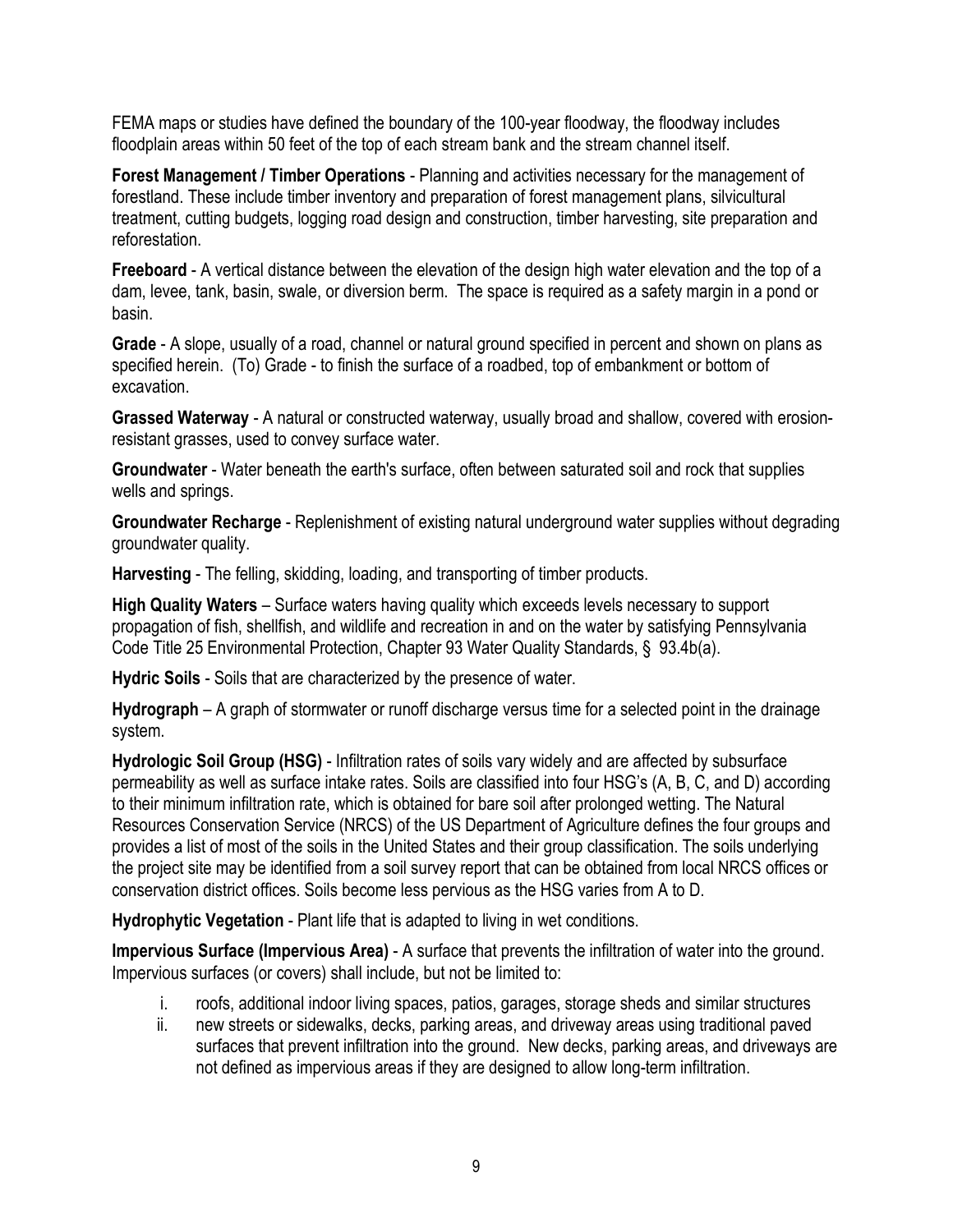FEMA maps or studies have defined the boundary of the 100-year floodway, the floodway includes floodplain areas within 50 feet of the top of each stream bank and the stream channel itself.

**Forest Management / Timber Operations** - Planning and activities necessary for the management of forestland. These include timber inventory and preparation of forest management plans, silvicultural treatment, cutting budgets, logging road design and construction, timber harvesting, site preparation and reforestation.

**Freeboard** - A vertical distance between the elevation of the design high water elevation and the top of a dam, levee, tank, basin, swale, or diversion berm. The space is required as a safety margin in a pond or basin.

**Grade** - A slope, usually of a road, channel or natural ground specified in percent and shown on plans as specified herein. (To) Grade - to finish the surface of a roadbed, top of embankment or bottom of excavation.

**Grassed Waterway** - A natural or constructed waterway, usually broad and shallow, covered with erosion-resistant grasses, used to convey surface water.

**Groundwater** - Water beneath the earth's surface, often between saturated soil and rock that supplies wells and springs.

**Groundwater Recharge** - Replenishment of existing natural underground water supplies without degrading groundwater quality.

**Harvesting** - The felling, skidding, loading, and transporting of timber products.

**High Quality Waters** – Surface waters having quality which exceeds levels necessary to support propagation of fish, shellfish, and wildlife and recreation in and on the water by satisfying Pennsylvania Code Title 25 Environmental Protection, Chapter 93 Water Quality Standards, § 93.4b(a).

**Hydric Soils** - Soils that are characterized by the presence of water.

**Hydrograph** – A graph of stormwater or runoff discharge versus time for a selected point in the drainage system.

**Hydrologic Soil Group (HSG)** - Infiltration rates of soils vary widely and are affected by subsurface permeability as well as surface intake rates. Soils are classified into four HSG's (A, B, C, and D) according to their minimum infiltration rate, which is obtained for bare soil after prolonged wetting. The Natural Resources Conservation Service (NRCS) of the US Department of Agriculture defines the four groups and provides a list of most of the soils in the United States and their group classification. The soils underlying the project site may be identified from a soil survey report that can be obtained from local NRCS offices or conservation district offices. Soils become less pervious as the HSG varies from A to D.

**Hydrophytic Vegetation** - Plant life that is adapted to living in wet conditions.

**Impervious Surface (Impervious Area)** - A surface that prevents the infiltration of water into the ground. Impervious surfaces (or covers) shall include, but not be limited to:

i. roofs, additional indoor living spaces, patios, garages, storage sheds and similar structures
ii. new streets or sidewalks, decks, parking areas, and driveway areas using traditional paved surfaces that prevent infiltration into the ground. New decks, parking areas, and driveways are not defined as impervious areas if they are designed to allow long-term infiltration.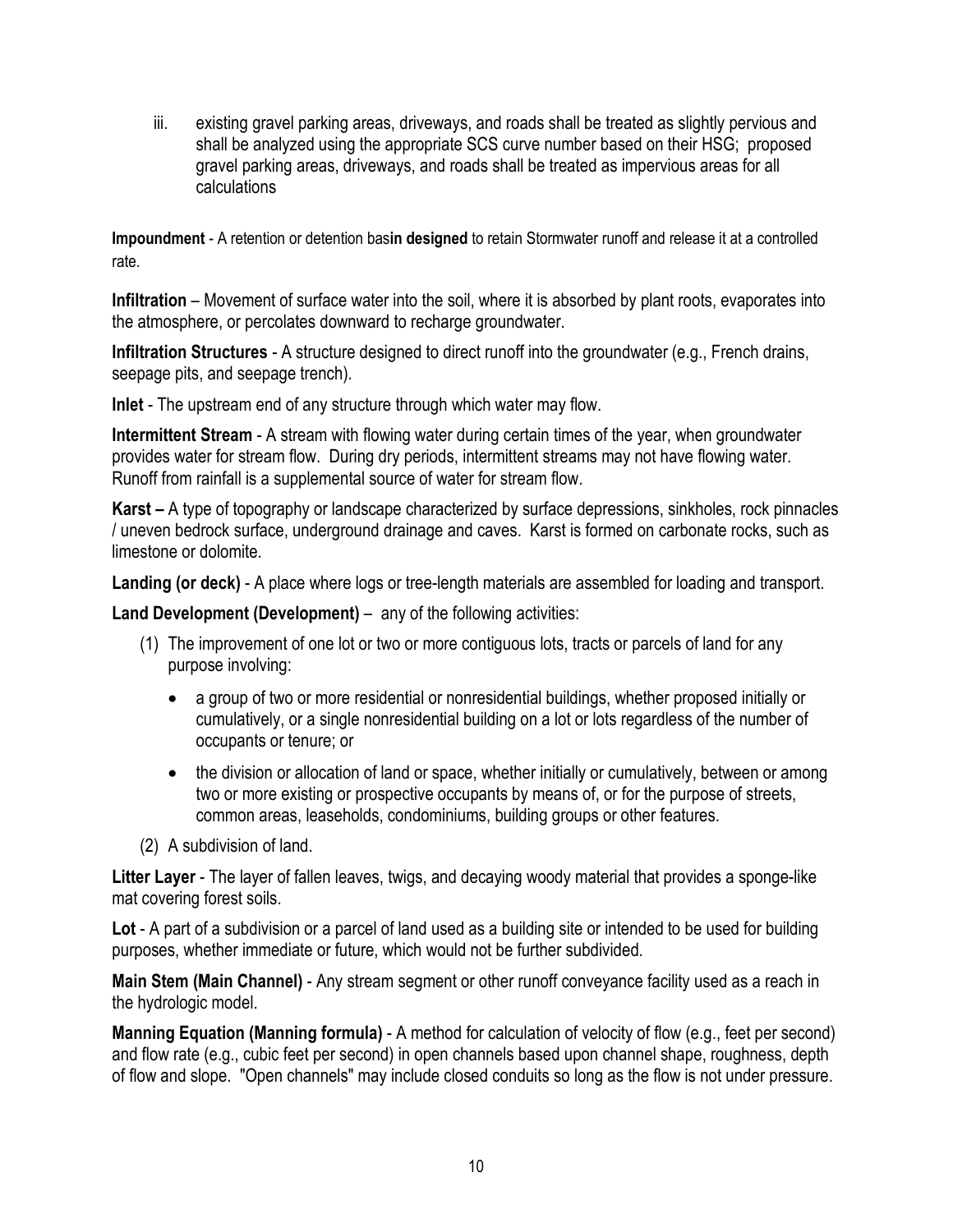iii. existing gravel parking areas, driveways, and roads shall be treated as slightly pervious and shall be analyzed using the appropriate SCS curve number based on their HSG; proposed gravel parking areas, driveways, and roads shall be treated as impervious areas for all calculations

**Impoundment** - A retention or detention bas**in designed** to retain Stormwater runoff and release it at a controlled rate.

**Infiltration** – Movement of surface water into the soil, where it is absorbed by plant roots, evaporates into the atmosphere, or percolates downward to recharge groundwater.

**Infiltration Structures** - A structure designed to direct runoff into the groundwater (e.g., French drains, seepage pits, and seepage trench).

**Inlet** - The upstream end of any structure through which water may flow.

**Intermittent Stream** - A stream with flowing water during certain times of the year, when groundwater provides water for stream flow. During dry periods, intermittent streams may not have flowing water. Runoff from rainfall is a supplemental source of water for stream flow.

**Karst –** A type of topography or landscape characterized by surface depressions, sinkholes, rock pinnacles / uneven bedrock surface, underground drainage and caves. Karst is formed on carbonate rocks, such as limestone or dolomite.

**Landing (or deck)** - A place where logs or tree-length materials are assembled for loading and transport.

**Land Development (Development)** – any of the following activities:

(1) The improvement of one lot or two or more contiguous lots, tracts or parcels of land for any purpose involving:

- a group of two or more residential or nonresidential buildings, whether proposed initially or cumulatively, or a single nonresidential building on a lot or lots regardless of the number of occupants or tenure; or
- the division or allocation of land or space, whether initially or cumulatively, between or among two or more existing or prospective occupants by means of, or for the purpose of streets, common areas, leaseholds, condominiums, building groups or other features.

(2) A subdivision of land.

**Litter Layer** - The layer of fallen leaves, twigs, and decaying woody material that provides a sponge-like mat covering forest soils.

**Lot** - A part of a subdivision or a parcel of land used as a building site or intended to be used for building purposes, whether immediate or future, which would not be further subdivided.

**Main Stem (Main Channel)** - Any stream segment or other runoff conveyance facility used as a reach in the hydrologic model.

**Manning Equation (Manning formula)** - A method for calculation of velocity of flow (e.g., feet per second) and flow rate (e.g., cubic feet per second) in open channels based upon channel shape, roughness, depth of flow and slope. "Open channels" may include closed conduits so long as the flow is not under pressure.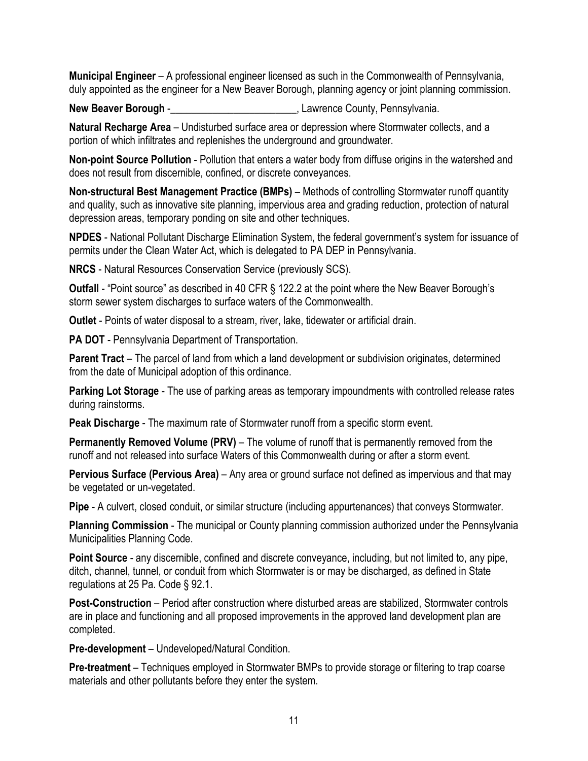**Municipal Engineer** – A professional engineer licensed as such in the Commonwealth of Pennsylvania, duly appointed as the engineer for a New Beaver Borough, planning agency or joint planning commission.

**New Beaver Borough** -________________________, Lawrence County, Pennsylvania.

**Natural Recharge Area** – Undisturbed surface area or depression where Stormwater collects, and a portion of which infiltrates and replenishes the underground and groundwater.

**Non-point Source Pollution** - Pollution that enters a water body from diffuse origins in the watershed and does not result from discernible, confined, or discrete conveyances.

**Non-structural Best Management Practice (BMPs)** – Methods of controlling Stormwater runoff quantity and quality, such as innovative site planning, impervious area and grading reduction, protection of natural depression areas, temporary ponding on site and other techniques.

**NPDES** - National Pollutant Discharge Elimination System, the federal government's system for issuance of permits under the Clean Water Act, which is delegated to PA DEP in Pennsylvania.

**NRCS** - Natural Resources Conservation Service (previously SCS).

**Outfall** - "Point source" as described in 40 CFR § 122.2 at the point where the New Beaver Borough's storm sewer system discharges to surface waters of the Commonwealth.

**Outlet** - Points of water disposal to a stream, river, lake, tidewater or artificial drain.

**PA DOT** - Pennsylvania Department of Transportation.

**Parent Tract** – The parcel of land from which a land development or subdivision originates, determined from the date of Municipal adoption of this ordinance.

**Parking Lot Storage** - The use of parking areas as temporary impoundments with controlled release rates during rainstorms.

**Peak Discharge** - The maximum rate of Stormwater runoff from a specific storm event.

**Permanently Removed Volume (PRV)** – The volume of runoff that is permanently removed from the runoff and not released into surface Waters of this Commonwealth during or after a storm event.

**Pervious Surface (Pervious Area)** – Any area or ground surface not defined as impervious and that may be vegetated or un-vegetated.

**Pipe** - A culvert, closed conduit, or similar structure (including appurtenances) that conveys Stormwater.

**Planning Commission** - The municipal or County planning commission authorized under the Pennsylvania Municipalities Planning Code.

**Point Source** - any discernible, confined and discrete conveyance, including, but not limited to, any pipe, ditch, channel, tunnel, or conduit from which Stormwater is or may be discharged, as defined in State regulations at 25 Pa. Code § 92.1.

**Post-Construction** – Period after construction where disturbed areas are stabilized, Stormwater controls are in place and functioning and all proposed improvements in the approved land development plan are completed.

**Pre-development** – Undeveloped/Natural Condition.

**Pre-treatment** – Techniques employed in Stormwater BMPs to provide storage or filtering to trap coarse materials and other pollutants before they enter the system.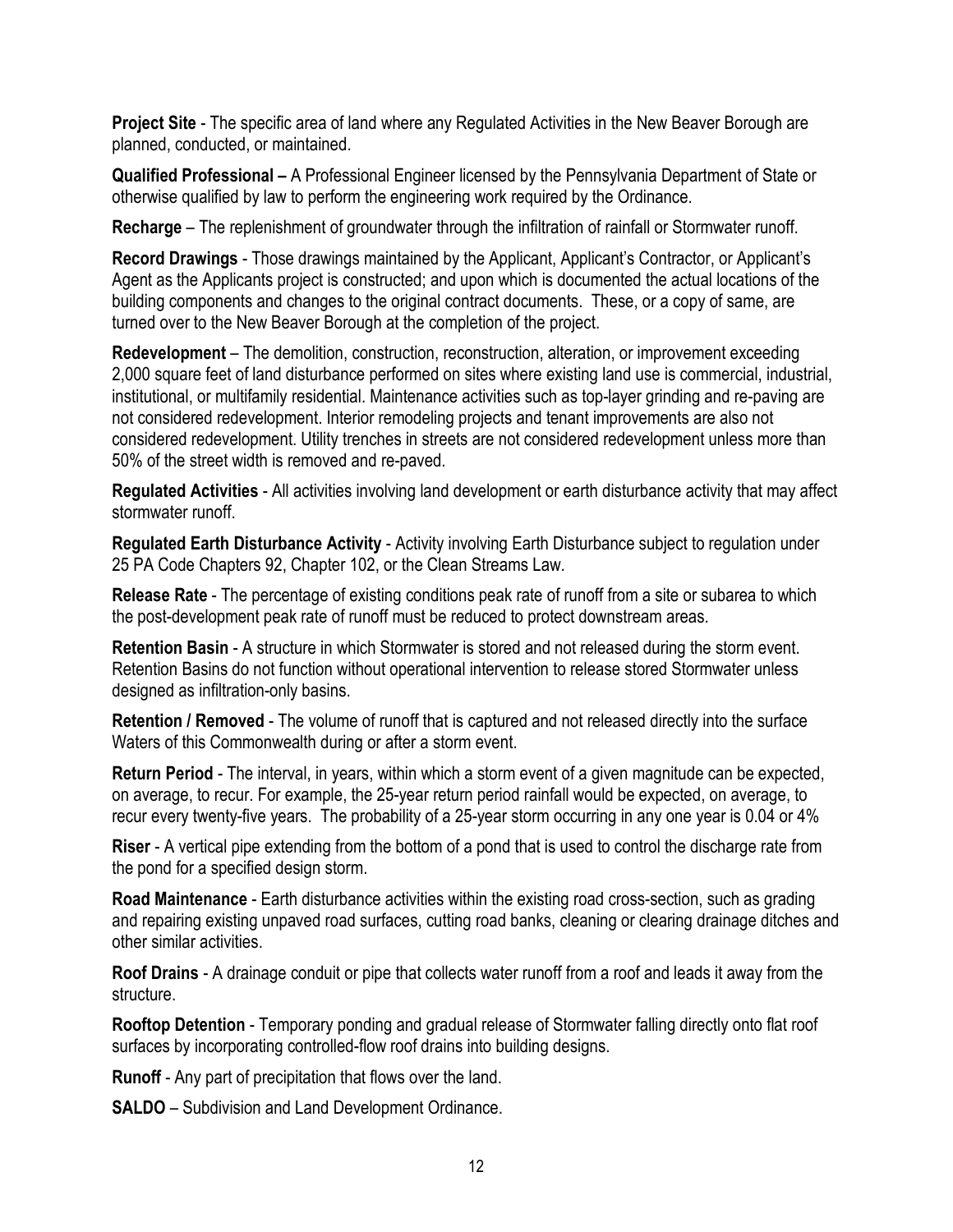**Project Site** - The specific area of land where any Regulated Activities in the New Beaver Borough are planned, conducted, or maintained.

**Qualified Professional –** A Professional Engineer licensed by the Pennsylvania Department of State or otherwise qualified by law to perform the engineering work required by the Ordinance.

**Recharge** – The replenishment of groundwater through the infiltration of rainfall or Stormwater runoff.

**Record Drawings** - Those drawings maintained by the Applicant, Applicant's Contractor, or Applicant's Agent as the Applicants project is constructed; and upon which is documented the actual locations of the building components and changes to the original contract documents. These, or a copy of same, are turned over to the New Beaver Borough at the completion of the project.

**Redevelopment** – The demolition, construction, reconstruction, alteration, or improvement exceeding 2,000 square feet of land disturbance performed on sites where existing land use is commercial, industrial, institutional, or multifamily residential. Maintenance activities such as top-layer grinding and re-paving are not considered redevelopment. Interior remodeling projects and tenant improvements are also not considered redevelopment. Utility trenches in streets are not considered redevelopment unless more than 50% of the street width is removed and re-paved.

**Regulated Activities** - All activities involving land development or earth disturbance activity that may affect stormwater runoff.

**Regulated Earth Disturbance Activity** - Activity involving Earth Disturbance subject to regulation under 25 PA Code Chapters 92, Chapter 102, or the Clean Streams Law.

**Release Rate** - The percentage of existing conditions peak rate of runoff from a site or subarea to which the post-development peak rate of runoff must be reduced to protect downstream areas.

**Retention Basin** - A structure in which Stormwater is stored and not released during the storm event. Retention Basins do not function without operational intervention to release stored Stormwater unless designed as infiltration-only basins.

**Retention / Removed** - The volume of runoff that is captured and not released directly into the surface Waters of this Commonwealth during or after a storm event.

**Return Period** - The interval, in years, within which a storm event of a given magnitude can be expected, on average, to recur. For example, the 25-year return period rainfall would be expected, on average, to recur every twenty-five years. The probability of a 25-year storm occurring in any one year is 0.04 or 4%

**Riser** - A vertical pipe extending from the bottom of a pond that is used to control the discharge rate from the pond for a specified design storm.

**Road Maintenance** - Earth disturbance activities within the existing road cross-section, such as grading and repairing existing unpaved road surfaces, cutting road banks, cleaning or clearing drainage ditches and other similar activities.

**Roof Drains** - A drainage conduit or pipe that collects water runoff from a roof and leads it away from the structure.

**Rooftop Detention** - Temporary ponding and gradual release of Stormwater falling directly onto flat roof surfaces by incorporating controlled-flow roof drains into building designs.

**Runoff** - Any part of precipitation that flows over the land.

**SALDO** – Subdivision and Land Development Ordinance.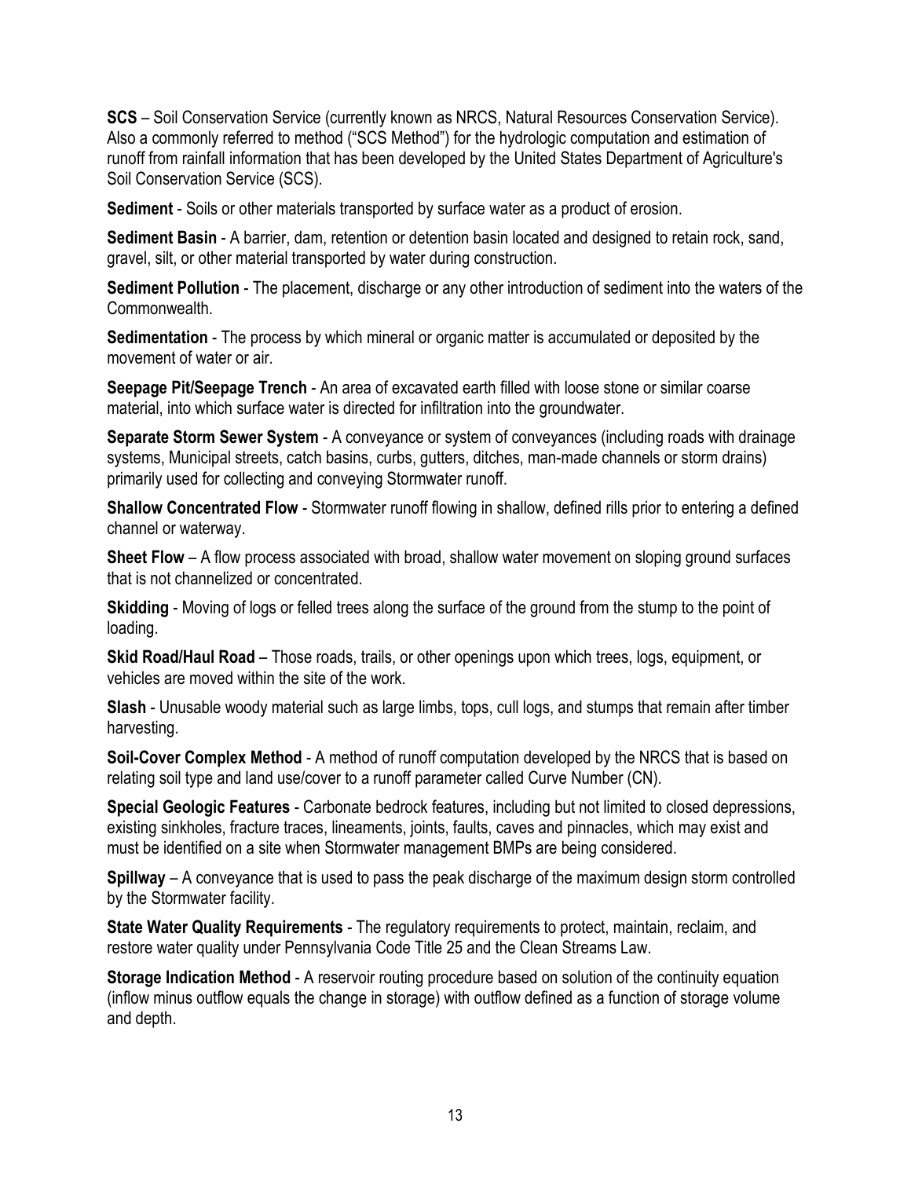**SCS** – Soil Conservation Service (currently known as NRCS, Natural Resources Conservation Service). Also a commonly referred to method ("SCS Method") for the hydrologic computation and estimation of runoff from rainfall information that has been developed by the United States Department of Agriculture's Soil Conservation Service (SCS).

**Sediment** - Soils or other materials transported by surface water as a product of erosion.

**Sediment Basin** - A barrier, dam, retention or detention basin located and designed to retain rock, sand, gravel, silt, or other material transported by water during construction.

**Sediment Pollution** - The placement, discharge or any other introduction of sediment into the waters of the Commonwealth.

**Sedimentation** - The process by which mineral or organic matter is accumulated or deposited by the movement of water or air.

**Seepage Pit/Seepage Trench** - An area of excavated earth filled with loose stone or similar coarse material, into which surface water is directed for infiltration into the groundwater.

**Separate Storm Sewer System** - A conveyance or system of conveyances (including roads with drainage systems, Municipal streets, catch basins, curbs, gutters, ditches, man-made channels or storm drains) primarily used for collecting and conveying Stormwater runoff.

**Shallow Concentrated Flow** - Stormwater runoff flowing in shallow, defined rills prior to entering a defined channel or waterway.

**Sheet Flow** – A flow process associated with broad, shallow water movement on sloping ground surfaces that is not channelized or concentrated.

**Skidding** - Moving of logs or felled trees along the surface of the ground from the stump to the point of loading.

**Skid Road/Haul Road** – Those roads, trails, or other openings upon which trees, logs, equipment, or vehicles are moved within the site of the work.

**Slash** - Unusable woody material such as large limbs, tops, cull logs, and stumps that remain after timber harvesting.

**Soil-Cover Complex Method** - A method of runoff computation developed by the NRCS that is based on relating soil type and land use/cover to a runoff parameter called Curve Number (CN).

**Special Geologic Features** - Carbonate bedrock features, including but not limited to closed depressions, existing sinkholes, fracture traces, lineaments, joints, faults, caves and pinnacles, which may exist and must be identified on a site when Stormwater management BMPs are being considered.

**Spillway** – A conveyance that is used to pass the peak discharge of the maximum design storm controlled by the Stormwater facility.

**State Water Quality Requirements** - The regulatory requirements to protect, maintain, reclaim, and restore water quality under Pennsylvania Code Title 25 and the Clean Streams Law.

**Storage Indication Method** - A reservoir routing procedure based on solution of the continuity equation (inflow minus outflow equals the change in storage) with outflow defined as a function of storage volume and depth.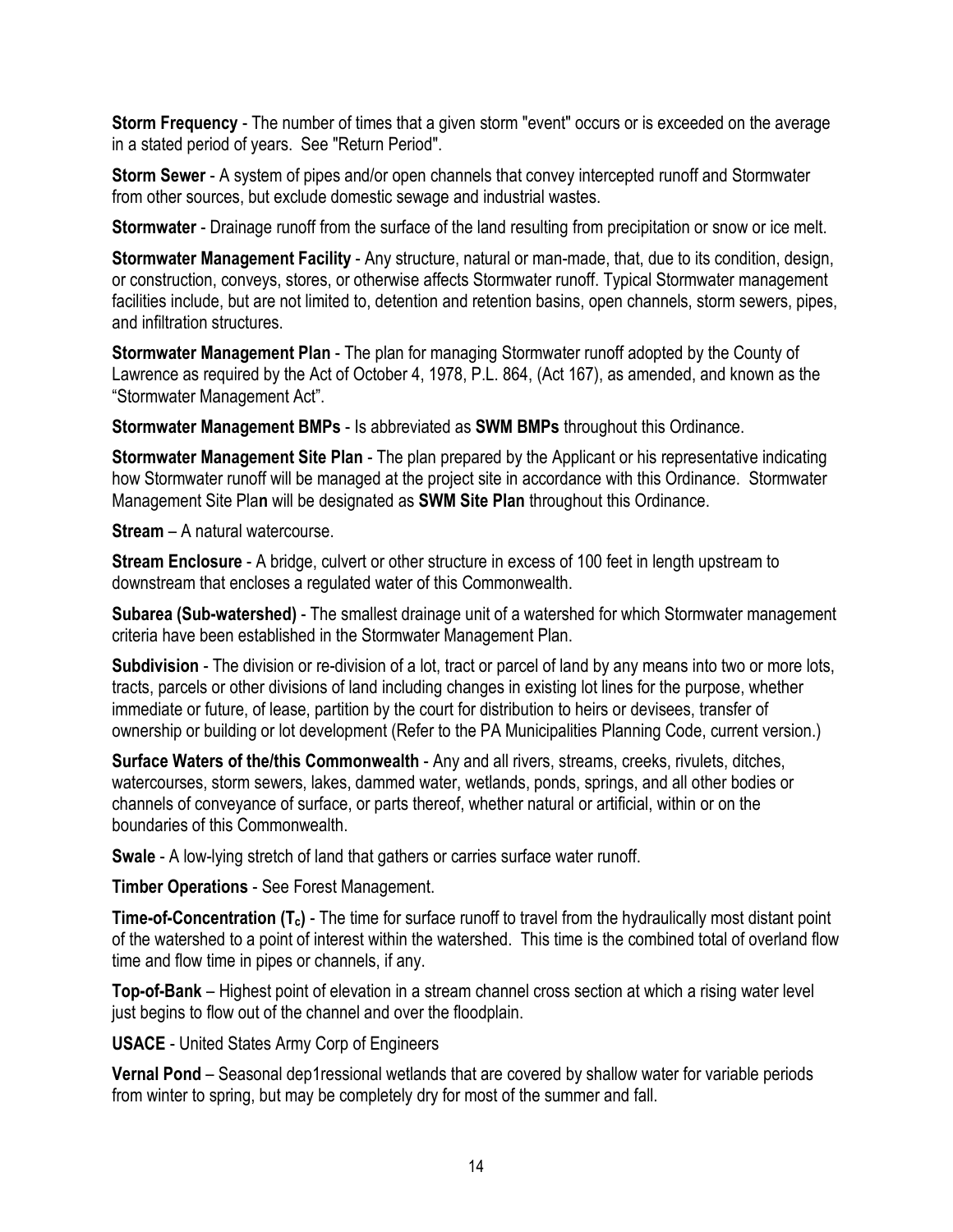**Storm Frequency** - The number of times that a given storm "event" occurs or is exceeded on the average in a stated period of years. See "Return Period".

**Storm Sewer** - A system of pipes and/or open channels that convey intercepted runoff and Stormwater from other sources, but exclude domestic sewage and industrial wastes.

**Stormwater** - Drainage runoff from the surface of the land resulting from precipitation or snow or ice melt.

**Stormwater Management Facility** - Any structure, natural or man-made, that, due to its condition, design, or construction, conveys, stores, or otherwise affects Stormwater runoff. Typical Stormwater management facilities include, but are not limited to, detention and retention basins, open channels, storm sewers, pipes, and infiltration structures.

**Stormwater Management Plan** - The plan for managing Stormwater runoff adopted by the County of Lawrence as required by the Act of October 4, 1978, P.L. 864, (Act 167), as amended, and known as the "Stormwater Management Act".

**Stormwater Management BMPs** - Is abbreviated as **SWM BMPs** throughout this Ordinance.

**Stormwater Management Site Plan** - The plan prepared by the Applicant or his representative indicating how Stormwater runoff will be managed at the project site in accordance with this Ordinance. Stormwater Management Site Pla**n** will be designated as **SWM Site Plan** throughout this Ordinance.

**Stream** – A natural watercourse.

**Stream Enclosure** - A bridge, culvert or other structure in excess of 100 feet in length upstream to downstream that encloses a regulated water of this Commonwealth.

**Subarea (Sub-watershed)** - The smallest drainage unit of a watershed for which Stormwater management criteria have been established in the Stormwater Management Plan.

**Subdivision** - The division or re-division of a lot, tract or parcel of land by any means into two or more lots, tracts, parcels or other divisions of land including changes in existing lot lines for the purpose, whether immediate or future, of lease, partition by the court for distribution to heirs or devisees, transfer of ownership or building or lot development (Refer to the PA Municipalities Planning Code, current version.)

**Surface Waters of the/this Commonwealth** - Any and all rivers, streams, creeks, rivulets, ditches, watercourses, storm sewers, lakes, dammed water, wetlands, ponds, springs, and all other bodies or channels of conveyance of surface, or parts thereof, whether natural or artificial, within or on the boundaries of this Commonwealth.

**Swale** - A low-lying stretch of land that gathers or carries surface water runoff.

**Timber Operations** - See Forest Management.

**Time-of-Concentration ($T_c$)** - The time for surface runoff to travel from the hydraulically most distant point of the watershed to a point of interest within the watershed. This time is the combined total of overland flow time and flow time in pipes or channels, if any.

**Top-of-Bank** – Highest point of elevation in a stream channel cross section at which a rising water level just begins to flow out of the channel and over the floodplain.

**USACE** - United States Army Corp of Engineers

**Vernal Pond** – Seasonal dep1ressional wetlands that are covered by shallow water for variable periods from winter to spring, but may be completely dry for most of the summer and fall.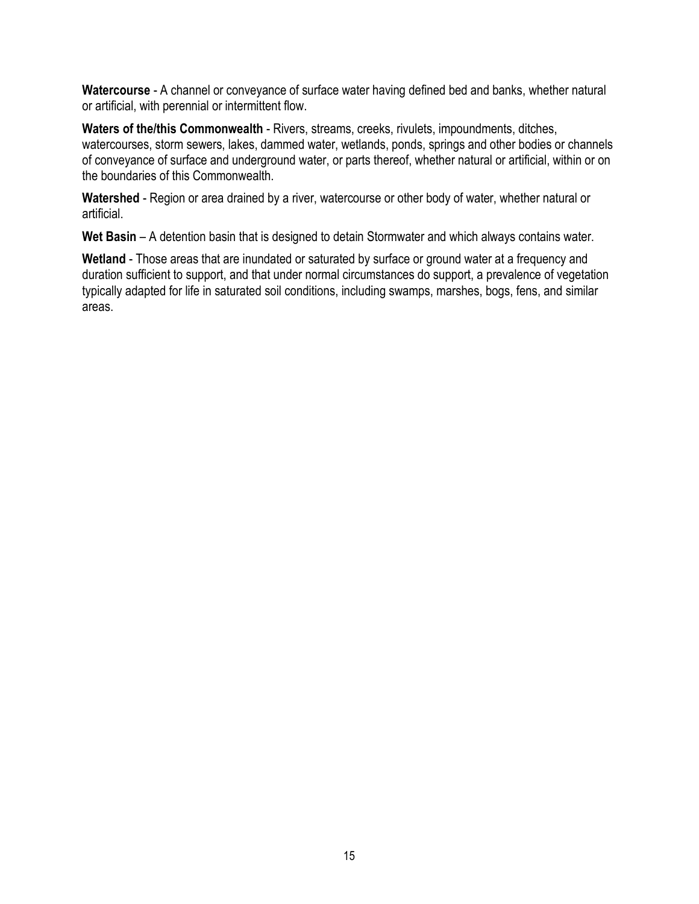**Watercourse** - A channel or conveyance of surface water having defined bed and banks, whether natural or artificial, with perennial or intermittent flow.

**Waters of the/this Commonwealth** - Rivers, streams, creeks, rivulets, impoundments, ditches, watercourses, storm sewers, lakes, dammed water, wetlands, ponds, springs and other bodies or channels of conveyance of surface and underground water, or parts thereof, whether natural or artificial, within or on the boundaries of this Commonwealth.

**Watershed** - Region or area drained by a river, watercourse or other body of water, whether natural or artificial.

**Wet Basin** – A detention basin that is designed to detain Stormwater and which always contains water.

**Wetland** - Those areas that are inundated or saturated by surface or ground water at a frequency and duration sufficient to support, and that under normal circumstances do support, a prevalence of vegetation typically adapted for life in saturated soil conditions, including swamps, marshes, bogs, fens, and similar areas.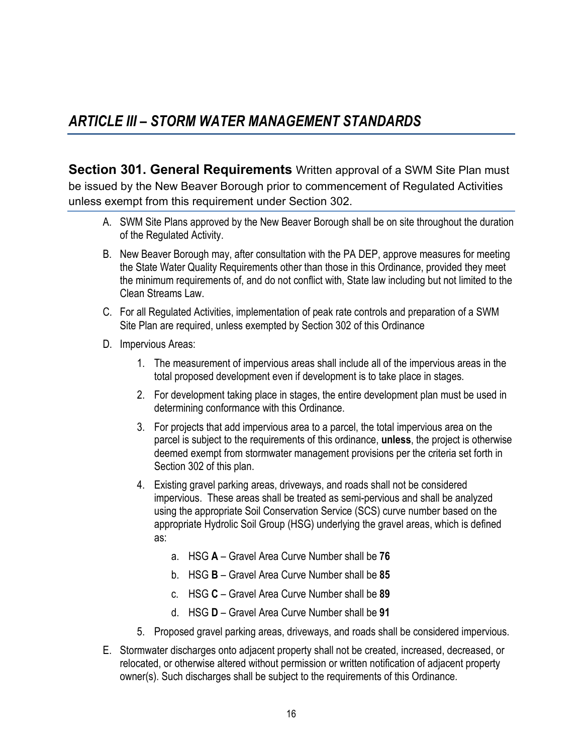# *ARTICLE III – STORM WATER MANAGEMENT STANDARDS*

## Section 301. General Requirements

Written approval of a SWM Site Plan must be issued by the New Beaver Borough prior to commencement of Regulated Activities unless exempt from this requirement under Section 302.

A. SWM Site Plans approved by the New Beaver Borough shall be on site throughout the duration of the Regulated Activity.

B. New Beaver Borough may, after consultation with the PA DEP, approve measures for meeting the State Water Quality Requirements other than those in this Ordinance, provided they meet the minimum requirements of, and do not conflict with, State law including but not limited to the Clean Streams Law.

C. For all Regulated Activities, implementation of peak rate controls and preparation of a SWM Site Plan are required, unless exempted by Section 302 of this Ordinance

D. Impervious Areas:

1. The measurement of impervious areas shall include all of the impervious areas in the total proposed development even if development is to take place in stages.
2. For development taking place in stages, the entire development plan must be used in determining conformance with this Ordinance.
3. For projects that add impervious area to a parcel, the total impervious area on the parcel is subject to the requirements of this ordinance, **unless**, the project is otherwise deemed exempt from stormwater management provisions per the criteria set forth in Section 302 of this plan.
4. Existing gravel parking areas, driveways, and roads shall not be considered impervious. These areas shall be treated as semi-pervious and shall be analyzed using the appropriate Soil Conservation Service (SCS) curve number based on the appropriate Hydrolic Soil Group (HSG) underlying the gravel areas, which is defined as:
    a. HSG **A** – Gravel Area Curve Number shall be **76**
    b. HSG **B** – Gravel Area Curve Number shall be **85**
    c. HSG **C** – Gravel Area Curve Number shall be **89**
    d. HSG **D** – Gravel Area Curve Number shall be **91**
5. Proposed gravel parking areas, driveways, and roads shall be considered impervious.

E. Stormwater discharges onto adjacent property shall not be created, increased, decreased, or relocated, or otherwise altered without permission or written notification of adjacent property owner(s). Such discharges shall be subject to the requirements of this Ordinance.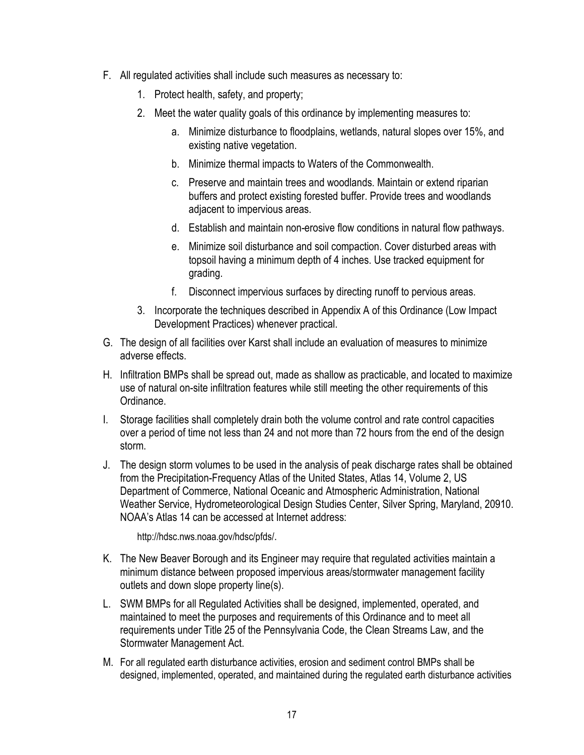F. All regulated activities shall include such measures as necessary to:

   1. Protect health, safety, and property;

   2. Meet the water quality goals of this ordinance by implementing measures to:

      a. Minimize disturbance to floodplains, wetlands, natural slopes over 15%, and existing native vegetation.

      b. Minimize thermal impacts to Waters of the Commonwealth.

      c. Preserve and maintain trees and woodlands. Maintain or extend riparian buffers and protect existing forested buffer. Provide trees and woodlands adjacent to impervious areas.

      d. Establish and maintain non-erosive flow conditions in natural flow pathways.

      e. Minimize soil disturbance and soil compaction. Cover disturbed areas with topsoil having a minimum depth of 4 inches. Use tracked equipment for grading.

      f. Disconnect impervious surfaces by directing runoff to pervious areas.

   3. Incorporate the techniques described in Appendix A of this Ordinance (Low Impact Development Practices) whenever practical.

G. The design of all facilities over Karst shall include an evaluation of measures to minimize adverse effects.

H. Infiltration BMPs shall be spread out, made as shallow as practicable, and located to maximize use of natural on-site infiltration features while still meeting the other requirements of this Ordinance.

I. Storage facilities shall completely drain both the volume control and rate control capacities over a period of time not less than 24 and not more than 72 hours from the end of the design storm.

J. The design storm volumes to be used in the analysis of peak discharge rates shall be obtained from the Precipitation-Frequency Atlas of the United States, Atlas 14, Volume 2, US Department of Commerce, National Oceanic and Atmospheric Administration, National Weather Service, Hydrometeorological Design Studies Center, Silver Spring, Maryland, 20910. NOAA's Atlas 14 can be accessed at Internet address:

   http://hdsc.nws.noaa.gov/hdsc/pfds/.

K. The New Beaver Borough and its Engineer may require that regulated activities maintain a minimum distance between proposed impervious areas/stormwater management facility outlets and down slope property line(s).

L. SWM BMPs for all Regulated Activities shall be designed, implemented, operated, and maintained to meet the purposes and requirements of this Ordinance and to meet all requirements under Title 25 of the Pennsylvania Code, the Clean Streams Law, and the Stormwater Management Act.

M. For all regulated earth disturbance activities, erosion and sediment control BMPs shall be designed, implemented, operated, and maintained during the regulated earth disturbance activities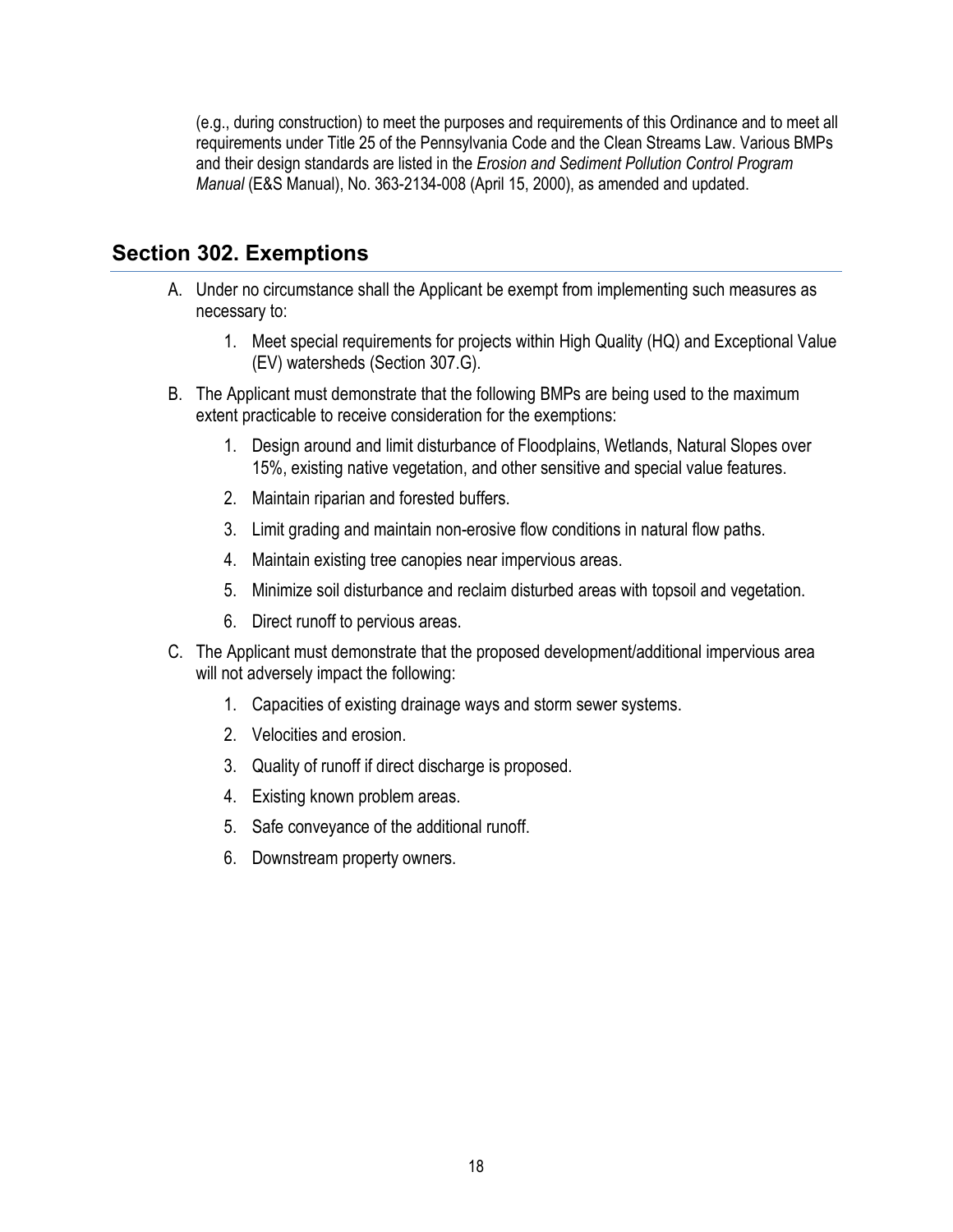(e.g., during construction) to meet the purposes and requirements of this Ordinance and to meet all requirements under Title 25 of the Pennsylvania Code and the Clean Streams Law. Various BMPs and their design standards are listed in the *Erosion and Sediment Pollution Control Program Manual* (E&S Manual), No. 363-2134-008 (April 15, 2000), as amended and updated.

## Section 302. Exemptions

A. Under no circumstance shall the Applicant be exempt from implementing such measures as necessary to:

   1. Meet special requirements for projects within High Quality (HQ) and Exceptional Value (EV) watersheds (Section 307.G).

B. The Applicant must demonstrate that the following BMPs are being used to the maximum extent practicable to receive consideration for the exemptions:

   1. Design around and limit disturbance of Floodplains, Wetlands, Natural Slopes over 15%, existing native vegetation, and other sensitive and special value features.
   2. Maintain riparian and forested buffers.
   3. Limit grading and maintain non-erosive flow conditions in natural flow paths.
   4. Maintain existing tree canopies near impervious areas.
   5. Minimize soil disturbance and reclaim disturbed areas with topsoil and vegetation.
   6. Direct runoff to pervious areas.

C. The Applicant must demonstrate that the proposed development/additional impervious area will not adversely impact the following:

   1. Capacities of existing drainage ways and storm sewer systems.
   2. Velocities and erosion.
   3. Quality of runoff if direct discharge is proposed.
   4. Existing known problem areas.
   5. Safe conveyance of the additional runoff.
   6. Downstream property owners.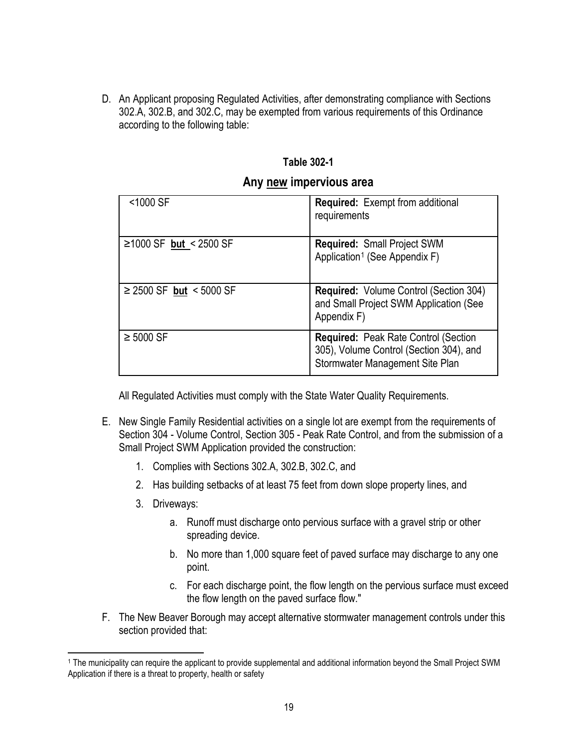D. An Applicant proposing Regulated Activities, after demonstrating compliance with Sections 302.A, 302.B, and 302.C, may be exempted from various requirements of this Ordinance according to the following table:

**Table 302-1**

**Any new impervious area**

| Any new impervious area | Requirement |
| --- | --- |
| <1000 SF | **Required:** Exempt from additional requirements |
| ≥1000 SF **but** < 2500 SF | **Required:** Small Project SWM Application[1] (See Appendix F) |
| ≥ 2500 SF **but** < 5000 SF | **Required:** Volume Control (Section 304) and Small Project SWM Application (See Appendix F) |
| ≥ 5000 SF | **Required:** Peak Rate Control (Section 305), Volume Control (Section 304), and Stormwater Management Site Plan |

All Regulated Activities must comply with the State Water Quality Requirements.

E. New Single Family Residential activities on a single lot are exempt from the requirements of Section 304 - Volume Control, Section 305 - Peak Rate Control, and from the submission of a Small Project SWM Application provided the construction:

1. Complies with Sections 302.A, 302.B, 302.C, and
2. Has building setbacks of at least 75 feet from down slope property lines, and
3. Driveways:
   a. Runoff must discharge onto pervious surface with a gravel strip or other spreading device.
   b. No more than 1,000 square feet of paved surface may discharge to any one point.
   c. For each discharge point, the flow length on the pervious surface must exceed the flow length on the paved surface flow."

F. The New Beaver Borough may accept alternative stormwater management controls under this section provided that:

[1] The municipality can require the applicant to provide supplemental and additional information beyond the Small Project SWM Application if there is a threat to property, health or safety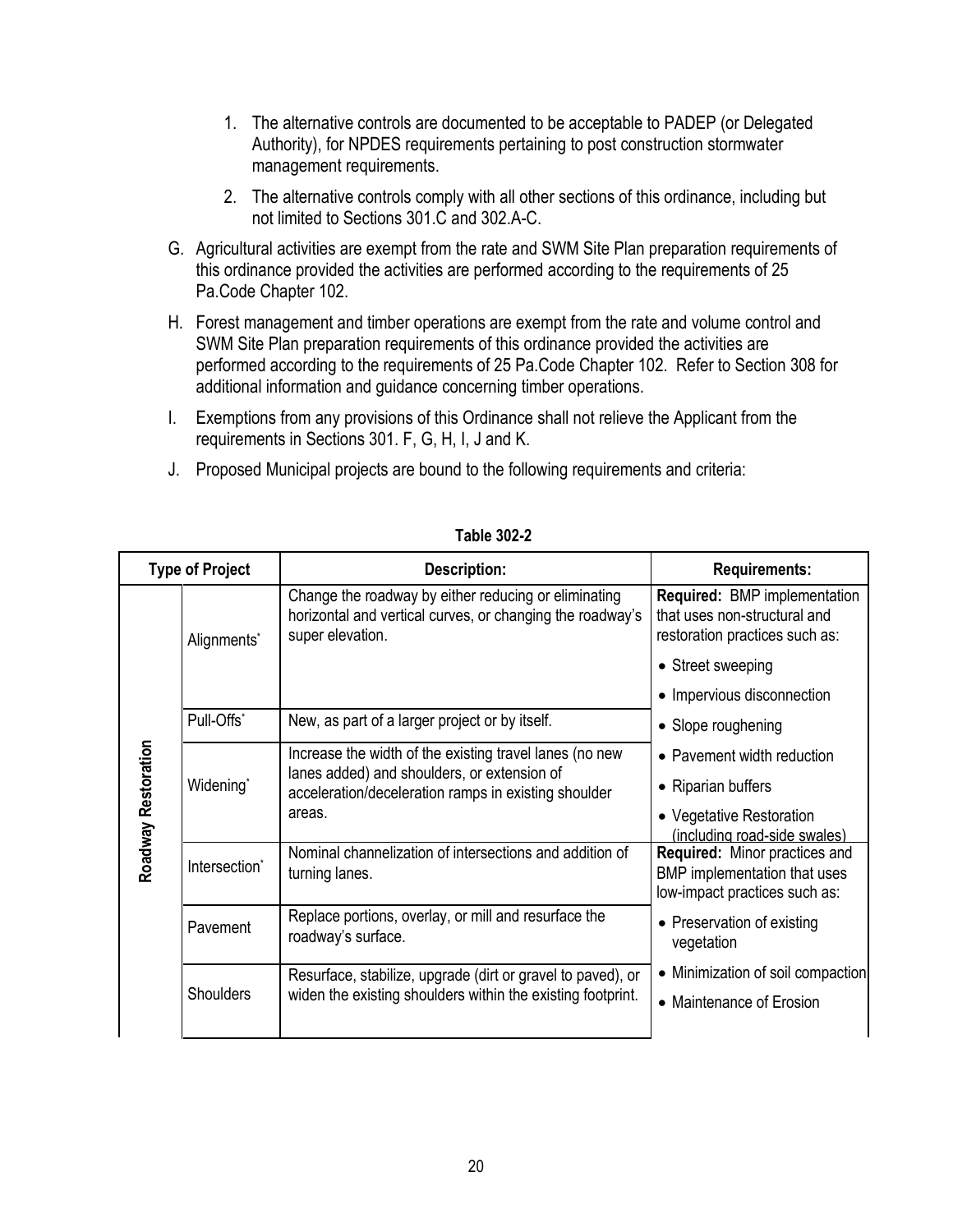1. The alternative controls are documented to be acceptable to PADEP (or Delegated Authority), for NPDES requirements pertaining to post construction stormwater management requirements.
2. The alternative controls comply with all other sections of this ordinance, including but not limited to Sections 301.C and 302.A-C.

G. Agricultural activities are exempt from the rate and SWM Site Plan preparation requirements of this ordinance provided the activities are performed according to the requirements of 25 Pa.Code Chapter 102.

H. Forest management and timber operations are exempt from the rate and volume control and SWM Site Plan preparation requirements of this ordinance provided the activities are performed according to the requirements of 25 Pa.Code Chapter 102. Refer to Section 308 for additional information and guidance concerning timber operations.

I. Exemptions from any provisions of this Ordinance shall not relieve the Applicant from the requirements in Sections 301. F, G, H, I, J and K.

J. Proposed Municipal projects are bound to the following requirements and criteria:

**Table 302-2**

| Type of Project | | Description: | Requirements: |
|---|---|---|---|
| Roadway Restoration | Alignments* | Change the roadway by either reducing or eliminating horizontal and vertical curves, or changing the roadway's super elevation. | **Required:** BMP implementation that uses non-structural and restoration practices such as:<br>• Street sweeping<br>• Impervious disconnection<br>• Slope roughening<br>• Pavement width reduction<br>• Riparian buffers<br>• Vegetative Restoration (including road-side swales) |
| | Pull-Offs* | New, as part of a larger project or by itself. | |
| | Widening* | Increase the width of the existing travel lanes (no new lanes added) and shoulders, or extension of acceleration/deceleration ramps in existing shoulder areas. | |
| | Intersection* | Nominal channelization of intersections and addition of turning lanes. | **Required:** Minor practices and BMP implementation that uses low-impact practices such as:<br>• Preservation of existing vegetation<br>• Minimization of soil compaction<br>• Maintenance of Erosion |
| | Pavement | Replace portions, overlay, or mill and resurface the roadway's surface. | |
| | Shoulders | Resurface, stabilize, upgrade (dirt or gravel to paved), or widen the existing shoulders within the existing footprint. | |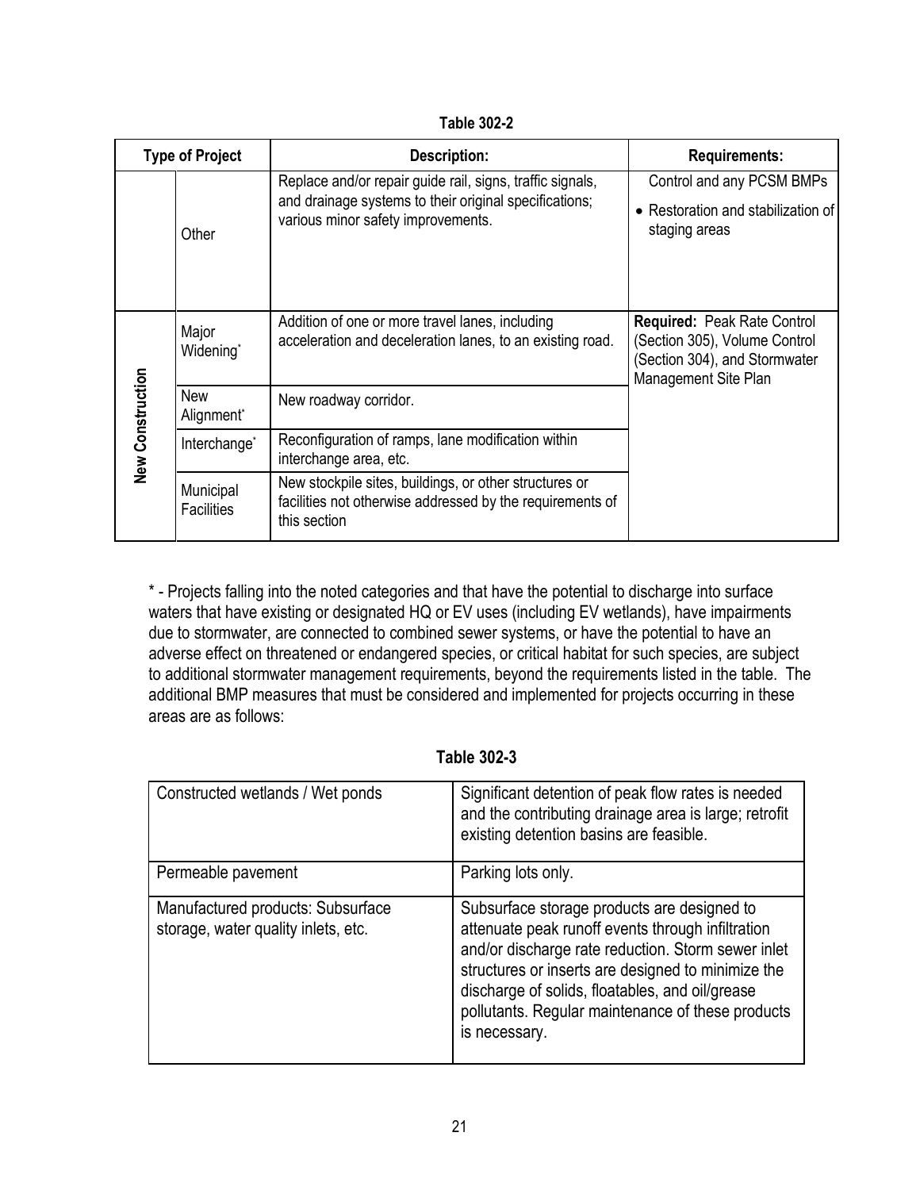**Table 302-2**

| Type of Project | | Description: | Requirements: |
|---|---|---|---|
| | Other | Replace and/or repair guide rail, signs, traffic signals, and drainage systems to their original specifications; various minor safety improvements. | Control and any PCSM BMPs<br>• Restoration and stabilization of staging areas |
| New Construction | Major Widening* | Addition of one or more travel lanes, including acceleration and deceleration lanes, to an existing road. | **Required:** Peak Rate Control (Section 305), Volume Control (Section 304), and Stormwater Management Site Plan |
| | New Alignment* | New roadway corridor. | |
| | Interchange* | Reconfiguration of ramps, lane modification within interchange area, etc. | |
| | Municipal Facilities | New stockpile sites, buildings, or other structures or facilities not otherwise addressed by the requirements of this section | |

* - Projects falling into the noted categories and that have the potential to discharge into surface waters that have existing or designated HQ or EV uses (including EV wetlands), have impairments due to stormwater, are connected to combined sewer systems, or have the potential to have an adverse effect on threatened or endangered species, or critical habitat for such species, are subject to additional stormwater management requirements, beyond the requirements listed in the table. The additional BMP measures that must be considered and implemented for projects occurring in these areas are as follows:

**Table 302-3**

| | |
|---|---|
| Constructed wetlands / Wet ponds | Significant detention of peak flow rates is needed and the contributing drainage area is large; retrofit existing detention basins are feasible. |
| Permeable pavement | Parking lots only. |
| Manufactured products: Subsurface storage, water quality inlets, etc. | Subsurface storage products are designed to attenuate peak runoff events through infiltration and/or discharge rate reduction. Storm sewer inlet structures or inserts are designed to minimize the discharge of solids, floatables, and oil/grease pollutants. Regular maintenance of these products is necessary. |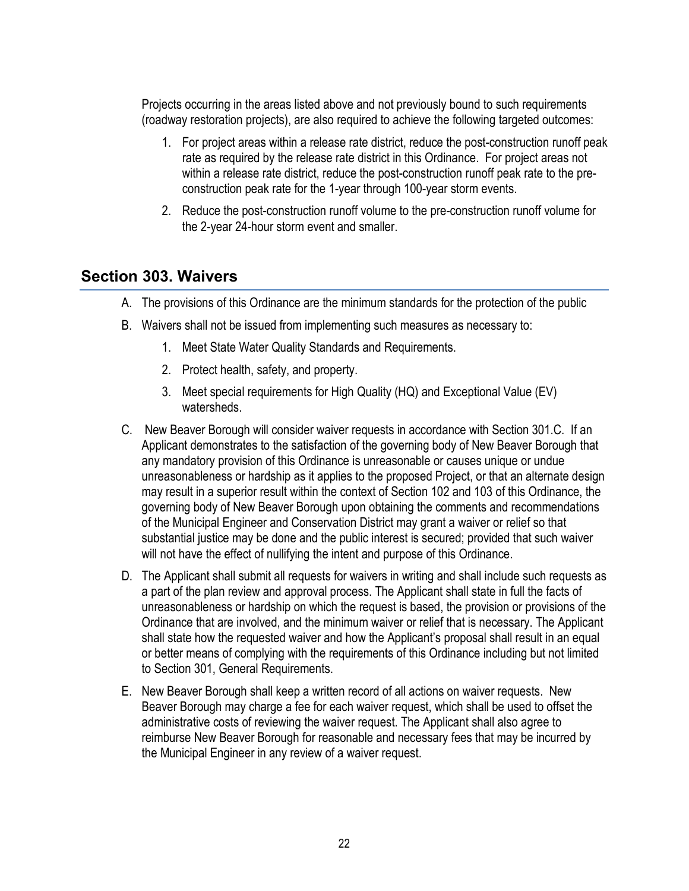Projects occurring in the areas listed above and not previously bound to such requirements (roadway restoration projects), are also required to achieve the following targeted outcomes:

1. For project areas within a release rate district, reduce the post-construction runoff peak rate as required by the release rate district in this Ordinance. For project areas not within a release rate district, reduce the post-construction runoff peak rate to the pre-construction peak rate for the 1-year through 100-year storm events.
2. Reduce the post-construction runoff volume to the pre-construction runoff volume for the 2-year 24-hour storm event and smaller.

## Section 303. Waivers

A. The provisions of this Ordinance are the minimum standards for the protection of the public

B. Waivers shall not be issued from implementing such measures as necessary to:
   1. Meet State Water Quality Standards and Requirements.
   2. Protect health, safety, and property.
   3. Meet special requirements for High Quality (HQ) and Exceptional Value (EV) watersheds.

C. New Beaver Borough will consider waiver requests in accordance with Section 301.C. If an Applicant demonstrates to the satisfaction of the governing body of New Beaver Borough that any mandatory provision of this Ordinance is unreasonable or causes unique or undue unreasonableness or hardship as it applies to the proposed Project, or that an alternate design may result in a superior result within the context of Section 102 and 103 of this Ordinance, the governing body of New Beaver Borough upon obtaining the comments and recommendations of the Municipal Engineer and Conservation District may grant a waiver or relief so that substantial justice may be done and the public interest is secured; provided that such waiver will not have the effect of nullifying the intent and purpose of this Ordinance.

D. The Applicant shall submit all requests for waivers in writing and shall include such requests as a part of the plan review and approval process. The Applicant shall state in full the facts of unreasonableness or hardship on which the request is based, the provision or provisions of the Ordinance that are involved, and the minimum waiver or relief that is necessary. The Applicant shall state how the requested waiver and how the Applicant's proposal shall result in an equal or better means of complying with the requirements of this Ordinance including but not limited to Section 301, General Requirements.

E. New Beaver Borough shall keep a written record of all actions on waiver requests. New Beaver Borough may charge a fee for each waiver request, which shall be used to offset the administrative costs of reviewing the waiver request. The Applicant shall also agree to reimburse New Beaver Borough for reasonable and necessary fees that may be incurred by the Municipal Engineer in any review of a waiver request.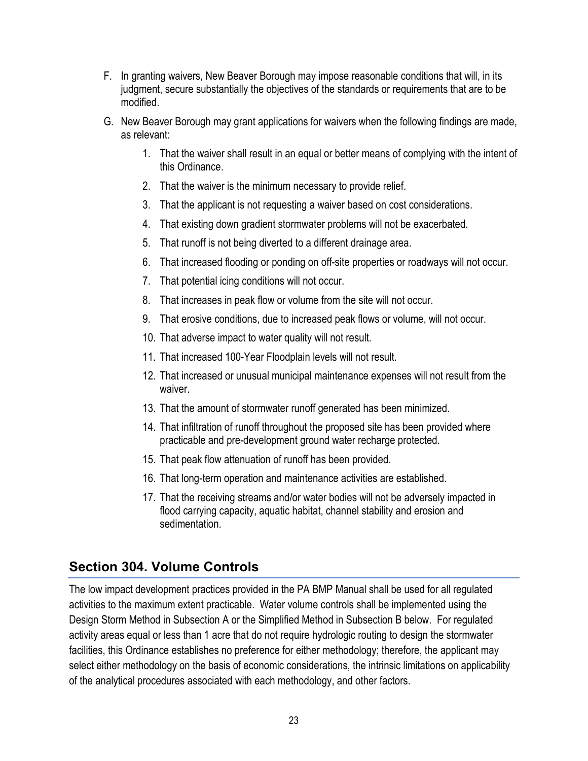F. In granting waivers, New Beaver Borough may impose reasonable conditions that will, in its judgment, secure substantially the objectives of the standards or requirements that are to be modified.

G. New Beaver Borough may grant applications for waivers when the following findings are made, as relevant:

1. That the waiver shall result in an equal or better means of complying with the intent of this Ordinance.
2. That the waiver is the minimum necessary to provide relief.
3. That the applicant is not requesting a waiver based on cost considerations.
4. That existing down gradient stormwater problems will not be exacerbated.
5. That runoff is not being diverted to a different drainage area.
6. That increased flooding or ponding on off-site properties or roadways will not occur.
7. That potential icing conditions will not occur.
8. That increases in peak flow or volume from the site will not occur.
9. That erosive conditions, due to increased peak flows or volume, will not occur.
10. That adverse impact to water quality will not result.
11. That increased 100-Year Floodplain levels will not result.
12. That increased or unusual municipal maintenance expenses will not result from the waiver.
13. That the amount of stormwater runoff generated has been minimized.
14. That infiltration of runoff throughout the proposed site has been provided where practicable and pre-development ground water recharge protected.
15. That peak flow attenuation of runoff has been provided.
16. That long-term operation and maintenance activities are established.
17. That the receiving streams and/or water bodies will not be adversely impacted in flood carrying capacity, aquatic habitat, channel stability and erosion and sedimentation.

## Section 304. Volume Controls

The low impact development practices provided in the PA BMP Manual shall be used for all regulated activities to the maximum extent practicable. Water volume controls shall be implemented using the Design Storm Method in Subsection A or the Simplified Method in Subsection B below. For regulated activity areas equal or less than 1 acre that do not require hydrologic routing to design the stormwater facilities, this Ordinance establishes no preference for either methodology; therefore, the applicant may select either methodology on the basis of economic considerations, the intrinsic limitations on applicability of the analytical procedures associated with each methodology, and other factors.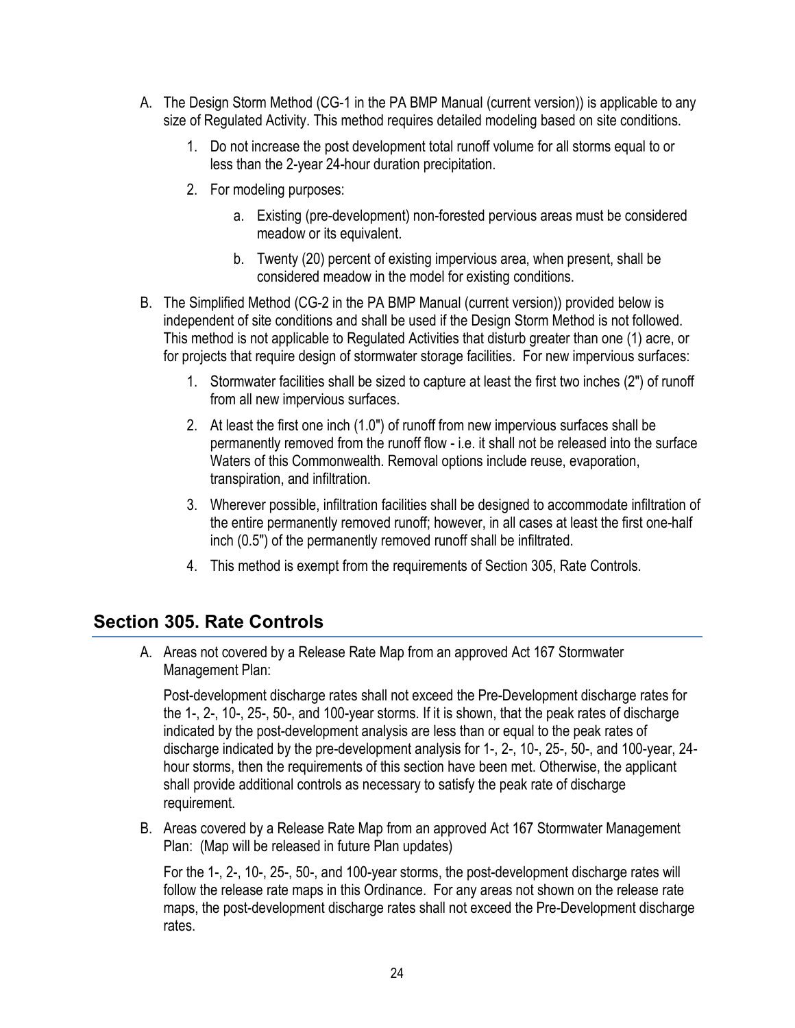A. The Design Storm Method (CG-1 in the PA BMP Manual (current version)) is applicable to any size of Regulated Activity. This method requires detailed modeling based on site conditions.

   1. Do not increase the post development total runoff volume for all storms equal to or less than the 2-year 24-hour duration precipitation.
   2. For modeling purposes:
      a. Existing (pre-development) non-forested pervious areas must be considered meadow or its equivalent.
      b. Twenty (20) percent of existing impervious area, when present, shall be considered meadow in the model for existing conditions.

B. The Simplified Method (CG-2 in the PA BMP Manual (current version)) provided below is independent of site conditions and shall be used if the Design Storm Method is not followed. This method is not applicable to Regulated Activities that disturb greater than one (1) acre, or for projects that require design of stormwater storage facilities. For new impervious surfaces:

   1. Stormwater facilities shall be sized to capture at least the first two inches (2") of runoff from all new impervious surfaces.
   2. At least the first one inch (1.0") of runoff from new impervious surfaces shall be permanently removed from the runoff flow - i.e. it shall not be released into the surface Waters of this Commonwealth. Removal options include reuse, evaporation, transpiration, and infiltration.
   3. Wherever possible, infiltration facilities shall be designed to accommodate infiltration of the entire permanently removed runoff; however, in all cases at least the first one-half inch (0.5") of the permanently removed runoff shall be infiltrated.
   4. This method is exempt from the requirements of Section 305, Rate Controls.

## Section 305. Rate Controls

A. Areas not covered by a Release Rate Map from an approved Act 167 Stormwater Management Plan:

   Post-development discharge rates shall not exceed the Pre-Development discharge rates for the 1-, 2-, 10-, 25-, 50-, and 100-year storms. If it is shown, that the peak rates of discharge indicated by the post-development analysis are less than or equal to the peak rates of discharge indicated by the pre-development analysis for 1-, 2-, 10-, 25-, 50-, and 100-year, 24-hour storms, then the requirements of this section have been met. Otherwise, the applicant shall provide additional controls as necessary to satisfy the peak rate of discharge requirement.

B. Areas covered by a Release Rate Map from an approved Act 167 Stormwater Management Plan: (Map will be released in future Plan updates)

   For the 1-, 2-, 10-, 25-, 50-, and 100-year storms, the post-development discharge rates will follow the release rate maps in this Ordinance. For any areas not shown on the release rate maps, the post-development discharge rates shall not exceed the Pre-Development discharge rates.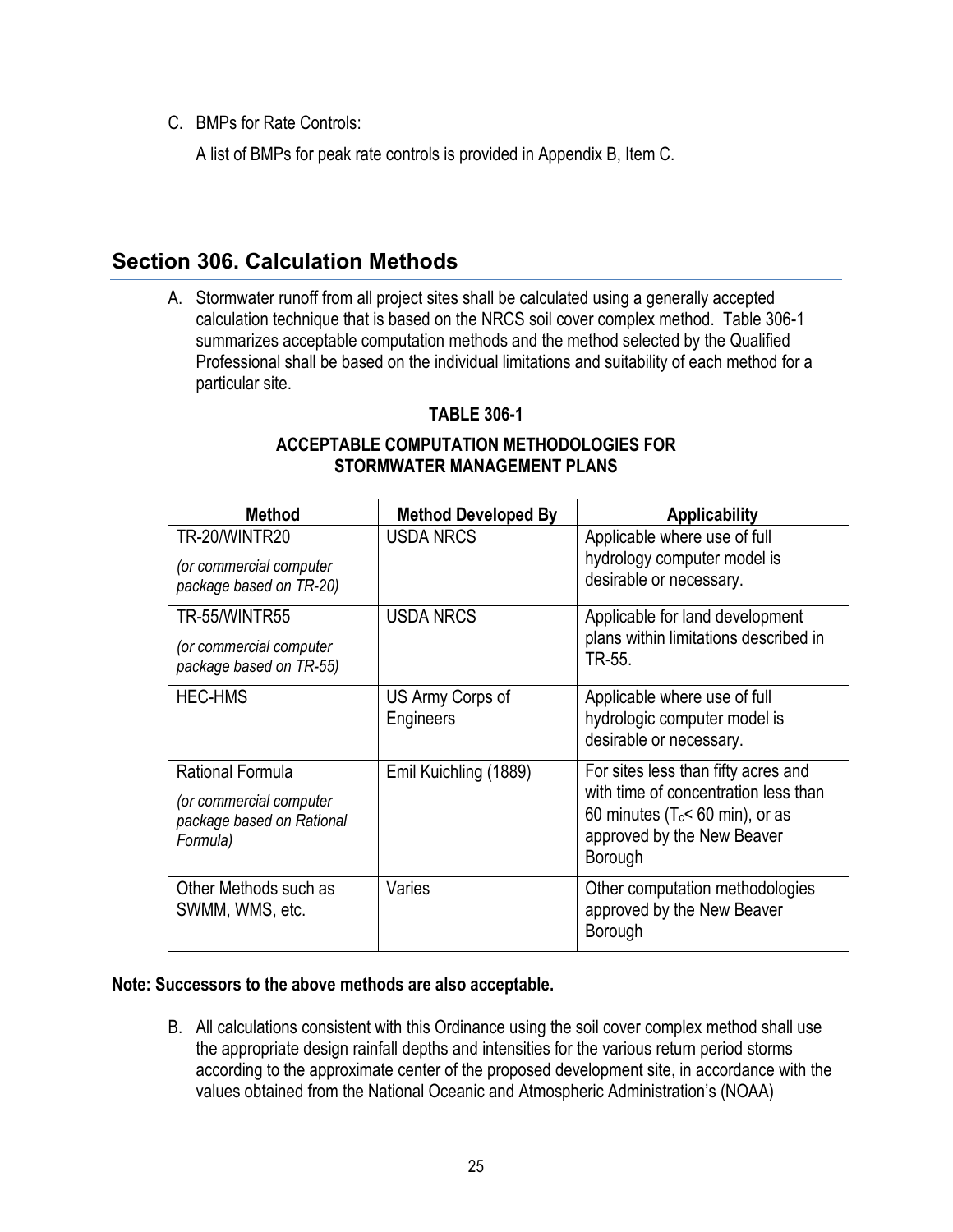C. BMPs for Rate Controls:

A list of BMPs for peak rate controls is provided in Appendix B, Item C.

## Section 306. Calculation Methods

A. Stormwater runoff from all project sites shall be calculated using a generally accepted calculation technique that is based on the NRCS soil cover complex method. Table 306-1 summarizes acceptable computation methods and the method selected by the Qualified Professional shall be based on the individual limitations and suitability of each method for a particular site.

**TABLE 306-1**

**ACCEPTABLE COMPUTATION METHODOLOGIES FOR STORMWATER MANAGEMENT PLANS**

| Method | Method Developed By | Applicability |
|---|---|---|
| TR-20/WINTR20<br>*(or commercial computer package based on TR-20)* | USDA NRCS | Applicable where use of full hydrology computer model is desirable or necessary. |
| TR-55/WINTR55<br>*(or commercial computer package based on TR-55)* | USDA NRCS | Applicable for land development plans within limitations described in TR-55. |
| HEC-HMS | US Army Corps of Engineers | Applicable where use of full hydrologic computer model is desirable or necessary. |
| Rational Formula<br>*(or commercial computer package based on Rational Formula)* | Emil Kuichling (1889) | For sites less than fifty acres and with time of concentration less than 60 minutes ($T_c$< 60 min), or as approved by the New Beaver Borough |
| Other Methods such as SWMM, WMS, etc. | Varies | Other computation methodologies approved by the New Beaver Borough |

**Note: Successors to the above methods are also acceptable.**

B. All calculations consistent with this Ordinance using the soil cover complex method shall use the appropriate design rainfall depths and intensities for the various return period storms according to the approximate center of the proposed development site, in accordance with the values obtained from the National Oceanic and Atmospheric Administration's (NOAA)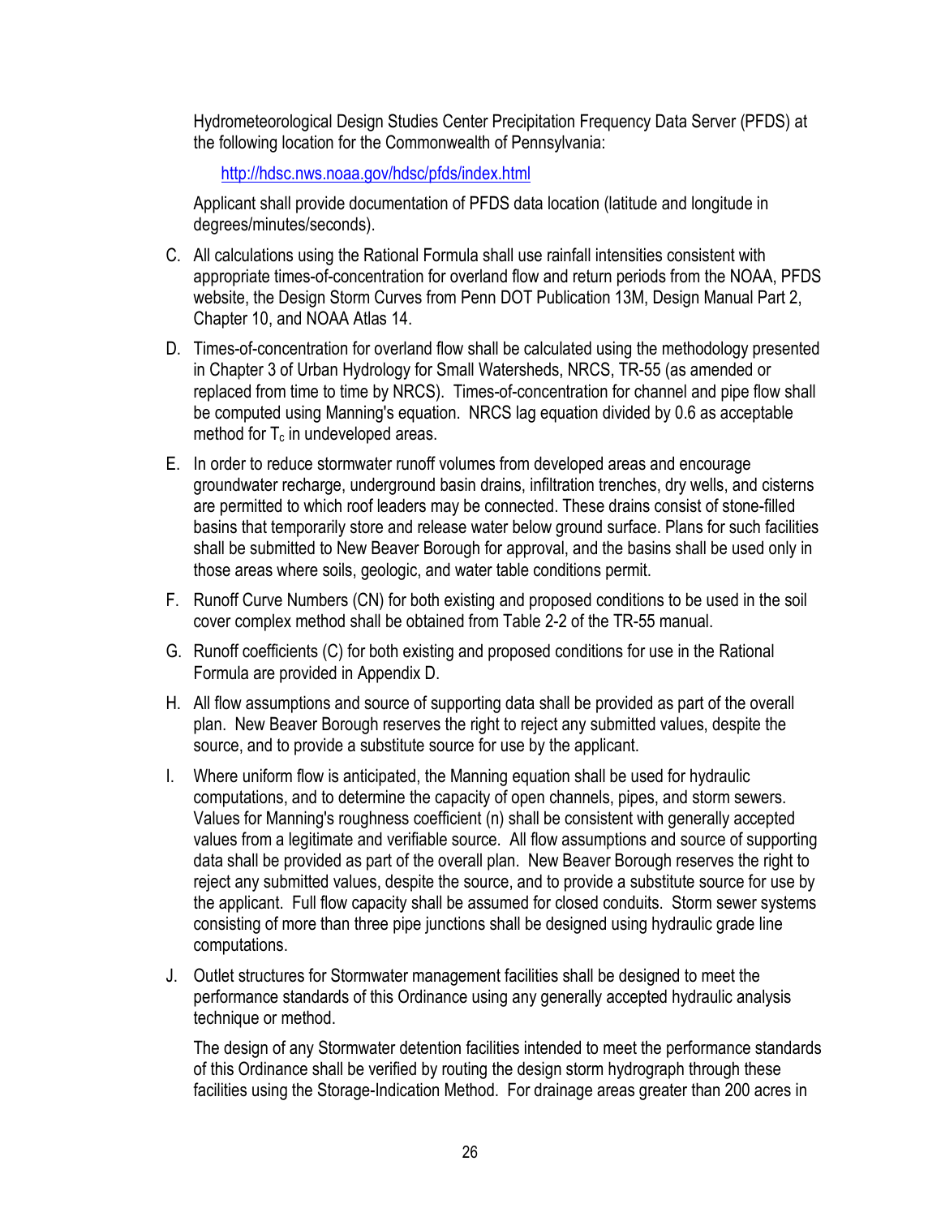Hydrometeorological Design Studies Center Precipitation Frequency Data Server (PFDS) at the following location for the Commonwealth of Pennsylvania:

http://hdsc.nws.noaa.gov/hdsc/pfds/index.html

Applicant shall provide documentation of PFDS data location (latitude and longitude in degrees/minutes/seconds).

C. All calculations using the Rational Formula shall use rainfall intensities consistent with appropriate times-of-concentration for overland flow and return periods from the NOAA, PFDS website, the Design Storm Curves from Penn DOT Publication 13M, Design Manual Part 2, Chapter 10, and NOAA Atlas 14.

D. Times-of-concentration for overland flow shall be calculated using the methodology presented in Chapter 3 of Urban Hydrology for Small Watersheds, NRCS, TR-55 (as amended or replaced from time to time by NRCS). Times-of-concentration for channel and pipe flow shall be computed using Manning's equation. NRCS lag equation divided by 0.6 as acceptable method for $T_c$ in undeveloped areas.

E. In order to reduce stormwater runoff volumes from developed areas and encourage groundwater recharge, underground basin drains, infiltration trenches, dry wells, and cisterns are permitted to which roof leaders may be connected. These drains consist of stone-filled basins that temporarily store and release water below ground surface. Plans for such facilities shall be submitted to New Beaver Borough for approval, and the basins shall be used only in those areas where soils, geologic, and water table conditions permit.

F. Runoff Curve Numbers (CN) for both existing and proposed conditions to be used in the soil cover complex method shall be obtained from Table 2-2 of the TR-55 manual.

G. Runoff coefficients (C) for both existing and proposed conditions for use in the Rational Formula are provided in Appendix D.

H. All flow assumptions and source of supporting data shall be provided as part of the overall plan. New Beaver Borough reserves the right to reject any submitted values, despite the source, and to provide a substitute source for use by the applicant.

I. Where uniform flow is anticipated, the Manning equation shall be used for hydraulic computations, and to determine the capacity of open channels, pipes, and storm sewers. Values for Manning's roughness coefficient (n) shall be consistent with generally accepted values from a legitimate and verifiable source. All flow assumptions and source of supporting data shall be provided as part of the overall plan. New Beaver Borough reserves the right to reject any submitted values, despite the source, and to provide a substitute source for use by the applicant. Full flow capacity shall be assumed for closed conduits. Storm sewer systems consisting of more than three pipe junctions shall be designed using hydraulic grade line computations.

J. Outlet structures for Stormwater management facilities shall be designed to meet the performance standards of this Ordinance using any generally accepted hydraulic analysis technique or method.

The design of any Stormwater detention facilities intended to meet the performance standards of this Ordinance shall be verified by routing the design storm hydrograph through these facilities using the Storage-Indication Method. For drainage areas greater than 200 acres in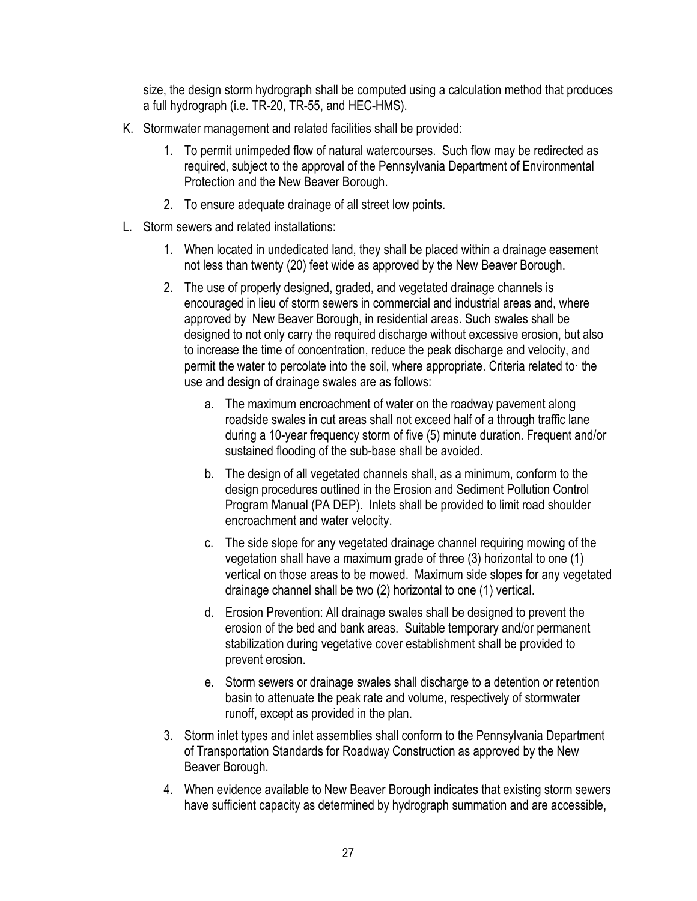size, the design storm hydrograph shall be computed using a calculation method that produces a full hydrograph (i.e. TR-20, TR-55, and HEC-HMS).

K. Stormwater management and related facilities shall be provided:

   1. To permit unimpeded flow of natural watercourses. Such flow may be redirected as required, subject to the approval of the Pennsylvania Department of Environmental Protection and the New Beaver Borough.

   2. To ensure adequate drainage of all street low points.

L. Storm sewers and related installations:

   1. When located in undedicated land, they shall be placed within a drainage easement not less than twenty (20) feet wide as approved by the New Beaver Borough.

   2. The use of properly designed, graded, and vegetated drainage channels is encouraged in lieu of storm sewers in commercial and industrial areas and, where approved by New Beaver Borough, in residential areas. Such swales shall be designed to not only carry the required discharge without excessive erosion, but also to increase the time of concentration, reduce the peak discharge and velocity, and permit the water to percolate into the soil, where appropriate. Criteria related to· the use and design of drainage swales are as follows:

      a. The maximum encroachment of water on the roadway pavement along roadside swales in cut areas shall not exceed half of a through traffic lane during a 10-year frequency storm of five (5) minute duration. Frequent and/or sustained flooding of the sub-base shall be avoided.

      b. The design of all vegetated channels shall, as a minimum, conform to the design procedures outlined in the Erosion and Sediment Pollution Control Program Manual (PA DEP). Inlets shall be provided to limit road shoulder encroachment and water velocity.

      c. The side slope for any vegetated drainage channel requiring mowing of the vegetation shall have a maximum grade of three (3) horizontal to one (1) vertical on those areas to be mowed. Maximum side slopes for any vegetated drainage channel shall be two (2) horizontal to one (1) vertical.

      d. Erosion Prevention: All drainage swales shall be designed to prevent the erosion of the bed and bank areas. Suitable temporary and/or permanent stabilization during vegetative cover establishment shall be provided to prevent erosion.

      e. Storm sewers or drainage swales shall discharge to a detention or retention basin to attenuate the peak rate and volume, respectively of stormwater runoff, except as provided in the plan.

   3. Storm inlet types and inlet assemblies shall conform to the Pennsylvania Department of Transportation Standards for Roadway Construction as approved by the New Beaver Borough.

   4. When evidence available to New Beaver Borough indicates that existing storm sewers have sufficient capacity as determined by hydrograph summation and are accessible,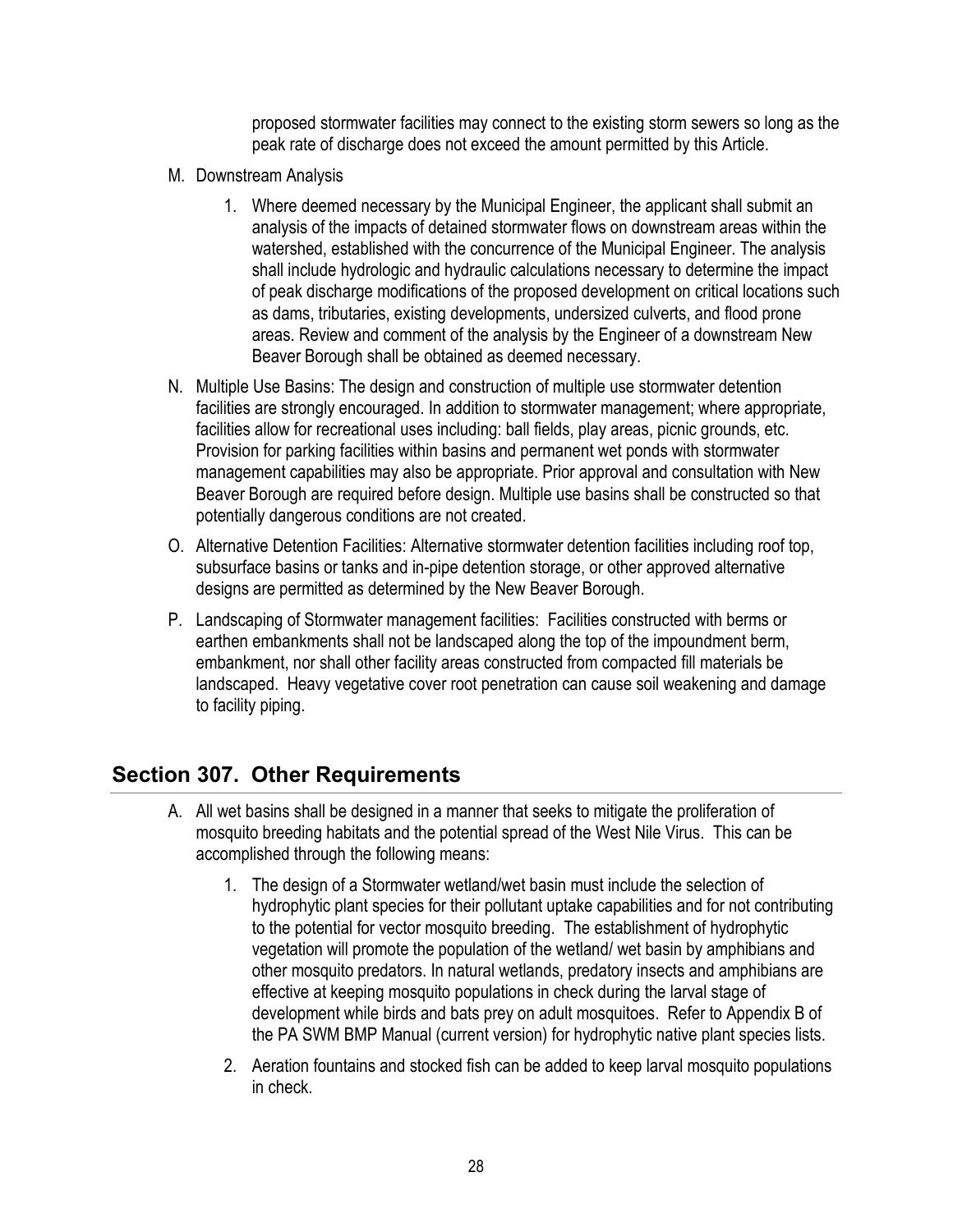proposed stormwater facilities may connect to the existing storm sewers so long as the peak rate of discharge does not exceed the amount permitted by this Article.

M. Downstream Analysis

   1. Where deemed necessary by the Municipal Engineer, the applicant shall submit an analysis of the impacts of detained stormwater flows on downstream areas within the watershed, established with the concurrence of the Municipal Engineer. The analysis shall include hydrologic and hydraulic calculations necessary to determine the impact of peak discharge modifications of the proposed development on critical locations such as dams, tributaries, existing developments, undersized culverts, and flood prone areas. Review and comment of the analysis by the Engineer of a downstream New Beaver Borough shall be obtained as deemed necessary.

N. Multiple Use Basins: The design and construction of multiple use stormwater detention facilities are strongly encouraged. In addition to stormwater management; where appropriate, facilities allow for recreational uses including: ball fields, play areas, picnic grounds, etc. Provision for parking facilities within basins and permanent wet ponds with stormwater management capabilities may also be appropriate. Prior approval and consultation with New Beaver Borough are required before design. Multiple use basins shall be constructed so that potentially dangerous conditions are not created.

O. Alternative Detention Facilities: Alternative stormwater detention facilities including roof top, subsurface basins or tanks and in-pipe detention storage, or other approved alternative designs are permitted as determined by the New Beaver Borough.

P. Landscaping of Stormwater management facilities: Facilities constructed with berms or earthen embankments shall not be landscaped along the top of the impoundment berm, embankment, nor shall other facility areas constructed from compacted fill materials be landscaped. Heavy vegetative cover root penetration can cause soil weakening and damage to facility piping.

## Section 307. Other Requirements

A. All wet basins shall be designed in a manner that seeks to mitigate the proliferation of mosquito breeding habitats and the potential spread of the West Nile Virus. This can be accomplished through the following means:

   1. The design of a Stormwater wetland/wet basin must include the selection of hydrophytic plant species for their pollutant uptake capabilities and for not contributing to the potential for vector mosquito breeding. The establishment of hydrophytic vegetation will promote the population of the wetland/ wet basin by amphibians and other mosquito predators. In natural wetlands, predatory insects and amphibians are effective at keeping mosquito populations in check during the larval stage of development while birds and bats prey on adult mosquitoes. Refer to Appendix B of the PA SWM BMP Manual (current version) for hydrophytic native plant species lists.

   2. Aeration fountains and stocked fish can be added to keep larval mosquito populations in check.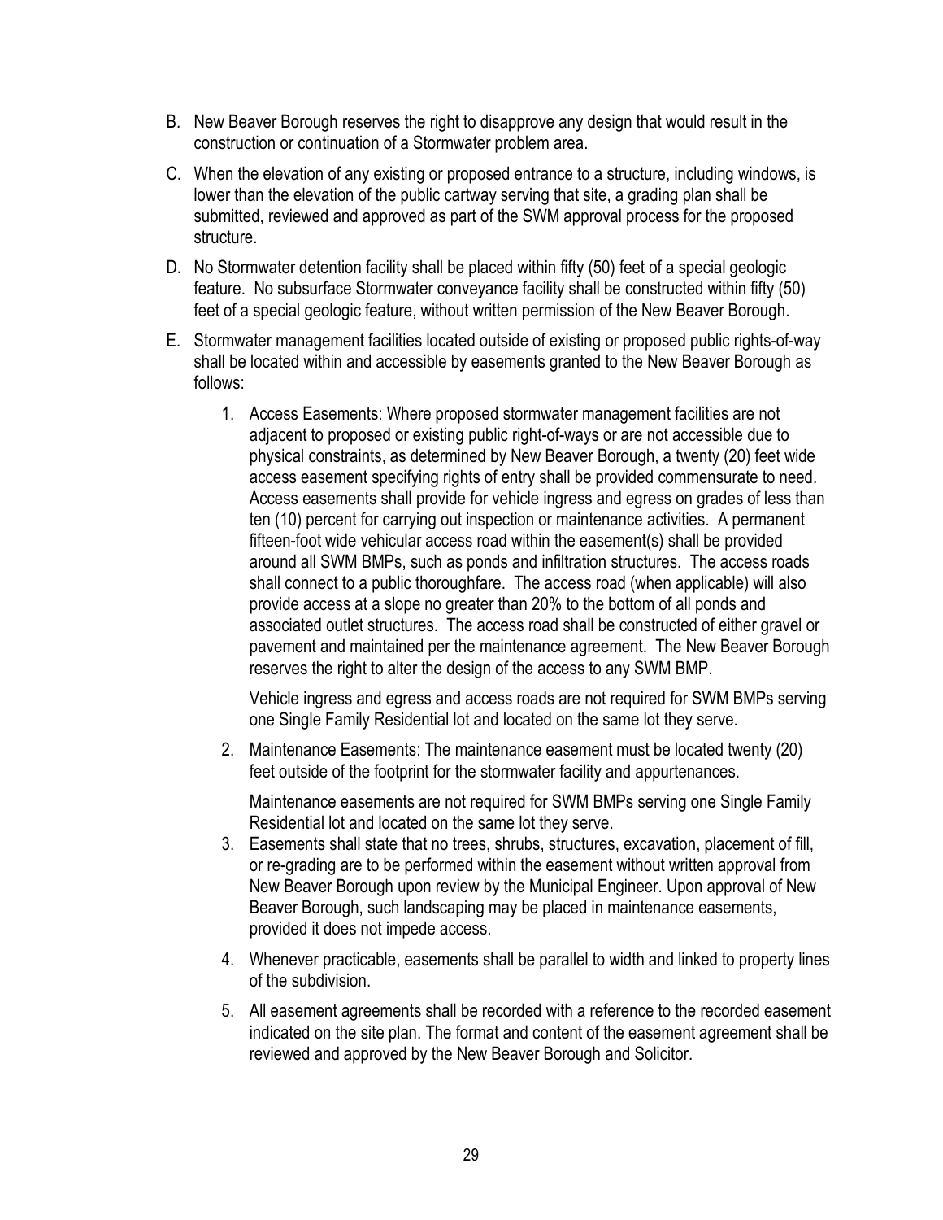B. New Beaver Borough reserves the right to disapprove any design that would result in the construction or continuation of a Stormwater problem area.

C. When the elevation of any existing or proposed entrance to a structure, including windows, is lower than the elevation of the public cartway serving that site, a grading plan shall be submitted, reviewed and approved as part of the SWM approval process for the proposed structure.

D. No Stormwater detention facility shall be placed within fifty (50) feet of a special geologic feature. No subsurface Stormwater conveyance facility shall be constructed within fifty (50) feet of a special geologic feature, without written permission of the New Beaver Borough.

E. Stormwater management facilities located outside of existing or proposed public rights-of-way shall be located within and accessible by easements granted to the New Beaver Borough as follows:

   1. Access Easements: Where proposed stormwater management facilities are not adjacent to proposed or existing public right-of-ways or are not accessible due to physical constraints, as determined by New Beaver Borough, a twenty (20) feet wide access easement specifying rights of entry shall be provided commensurate to need. Access easements shall provide for vehicle ingress and egress on grades of less than ten (10) percent for carrying out inspection or maintenance activities. A permanent fifteen-foot wide vehicular access road within the easement(s) shall be provided around all SWM BMPs, such as ponds and infiltration structures. The access roads shall connect to a public thoroughfare. The access road (when applicable) will also provide access at a slope no greater than 20% to the bottom of all ponds and associated outlet structures. The access road shall be constructed of either gravel or pavement and maintained per the maintenance agreement. The New Beaver Borough reserves the right to alter the design of the access to any SWM BMP.

      Vehicle ingress and egress and access roads are not required for SWM BMPs serving one Single Family Residential lot and located on the same lot they serve.

   2. Maintenance Easements: The maintenance easement must be located twenty (20) feet outside of the footprint for the stormwater facility and appurtenances.

      Maintenance easements are not required for SWM BMPs serving one Single Family Residential lot and located on the same lot they serve.

   3. Easements shall state that no trees, shrubs, structures, excavation, placement of fill, or re-grading are to be performed within the easement without written approval from New Beaver Borough upon review by the Municipal Engineer. Upon approval of New Beaver Borough, such landscaping may be placed in maintenance easements, provided it does not impede access.

   4. Whenever practicable, easements shall be parallel to width and linked to property lines of the subdivision.

   5. All easement agreements shall be recorded with a reference to the recorded easement indicated on the site plan. The format and content of the easement agreement shall be reviewed and approved by the New Beaver Borough and Solicitor.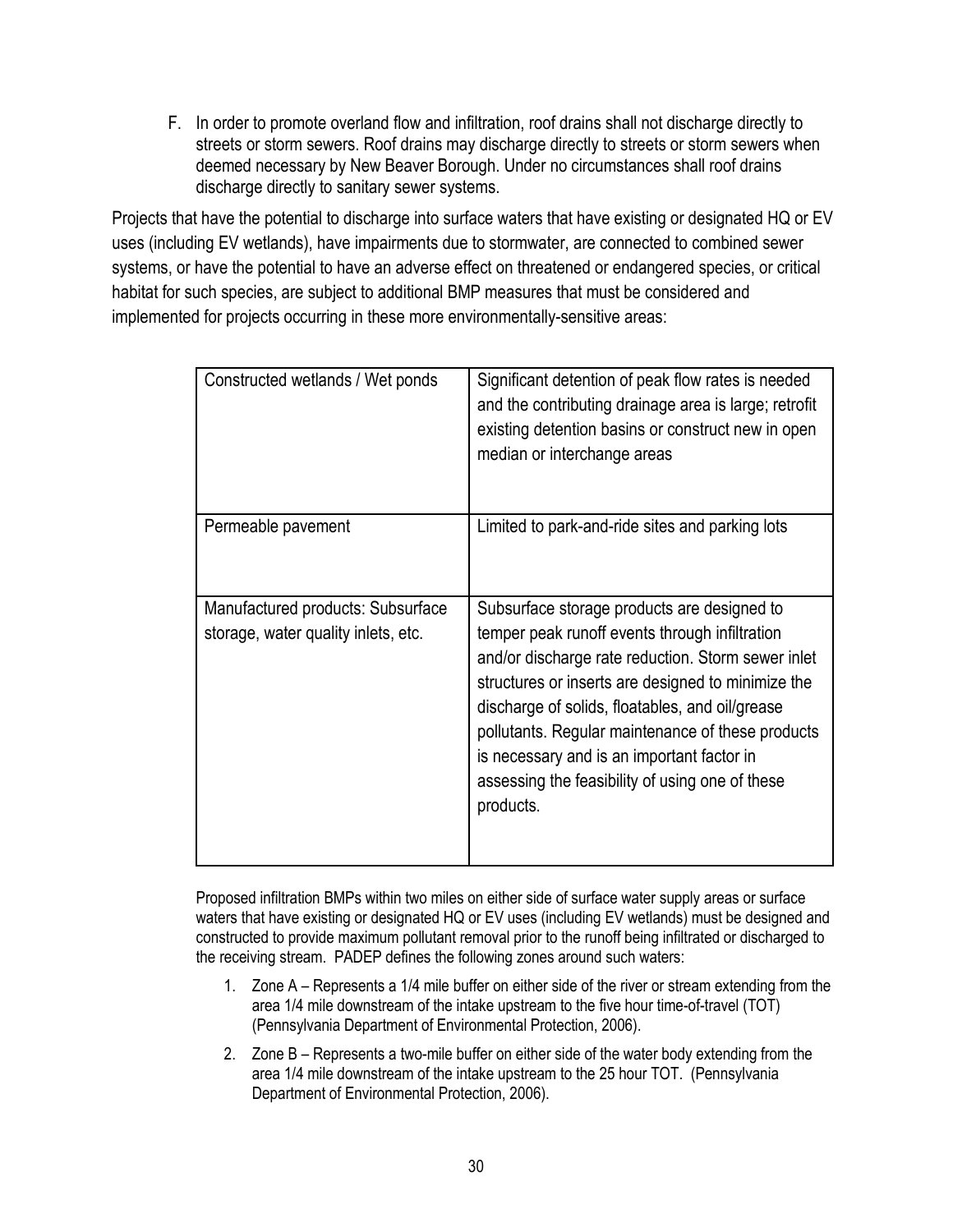F. In order to promote overland flow and infiltration, roof drains shall not discharge directly to streets or storm sewers. Roof drains may discharge directly to streets or storm sewers when deemed necessary by New Beaver Borough. Under no circumstances shall roof drains discharge directly to sanitary sewer systems.

Projects that have the potential to discharge into surface waters that have existing or designated HQ or EV uses (including EV wetlands), have impairments due to stormwater, are connected to combined sewer systems, or have the potential to have an adverse effect on threatened or endangered species, or critical habitat for such species, are subject to additional BMP measures that must be considered and implemented for projects occurring in these more environmentally-sensitive areas:

| | |
|---|---|
| Constructed wetlands / Wet ponds | Significant detention of peak flow rates is needed and the contributing drainage area is large; retrofit existing detention basins or construct new in open median or interchange areas |
| Permeable pavement | Limited to park-and-ride sites and parking lots |
| Manufactured products: Subsurface storage, water quality inlets, etc. | Subsurface storage products are designed to temper peak runoff events through infiltration and/or discharge rate reduction. Storm sewer inlet structures or inserts are designed to minimize the discharge of solids, floatables, and oil/grease pollutants. Regular maintenance of these products is necessary and is an important factor in assessing the feasibility of using one of these products. |

Proposed infiltration BMPs within two miles on either side of surface water supply areas or surface waters that have existing or designated HQ or EV uses (including EV wetlands) must be designed and constructed to provide maximum pollutant removal prior to the runoff being infiltrated or discharged to the receiving stream. PADEP defines the following zones around such waters:

1. Zone A – Represents a 1/4 mile buffer on either side of the river or stream extending from the area 1/4 mile downstream of the intake upstream to the five hour time-of-travel (TOT) (Pennsylvania Department of Environmental Protection, 2006).
2. Zone B – Represents a two-mile buffer on either side of the water body extending from the area 1/4 mile downstream of the intake upstream to the 25 hour TOT. (Pennsylvania Department of Environmental Protection, 2006).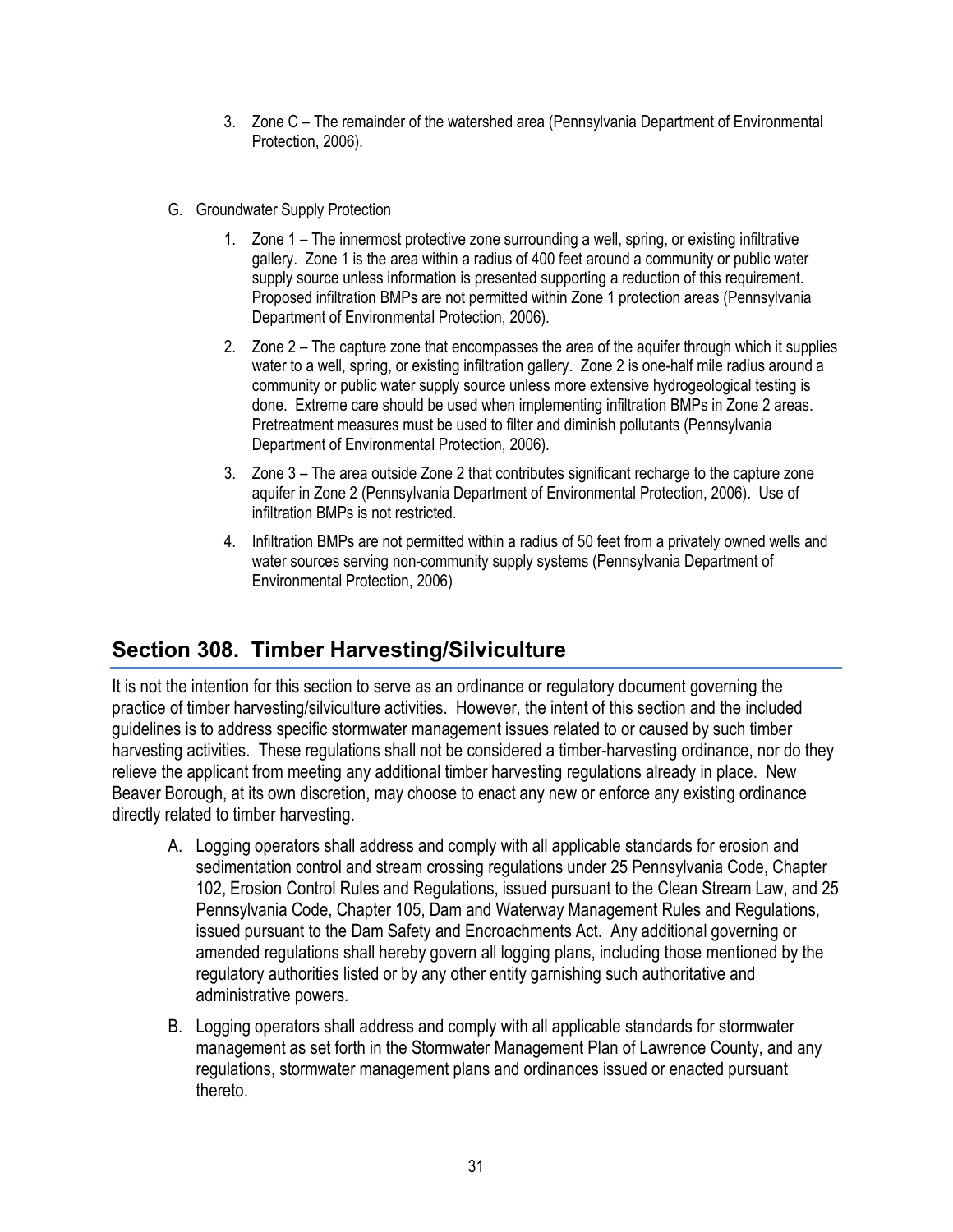3. Zone C – The remainder of the watershed area (Pennsylvania Department of Environmental Protection, 2006).

G. Groundwater Supply Protection

1. Zone 1 – The innermost protective zone surrounding a well, spring, or existing infiltrative gallery. Zone 1 is the area within a radius of 400 feet around a community or public water supply source unless information is presented supporting a reduction of this requirement. Proposed infiltration BMPs are not permitted within Zone 1 protection areas (Pennsylvania Department of Environmental Protection, 2006).

2. Zone 2 – The capture zone that encompasses the area of the aquifer through which it supplies water to a well, spring, or existing infiltration gallery. Zone 2 is one-half mile radius around a community or public water supply source unless more extensive hydrogeological testing is done. Extreme care should be used when implementing infiltration BMPs in Zone 2 areas. Pretreatment measures must be used to filter and diminish pollutants (Pennsylvania Department of Environmental Protection, 2006).

3. Zone 3 – The area outside Zone 2 that contributes significant recharge to the capture zone aquifer in Zone 2 (Pennsylvania Department of Environmental Protection, 2006). Use of infiltration BMPs is not restricted.

4. Infiltration BMPs are not permitted within a radius of 50 feet from a privately owned wells and water sources serving non-community supply systems (Pennsylvania Department of Environmental Protection, 2006)

## Section 308. Timber Harvesting/Silviculture

It is not the intention for this section to serve as an ordinance or regulatory document governing the practice of timber harvesting/silviculture activities. However, the intent of this section and the included guidelines is to address specific stormwater management issues related to or caused by such timber harvesting activities. These regulations shall not be considered a timber-harvesting ordinance, nor do they relieve the applicant from meeting any additional timber harvesting regulations already in place. New Beaver Borough, at its own discretion, may choose to enact any new or enforce any existing ordinance directly related to timber harvesting.

A. Logging operators shall address and comply with all applicable standards for erosion and sedimentation control and stream crossing regulations under 25 Pennsylvania Code, Chapter 102, Erosion Control Rules and Regulations, issued pursuant to the Clean Stream Law, and 25 Pennsylvania Code, Chapter 105, Dam and Waterway Management Rules and Regulations, issued pursuant to the Dam Safety and Encroachments Act. Any additional governing or amended regulations shall hereby govern all logging plans, including those mentioned by the regulatory authorities listed or by any other entity garnishing such authoritative and administrative powers.

B. Logging operators shall address and comply with all applicable standards for stormwater management as set forth in the Stormwater Management Plan of Lawrence County, and any regulations, stormwater management plans and ordinances issued or enacted pursuant thereto.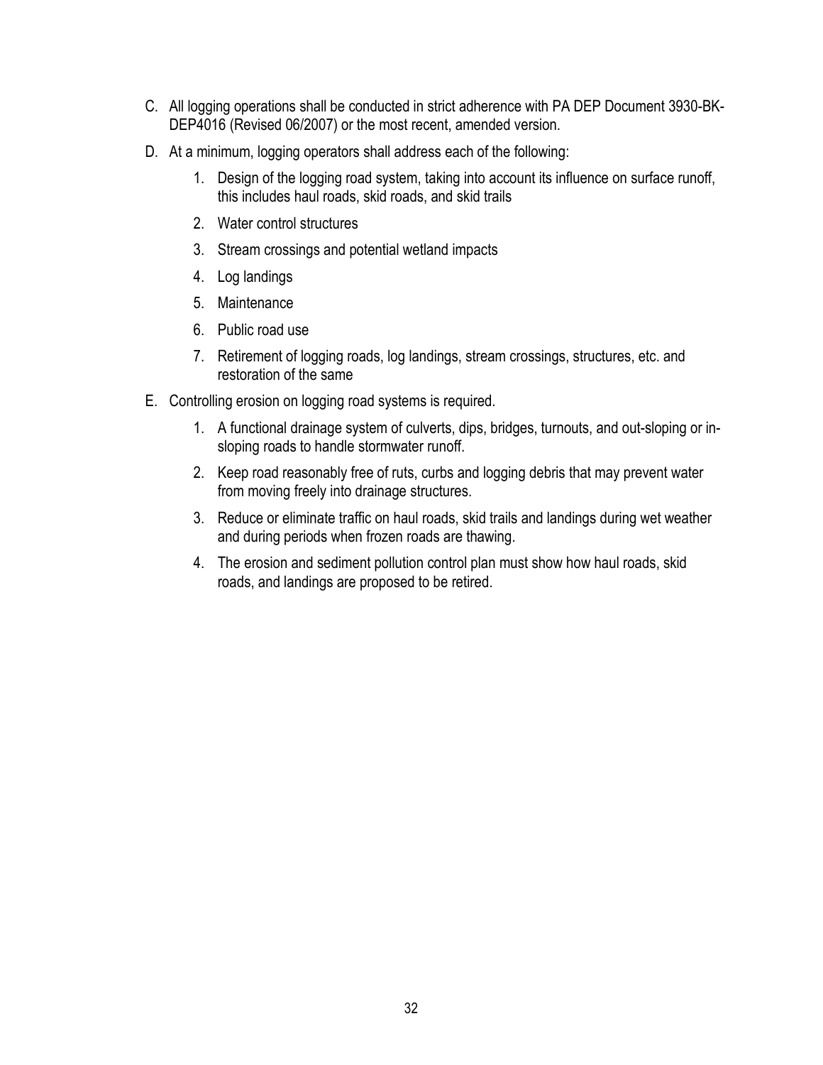C. All logging operations shall be conducted in strict adherence with PA DEP Document 3930-BK-DEP4016 (Revised 06/2007) or the most recent, amended version.

D. At a minimum, logging operators shall address each of the following:

   1. Design of the logging road system, taking into account its influence on surface runoff, this includes haul roads, skid roads, and skid trails
   2. Water control structures
   3. Stream crossings and potential wetland impacts
   4. Log landings
   5. Maintenance
   6. Public road use
   7. Retirement of logging roads, log landings, stream crossings, structures, etc. and restoration of the same

E. Controlling erosion on logging road systems is required.

   1. A functional drainage system of culverts, dips, bridges, turnouts, and out-sloping or in-sloping roads to handle stormwater runoff.
   2. Keep road reasonably free of ruts, curbs and logging debris that may prevent water from moving freely into drainage structures.
   3. Reduce or eliminate traffic on haul roads, skid trails and landings during wet weather and during periods when frozen roads are thawing.
   4. The erosion and sediment pollution control plan must show how haul roads, skid roads, and landings are proposed to be retired.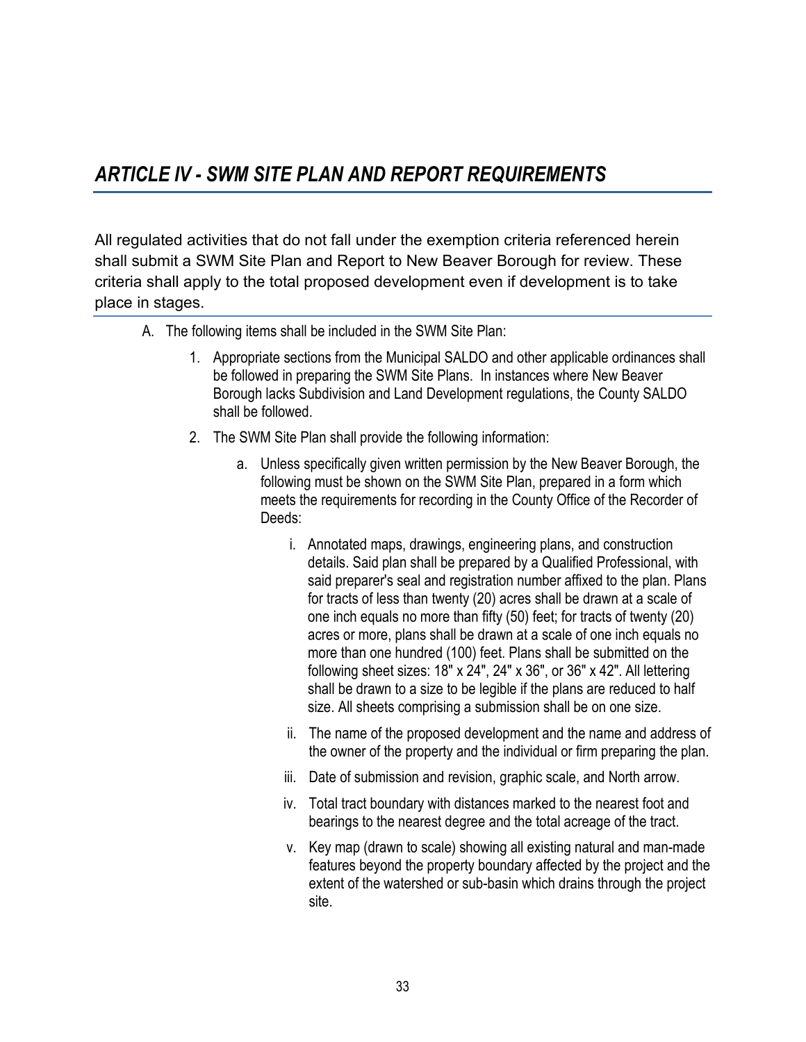## *ARTICLE IV - SWM SITE PLAN AND REPORT REQUIREMENTS*

All regulated activities that do not fall under the exemption criteria referenced herein shall submit a SWM Site Plan and Report to New Beaver Borough for review. These criteria shall apply to the total proposed development even if development is to take place in stages.

A. The following items shall be included in the SWM Site Plan:

1. Appropriate sections from the Municipal SALDO and other applicable ordinances shall be followed in preparing the SWM Site Plans. In instances where New Beaver Borough lacks Subdivision and Land Development regulations, the County SALDO shall be followed.

2. The SWM Site Plan shall provide the following information:

   a. Unless specifically given written permission by the New Beaver Borough, the following must be shown on the SWM Site Plan, prepared in a form which meets the requirements for recording in the County Office of the Recorder of Deeds:

      i. Annotated maps, drawings, engineering plans, and construction details. Said plan shall be prepared by a Qualified Professional, with said preparer's seal and registration number affixed to the plan. Plans for tracts of less than twenty (20) acres shall be drawn at a scale of one inch equals no more than fifty (50) feet; for tracts of twenty (20) acres or more, plans shall be drawn at a scale of one inch equals no more than one hundred (100) feet. Plans shall be submitted on the following sheet sizes: 18" x 24", 24" x 36", or 36" x 42". All lettering shall be drawn to a size to be legible if the plans are reduced to half size. All sheets comprising a submission shall be on one size.

      ii. The name of the proposed development and the name and address of the owner of the property and the individual or firm preparing the plan.

      iii. Date of submission and revision, graphic scale, and North arrow.

      iv. Total tract boundary with distances marked to the nearest foot and bearings to the nearest degree and the total acreage of the tract.

      v. Key map (drawn to scale) showing all existing natural and man-made features beyond the property boundary affected by the project and the extent of the watershed or sub-basin which drains through the project site.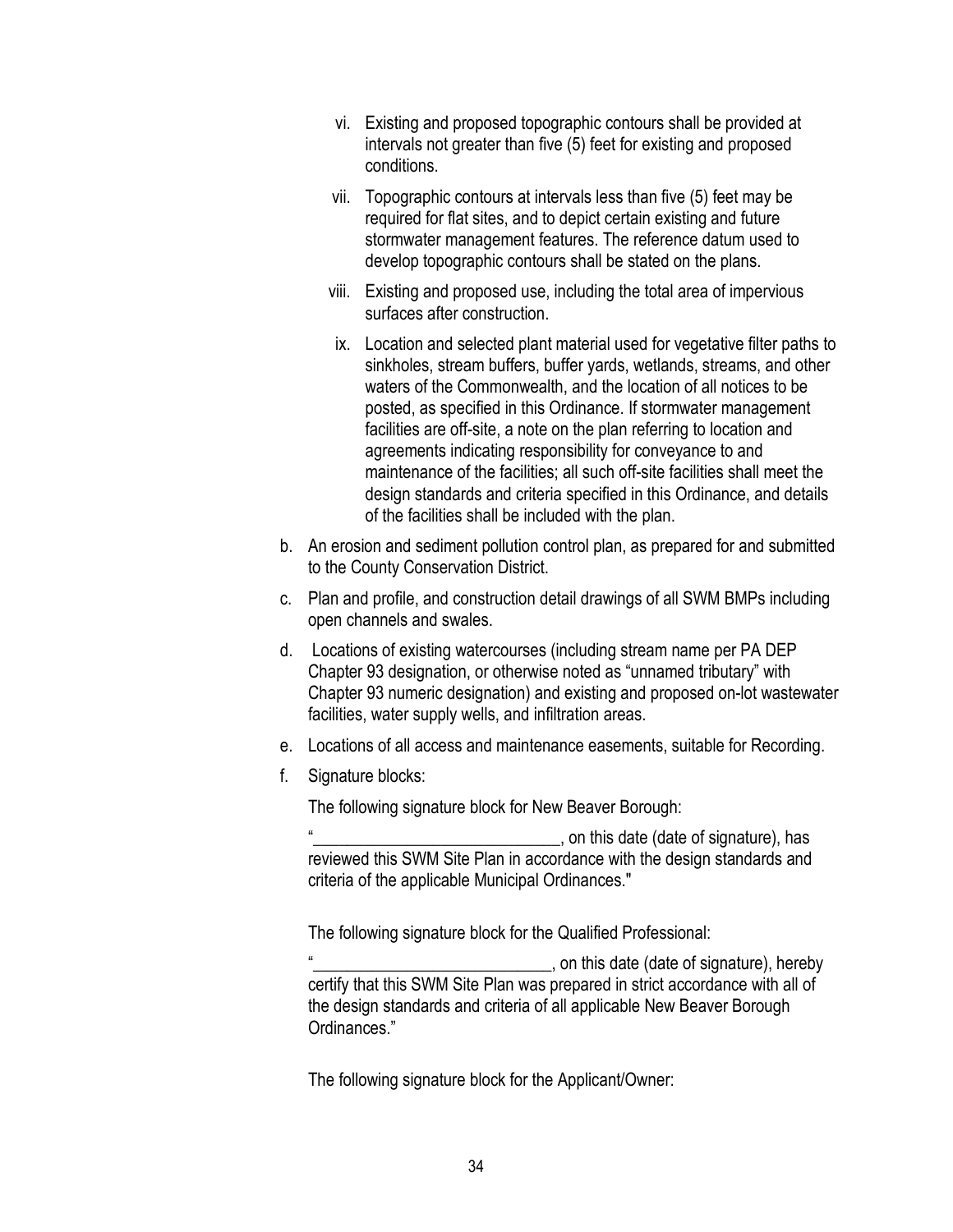vi. Existing and proposed topographic contours shall be provided at intervals not greater than five (5) feet for existing and proposed conditions.

vii. Topographic contours at intervals less than five (5) feet may be required for flat sites, and to depict certain existing and future stormwater management features. The reference datum used to develop topographic contours shall be stated on the plans.

viii. Existing and proposed use, including the total area of impervious surfaces after construction.

ix. Location and selected plant material used for vegetative filter paths to sinkholes, stream buffers, buffer yards, wetlands, streams, and other waters of the Commonwealth, and the location of all notices to be posted, as specified in this Ordinance. If stormwater management facilities are off-site, a note on the plan referring to location and agreements indicating responsibility for conveyance to and maintenance of the facilities; all such off-site facilities shall meet the design standards and criteria specified in this Ordinance, and details of the facilities shall be included with the plan.

b. An erosion and sediment pollution control plan, as prepared for and submitted to the County Conservation District.

c. Plan and profile, and construction detail drawings of all SWM BMPs including open channels and swales.

d. Locations of existing watercourses (including stream name per PA DEP Chapter 93 designation, or otherwise noted as "unnamed tributary" with Chapter 93 numeric designation) and existing and proposed on-lot wastewater facilities, water supply wells, and infiltration areas.

e. Locations of all access and maintenance easements, suitable for Recording.

f. Signature blocks:

The following signature block for New Beaver Borough:

"_____________________________, on this date (date of signature), has reviewed this SWM Site Plan in accordance with the design standards and criteria of the applicable Municipal Ordinances."

The following signature block for the Qualified Professional:

"____________________________, on this date (date of signature), hereby certify that this SWM Site Plan was prepared in strict accordance with all of the design standards and criteria of all applicable New Beaver Borough Ordinances."

The following signature block for the Applicant/Owner: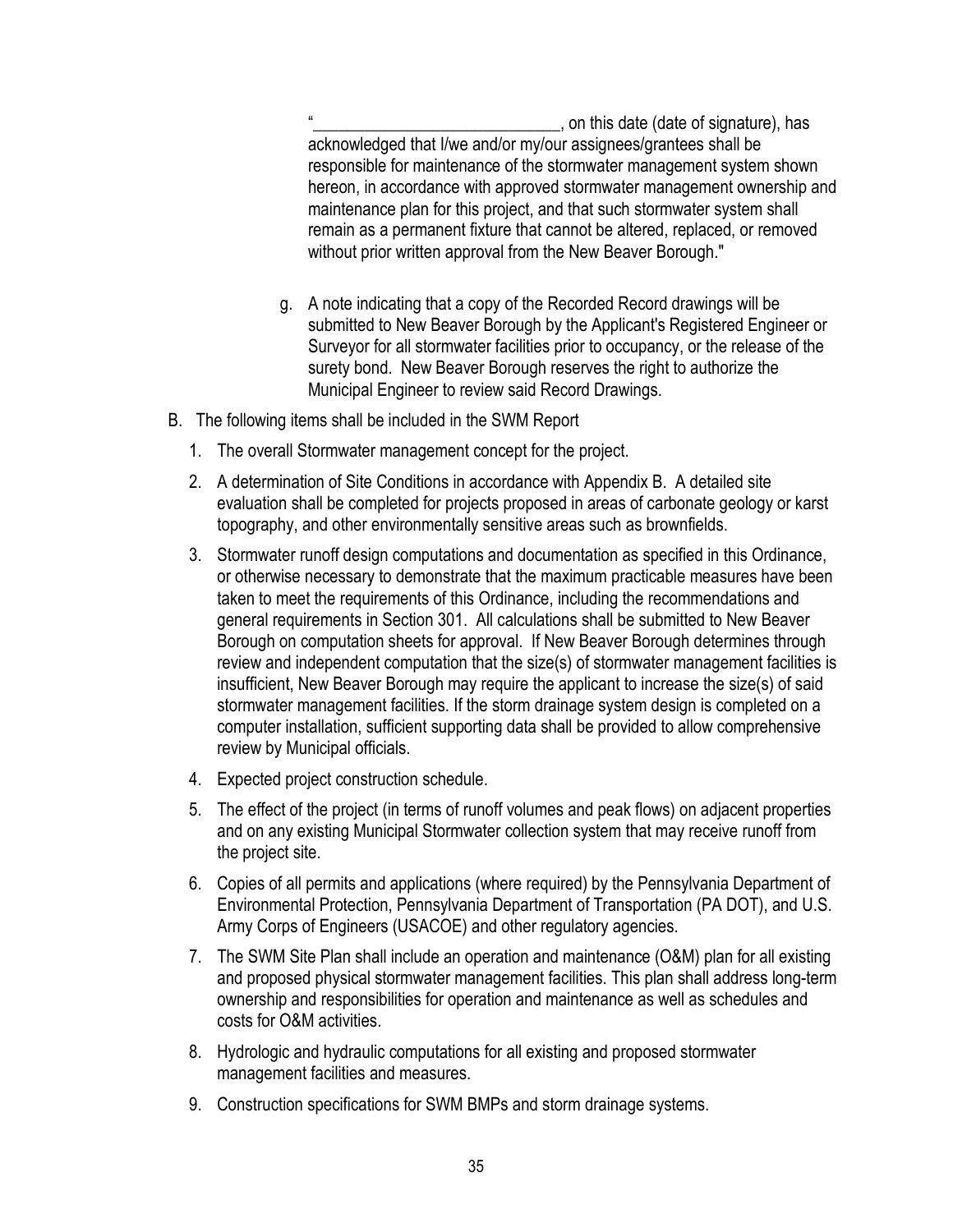"_____________________________, on this date (date of signature), has acknowledged that I/we and/or my/our assignees/grantees shall be responsible for maintenance of the stormwater management system shown hereon, in accordance with approved stormwater management ownership and maintenance plan for this project, and that such stormwater system shall remain as a permanent fixture that cannot be altered, replaced, or removed without prior written approval from the New Beaver Borough."

g. A note indicating that a copy of the Recorded Record drawings will be submitted to New Beaver Borough by the Applicant's Registered Engineer or Surveyor for all stormwater facilities prior to occupancy, or the release of the surety bond. New Beaver Borough reserves the right to authorize the Municipal Engineer to review said Record Drawings.

B. The following items shall be included in the SWM Report

1. The overall Stormwater management concept for the project.
2. A determination of Site Conditions in accordance with Appendix B. A detailed site evaluation shall be completed for projects proposed in areas of carbonate geology or karst topography, and other environmentally sensitive areas such as brownfields.
3. Stormwater runoff design computations and documentation as specified in this Ordinance, or otherwise necessary to demonstrate that the maximum practicable measures have been taken to meet the requirements of this Ordinance, including the recommendations and general requirements in Section 301. All calculations shall be submitted to New Beaver Borough on computation sheets for approval. If New Beaver Borough determines through review and independent computation that the size(s) of stormwater management facilities is insufficient, New Beaver Borough may require the applicant to increase the size(s) of said stormwater management facilities. If the storm drainage system design is completed on a computer installation, sufficient supporting data shall be provided to allow comprehensive review by Municipal officials.
4. Expected project construction schedule.
5. The effect of the project (in terms of runoff volumes and peak flows) on adjacent properties and on any existing Municipal Stormwater collection system that may receive runoff from the project site.
6. Copies of all permits and applications (where required) by the Pennsylvania Department of Environmental Protection, Pennsylvania Department of Transportation (PA DOT), and U.S. Army Corps of Engineers (USACOE) and other regulatory agencies.
7. The SWM Site Plan shall include an operation and maintenance (O&M) plan for all existing and proposed physical stormwater management facilities. This plan shall address long-term ownership and responsibilities for operation and maintenance as well as schedules and costs for O&M activities.
8. Hydrologic and hydraulic computations for all existing and proposed stormwater management facilities and measures.
9. Construction specifications for SWM BMPs and storm drainage systems.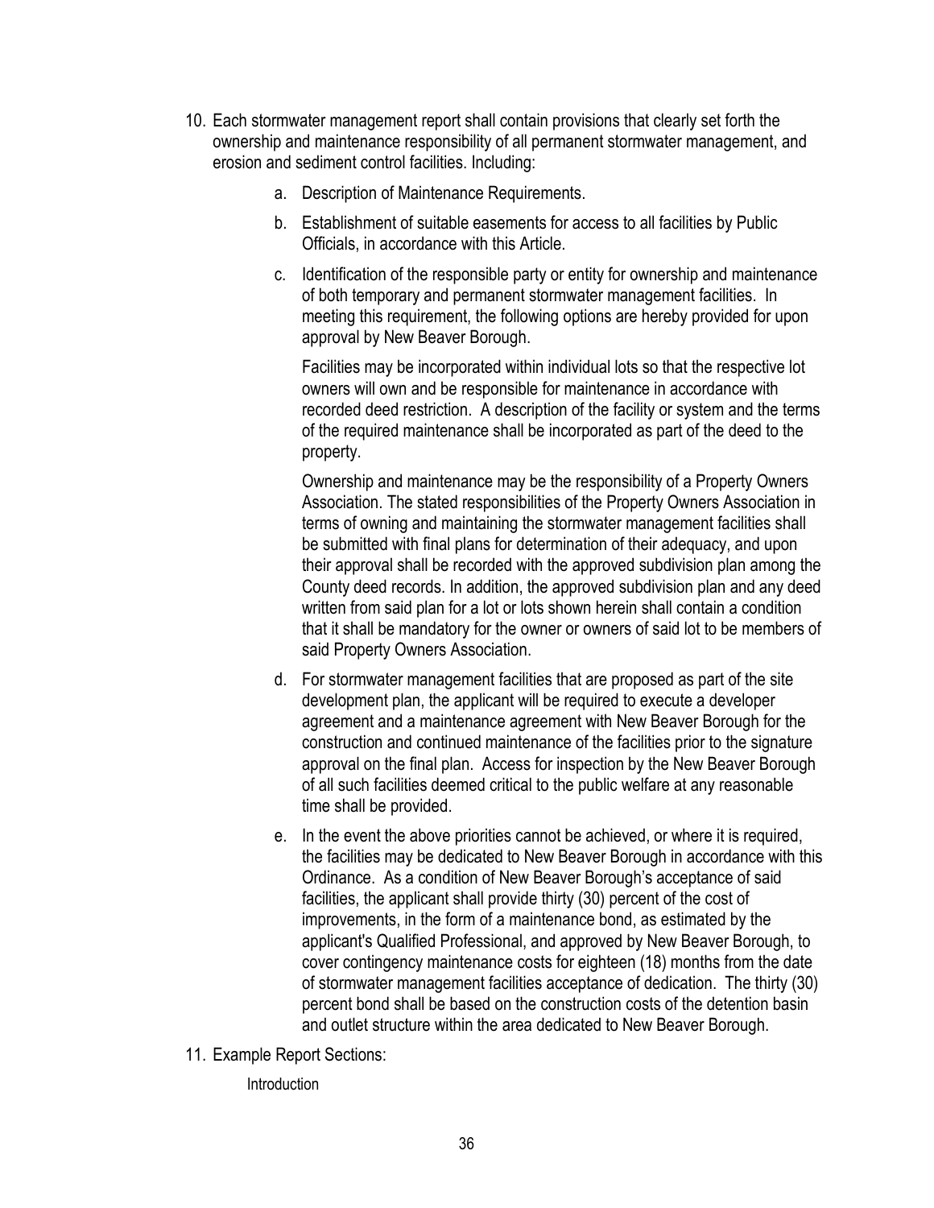10. Each stormwater management report shall contain provisions that clearly set forth the ownership and maintenance responsibility of all permanent stormwater management, and erosion and sediment control facilities. Including:

    a. Description of Maintenance Requirements.

    b. Establishment of suitable easements for access to all facilities by Public Officials, in accordance with this Article.

    c. Identification of the responsible party or entity for ownership and maintenance of both temporary and permanent stormwater management facilities. In meeting this requirement, the following options are hereby provided for upon approval by New Beaver Borough.

       Facilities may be incorporated within individual lots so that the respective lot owners will own and be responsible for maintenance in accordance with recorded deed restriction. A description of the facility or system and the terms of the required maintenance shall be incorporated as part of the deed to the property.

       Ownership and maintenance may be the responsibility of a Property Owners Association. The stated responsibilities of the Property Owners Association in terms of owning and maintaining the stormwater management facilities shall be submitted with final plans for determination of their adequacy, and upon their approval shall be recorded with the approved subdivision plan among the County deed records. In addition, the approved subdivision plan and any deed written from said plan for a lot or lots shown herein shall contain a condition that it shall be mandatory for the owner or owners of said lot to be members of said Property Owners Association.

    d. For stormwater management facilities that are proposed as part of the site development plan, the applicant will be required to execute a developer agreement and a maintenance agreement with New Beaver Borough for the construction and continued maintenance of the facilities prior to the signature approval on the final plan. Access for inspection by the New Beaver Borough of all such facilities deemed critical to the public welfare at any reasonable time shall be provided.

    e. In the event the above priorities cannot be achieved, or where it is required, the facilities may be dedicated to New Beaver Borough in accordance with this Ordinance. As a condition of New Beaver Borough's acceptance of said facilities, the applicant shall provide thirty (30) percent of the cost of improvements, in the form of a maintenance bond, as estimated by the applicant's Qualified Professional, and approved by New Beaver Borough, to cover contingency maintenance costs for eighteen (18) months from the date of stormwater management facilities acceptance of dedication. The thirty (30) percent bond shall be based on the construction costs of the detention basin and outlet structure within the area dedicated to New Beaver Borough.

11. Example Report Sections:

    Introduction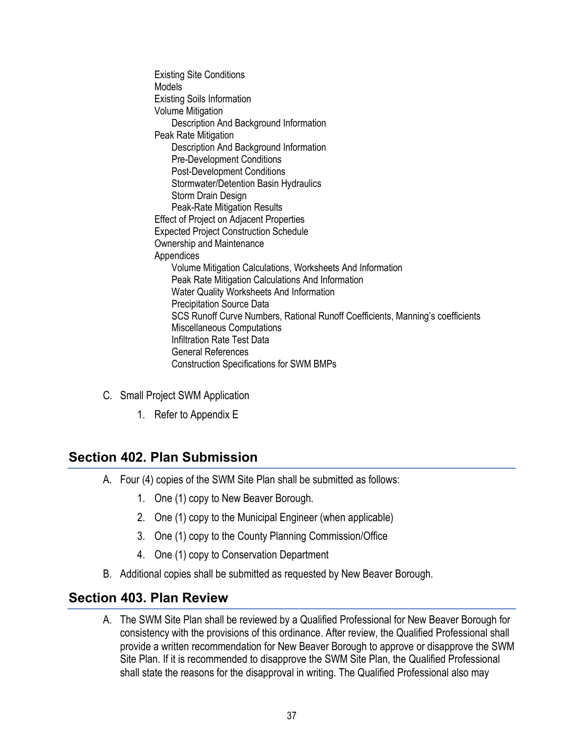- Existing Site Conditions
- Models
- Existing Soils Information
- Volume Mitigation
  - Description And Background Information
- Peak Rate Mitigation
  - Description And Background Information
  - Pre-Development Conditions
  - Post-Development Conditions
  - Stormwater/Detention Basin Hydraulics
  - Storm Drain Design
  - Peak-Rate Mitigation Results
- Effect of Project on Adjacent Properties
- Expected Project Construction Schedule
- Ownership and Maintenance
- Appendices
  - Volume Mitigation Calculations, Worksheets And Information
  - Peak Rate Mitigation Calculations And Information
  - Water Quality Worksheets And Information
  - Precipitation Source Data
  - SCS Runoff Curve Numbers, Rational Runoff Coefficients, Manning's coefficients
  - Miscellaneous Computations
  - Infiltration Rate Test Data
  - General References
  - Construction Specifications for SWM BMPs

C. Small Project SWM Application

1. Refer to Appendix E

## Section 402. Plan Submission

A. Four (4) copies of the SWM Site Plan shall be submitted as follows:

1. One (1) copy to New Beaver Borough.
2. One (1) copy to the Municipal Engineer (when applicable)
3. One (1) copy to the County Planning Commission/Office
4. One (1) copy to Conservation Department

B. Additional copies shall be submitted as requested by New Beaver Borough.

## Section 403. Plan Review

A. The SWM Site Plan shall be reviewed by a Qualified Professional for New Beaver Borough for consistency with the provisions of this ordinance. After review, the Qualified Professional shall provide a written recommendation for New Beaver Borough to approve or disapprove the SWM Site Plan. If it is recommended to disapprove the SWM Site Plan, the Qualified Professional shall state the reasons for the disapproval in writing. The Qualified Professional also may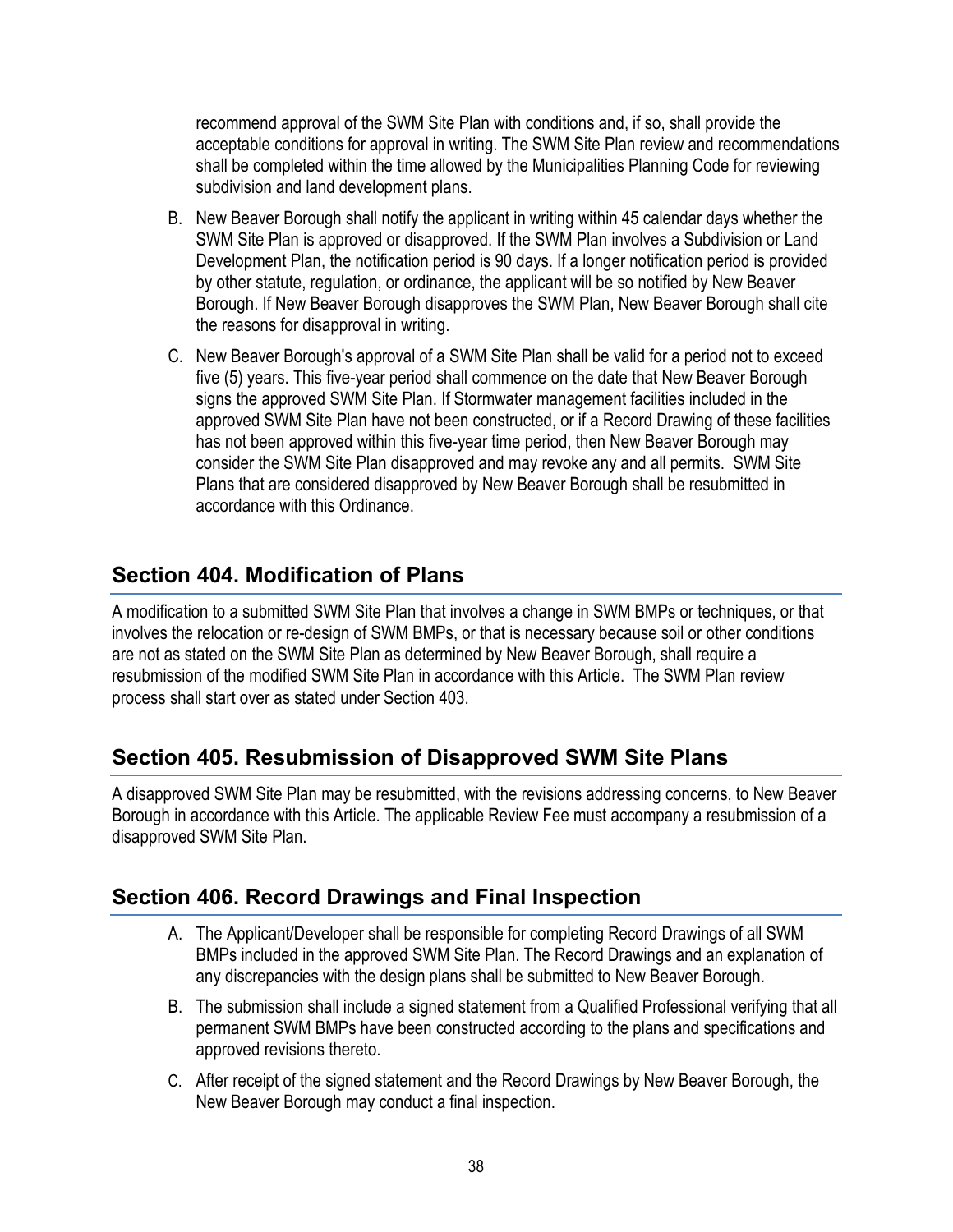recommend approval of the SWM Site Plan with conditions and, if so, shall provide the acceptable conditions for approval in writing. The SWM Site Plan review and recommendations shall be completed within the time allowed by the Municipalities Planning Code for reviewing subdivision and land development plans.

B. New Beaver Borough shall notify the applicant in writing within 45 calendar days whether the SWM Site Plan is approved or disapproved. If the SWM Plan involves a Subdivision or Land Development Plan, the notification period is 90 days. If a longer notification period is provided by other statute, regulation, or ordinance, the applicant will be so notified by New Beaver Borough. If New Beaver Borough disapproves the SWM Plan, New Beaver Borough shall cite the reasons for disapproval in writing.

C. New Beaver Borough's approval of a SWM Site Plan shall be valid for a period not to exceed five (5) years. This five-year period shall commence on the date that New Beaver Borough signs the approved SWM Site Plan. If Stormwater management facilities included in the approved SWM Site Plan have not been constructed, or if a Record Drawing of these facilities has not been approved within this five-year time period, then New Beaver Borough may consider the SWM Site Plan disapproved and may revoke any and all permits. SWM Site Plans that are considered disapproved by New Beaver Borough shall be resubmitted in accordance with this Ordinance.

## Section 404. Modification of Plans

A modification to a submitted SWM Site Plan that involves a change in SWM BMPs or techniques, or that involves the relocation or re-design of SWM BMPs, or that is necessary because soil or other conditions are not as stated on the SWM Site Plan as determined by New Beaver Borough, shall require a resubmission of the modified SWM Site Plan in accordance with this Article. The SWM Plan review process shall start over as stated under Section 403.

## Section 405. Resubmission of Disapproved SWM Site Plans

A disapproved SWM Site Plan may be resubmitted, with the revisions addressing concerns, to New Beaver Borough in accordance with this Article. The applicable Review Fee must accompany a resubmission of a disapproved SWM Site Plan.

## Section 406. Record Drawings and Final Inspection

A. The Applicant/Developer shall be responsible for completing Record Drawings of all SWM BMPs included in the approved SWM Site Plan. The Record Drawings and an explanation of any discrepancies with the design plans shall be submitted to New Beaver Borough.

B. The submission shall include a signed statement from a Qualified Professional verifying that all permanent SWM BMPs have been constructed according to the plans and specifications and approved revisions thereto.

C. After receipt of the signed statement and the Record Drawings by New Beaver Borough, the New Beaver Borough may conduct a final inspection.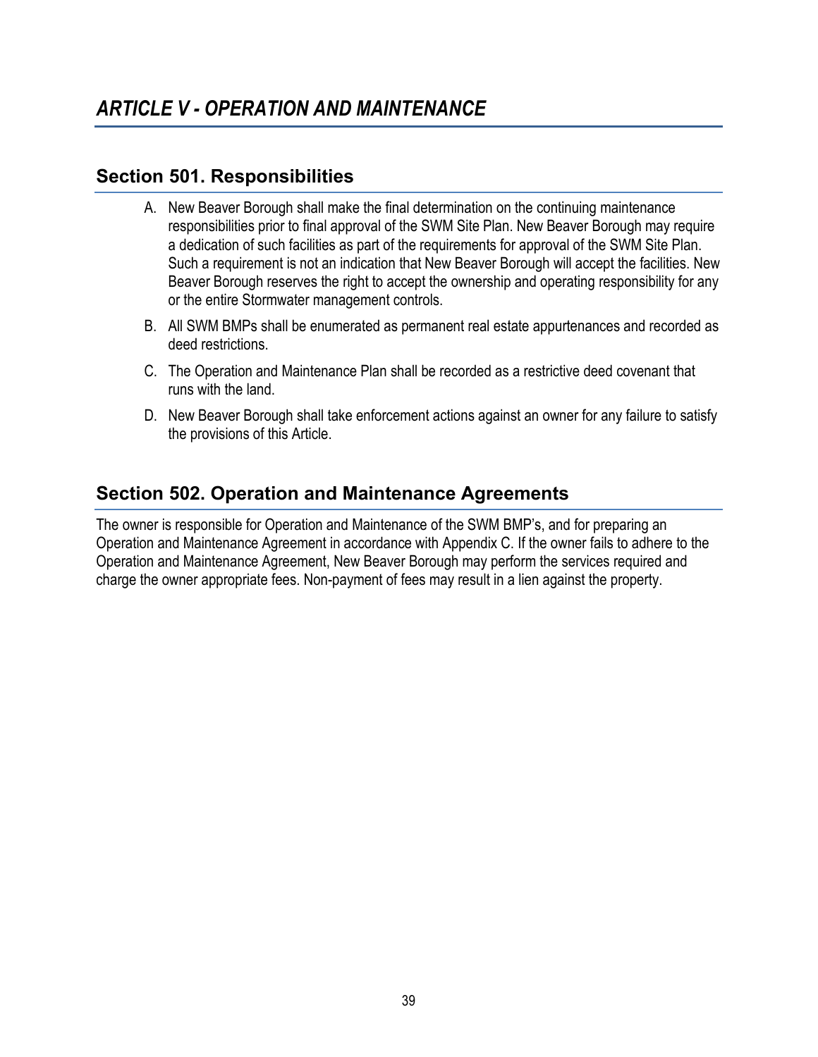# *ARTICLE V - OPERATION AND MAINTENANCE*

## Section 501. Responsibilities

A. New Beaver Borough shall make the final determination on the continuing maintenance responsibilities prior to final approval of the SWM Site Plan. New Beaver Borough may require a dedication of such facilities as part of the requirements for approval of the SWM Site Plan. Such a requirement is not an indication that New Beaver Borough will accept the facilities. New Beaver Borough reserves the right to accept the ownership and operating responsibility for any or the entire Stormwater management controls.

B. All SWM BMPs shall be enumerated as permanent real estate appurtenances and recorded as deed restrictions.

C. The Operation and Maintenance Plan shall be recorded as a restrictive deed covenant that runs with the land.

D. New Beaver Borough shall take enforcement actions against an owner for any failure to satisfy the provisions of this Article.

## Section 502. Operation and Maintenance Agreements

The owner is responsible for Operation and Maintenance of the SWM BMP's, and for preparing an Operation and Maintenance Agreement in accordance with Appendix C. If the owner fails to adhere to the Operation and Maintenance Agreement, New Beaver Borough may perform the services required and charge the owner appropriate fees. Non-payment of fees may result in a lien against the property.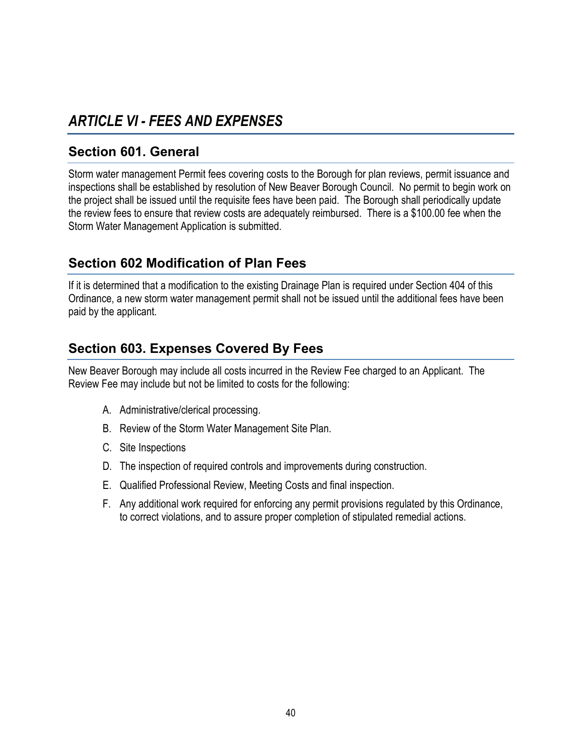# *ARTICLE VI - FEES AND EXPENSES*

## Section 601. General

Storm water management Permit fees covering costs to the Borough for plan reviews, permit issuance and inspections shall be established by resolution of New Beaver Borough Council. No permit to begin work on the project shall be issued until the requisite fees have been paid. The Borough shall periodically update the review fees to ensure that review costs are adequately reimbursed. There is a $100.00 fee when the Storm Water Management Application is submitted.

## Section 602 Modification of Plan Fees

If it is determined that a modification to the existing Drainage Plan is required under Section 404 of this Ordinance, a new storm water management permit shall not be issued until the additional fees have been paid by the applicant.

## Section 603. Expenses Covered By Fees

New Beaver Borough may include all costs incurred in the Review Fee charged to an Applicant. The Review Fee may include but not be limited to costs for the following:

A. Administrative/clerical processing.

B. Review of the Storm Water Management Site Plan.

C. Site Inspections

D. The inspection of required controls and improvements during construction.

E. Qualified Professional Review, Meeting Costs and final inspection.

F. Any additional work required for enforcing any permit provisions regulated by this Ordinance, to correct violations, and to assure proper completion of stipulated remedial actions.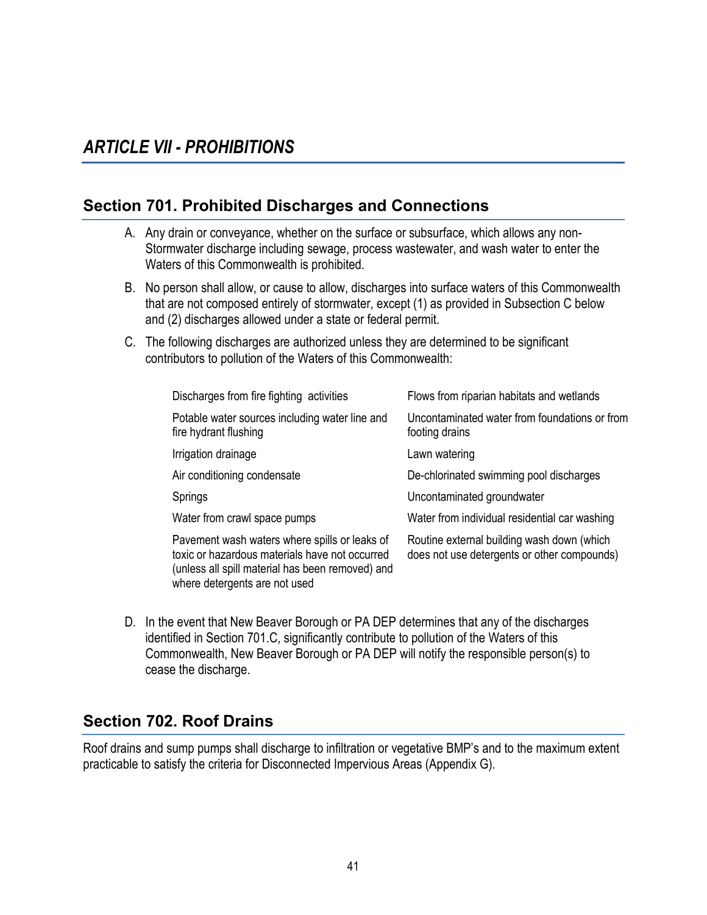# ARTICLE VII - PROHIBITIONS

## Section 701. Prohibited Discharges and Connections

A. Any drain or conveyance, whether on the surface or subsurface, which allows any non-Stormwater discharge including sewage, process wastewater, and wash water to enter the Waters of this Commonwealth is prohibited.

B. No person shall allow, or cause to allow, discharges into surface waters of this Commonwealth that are not composed entirely of stormwater, except (1) as provided in Subsection C below and (2) discharges allowed under a state or federal permit.

C. The following discharges are authorized unless they are determined to be significant contributors to pollution of the Waters of this Commonwealth:

| | |
|---|---|
| Discharges from fire fighting activities | Flows from riparian habitats and wetlands |
| Potable water sources including water line and fire hydrant flushing | Uncontaminated water from foundations or from footing drains |
| Irrigation drainage | Lawn watering |
| Air conditioning condensate | De-chlorinated swimming pool discharges |
| Springs | Uncontaminated groundwater |
| Water from crawl space pumps | Water from individual residential car washing |
| Pavement wash waters where spills or leaks of toxic or hazardous materials have not occurred (unless all spill material has been removed) and where detergents are not used | Routine external building wash down (which does not use detergents or other compounds) |

D. In the event that New Beaver Borough or PA DEP determines that any of the discharges identified in Section 701.C, significantly contribute to pollution of the Waters of this Commonwealth, New Beaver Borough or PA DEP will notify the responsible person(s) to cease the discharge.

## Section 702. Roof Drains

Roof drains and sump pumps shall discharge to infiltration or vegetative BMP's and to the maximum extent practicable to satisfy the criteria for Disconnected Impervious Areas (Appendix G).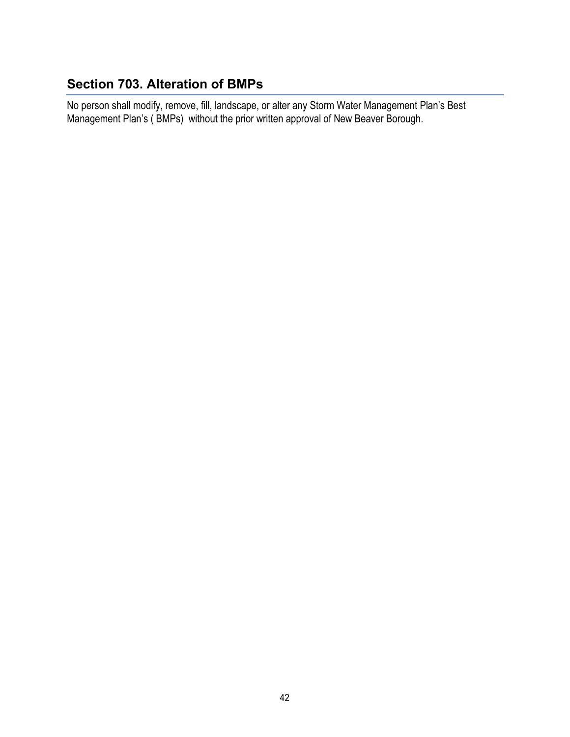## Section 703. Alteration of BMPs

No person shall modify, remove, fill, landscape, or alter any Storm Water Management Plan's Best Management Plan's ( BMPs) without the prior written approval of New Beaver Borough.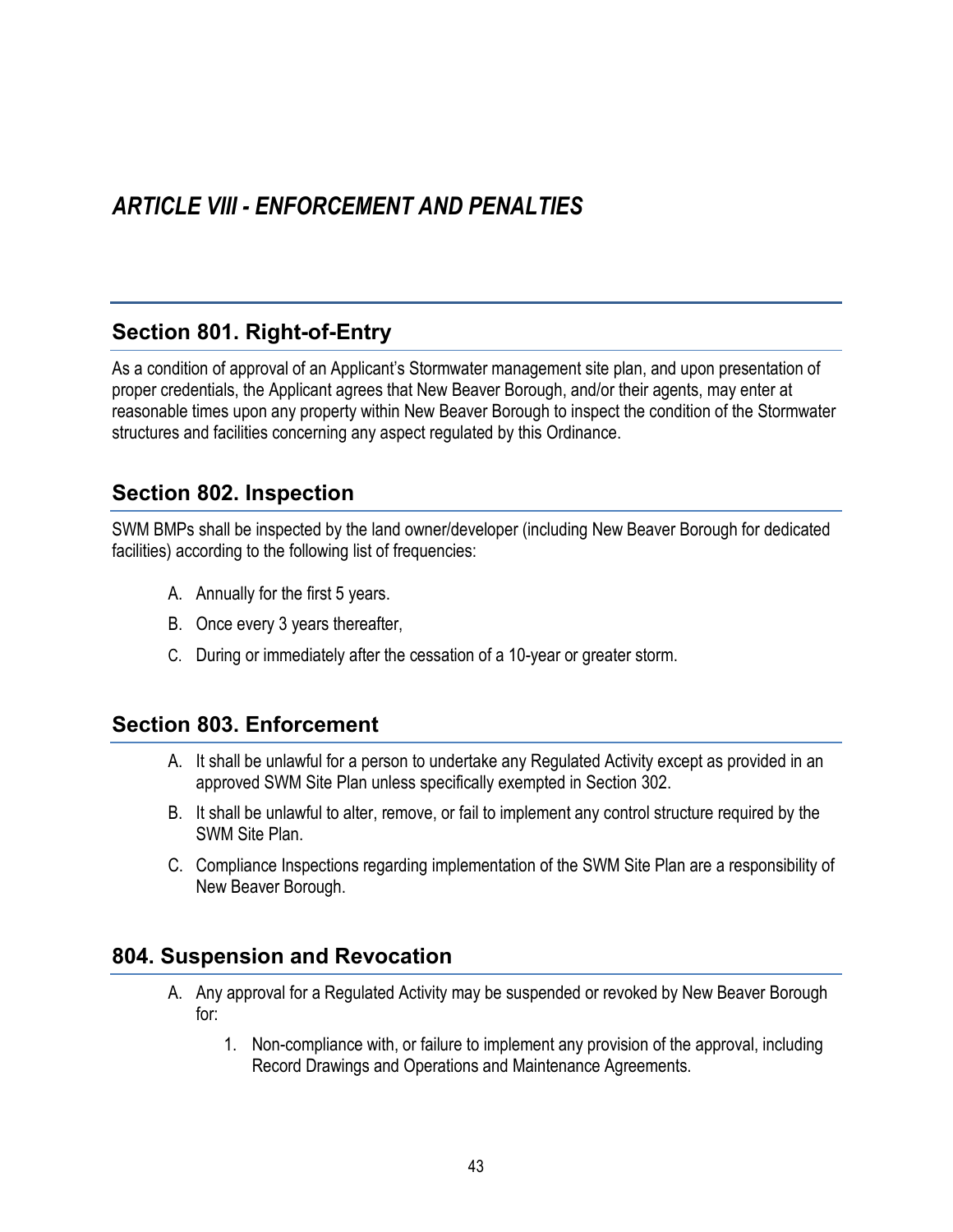# *ARTICLE VIII - ENFORCEMENT AND PENALTIES*

## Section 801. Right-of-Entry

As a condition of approval of an Applicant's Stormwater management site plan, and upon presentation of proper credentials, the Applicant agrees that New Beaver Borough, and/or their agents, may enter at reasonable times upon any property within New Beaver Borough to inspect the condition of the Stormwater structures and facilities concerning any aspect regulated by this Ordinance.

## Section 802. Inspection

SWM BMPs shall be inspected by the land owner/developer (including New Beaver Borough for dedicated facilities) according to the following list of frequencies:

A. Annually for the first 5 years.

B. Once every 3 years thereafter,

C. During or immediately after the cessation of a 10-year or greater storm.

## Section 803. Enforcement

A. It shall be unlawful for a person to undertake any Regulated Activity except as provided in an approved SWM Site Plan unless specifically exempted in Section 302.

B. It shall be unlawful to alter, remove, or fail to implement any control structure required by the SWM Site Plan.

C. Compliance Inspections regarding implementation of the SWM Site Plan are a responsibility of New Beaver Borough.

## 804. Suspension and Revocation

A. Any approval for a Regulated Activity may be suspended or revoked by New Beaver Borough for:

1. Non-compliance with, or failure to implement any provision of the approval, including Record Drawings and Operations and Maintenance Agreements.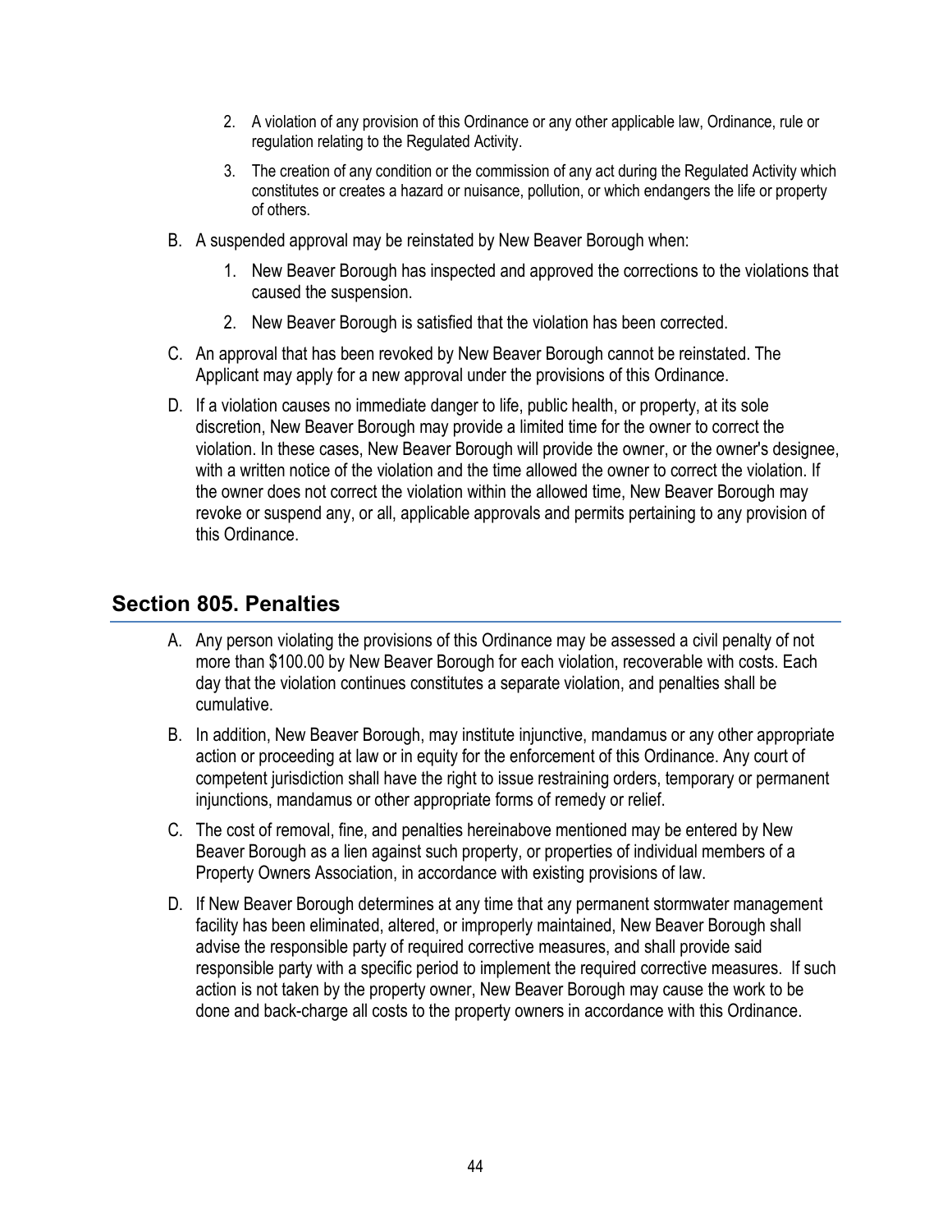2. A violation of any provision of this Ordinance or any other applicable law, Ordinance, rule or regulation relating to the Regulated Activity.
3. The creation of any condition or the commission of any act during the Regulated Activity which constitutes or creates a hazard or nuisance, pollution, or which endangers the life or property of others.

B. A suspended approval may be reinstated by New Beaver Borough when:
   1. New Beaver Borough has inspected and approved the corrections to the violations that caused the suspension.
   2. New Beaver Borough is satisfied that the violation has been corrected.

C. An approval that has been revoked by New Beaver Borough cannot be reinstated. The Applicant may apply for a new approval under the provisions of this Ordinance.

D. If a violation causes no immediate danger to life, public health, or property, at its sole discretion, New Beaver Borough may provide a limited time for the owner to correct the violation. In these cases, New Beaver Borough will provide the owner, or the owner's designee, with a written notice of the violation and the time allowed the owner to correct the violation. If the owner does not correct the violation within the allowed time, New Beaver Borough may revoke or suspend any, or all, applicable approvals and permits pertaining to any provision of this Ordinance.

## Section 805. Penalties

A. Any person violating the provisions of this Ordinance may be assessed a civil penalty of not more than $100.00 by New Beaver Borough for each violation, recoverable with costs. Each day that the violation continues constitutes a separate violation, and penalties shall be cumulative.

B. In addition, New Beaver Borough, may institute injunctive, mandamus or any other appropriate action or proceeding at law or in equity for the enforcement of this Ordinance. Any court of competent jurisdiction shall have the right to issue restraining orders, temporary or permanent injunctions, mandamus or other appropriate forms of remedy or relief.

C. The cost of removal, fine, and penalties hereinabove mentioned may be entered by New Beaver Borough as a lien against such property, or properties of individual members of a Property Owners Association, in accordance with existing provisions of law.

D. If New Beaver Borough determines at any time that any permanent stormwater management facility has been eliminated, altered, or improperly maintained, New Beaver Borough shall advise the responsible party of required corrective measures, and shall provide said responsible party with a specific period to implement the required corrective measures. If such action is not taken by the property owner, New Beaver Borough may cause the work to be done and back-charge all costs to the property owners in accordance with this Ordinance.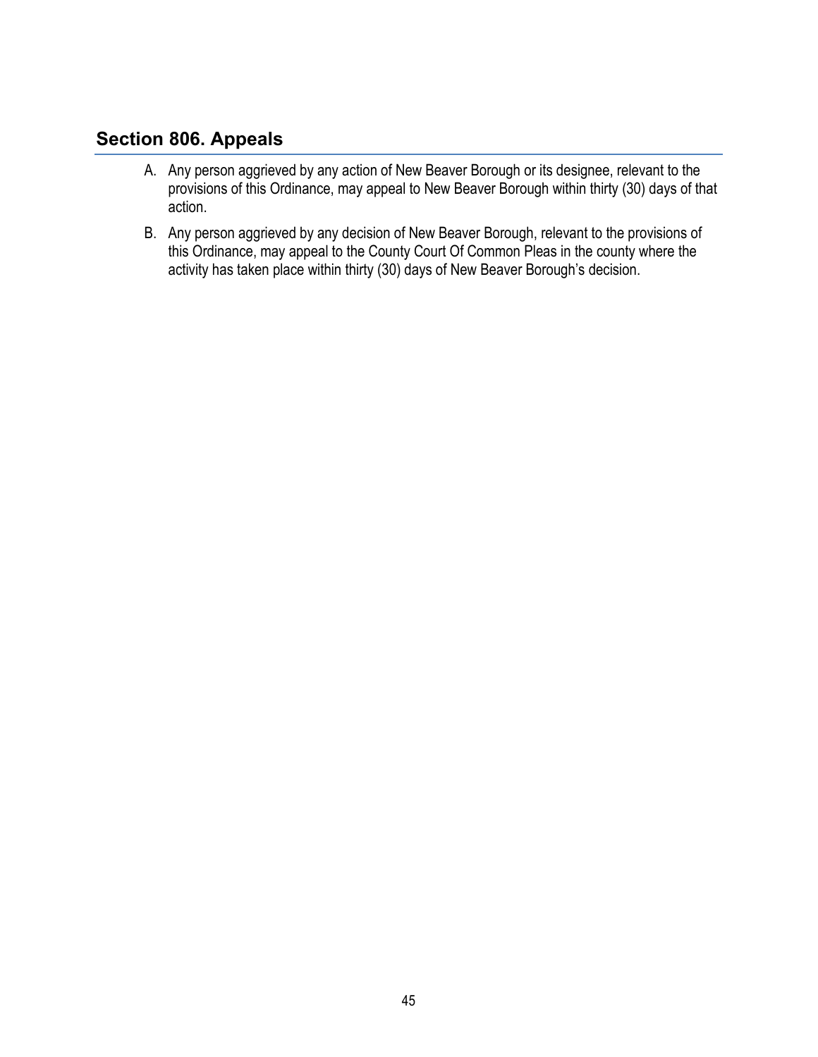## Section 806. Appeals

A. Any person aggrieved by any action of New Beaver Borough or its designee, relevant to the provisions of this Ordinance, may appeal to New Beaver Borough within thirty (30) days of that action.

B. Any person aggrieved by any decision of New Beaver Borough, relevant to the provisions of this Ordinance, may appeal to the County Court Of Common Pleas in the county where the activity has taken place within thirty (30) days of New Beaver Borough's decision.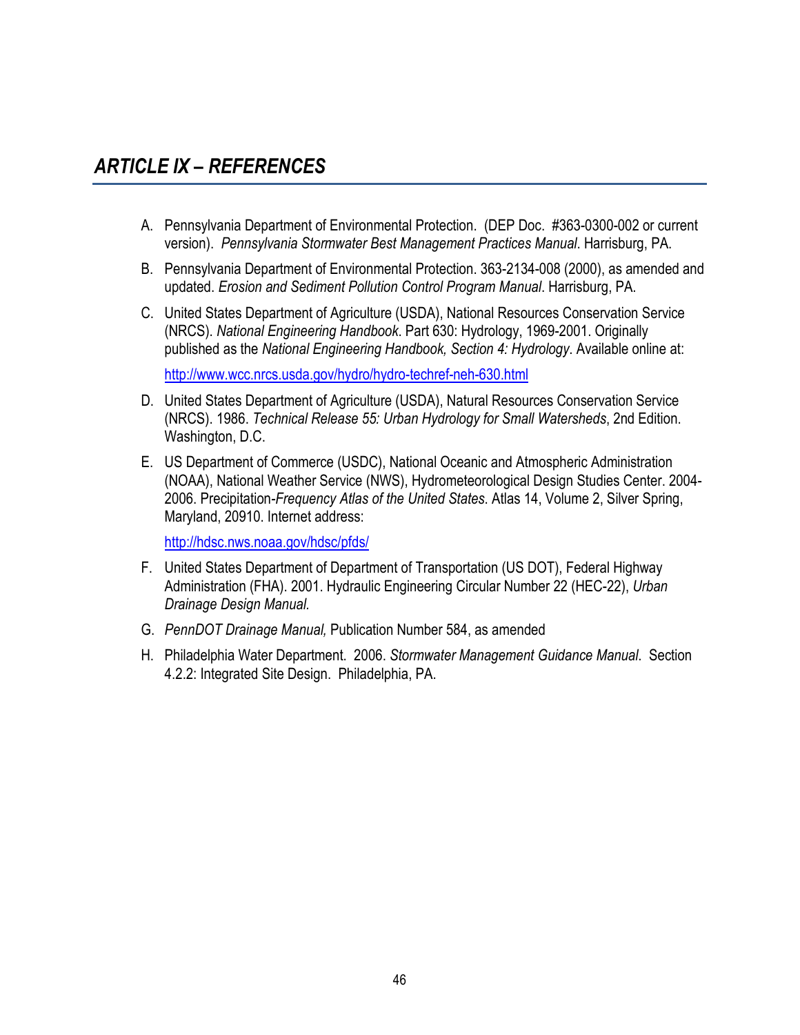## *ARTICLE IX – REFERENCES*

A. Pennsylvania Department of Environmental Protection. (DEP Doc. #363-0300-002 or current version). *Pennsylvania Stormwater Best Management Practices Manual*. Harrisburg, PA.

B. Pennsylvania Department of Environmental Protection. 363-2134-008 (2000), as amended and updated. *Erosion and Sediment Pollution Control Program Manual*. Harrisburg, PA.

C. United States Department of Agriculture (USDA), National Resources Conservation Service (NRCS). *National Engineering Handbook*. Part 630: Hydrology, 1969-2001. Originally published as the *National Engineering Handbook, Section 4: Hydrology*. Available online at:

   http://www.wcc.nrcs.usda.gov/hydro/hydro-techref-neh-630.html

D. United States Department of Agriculture (USDA), Natural Resources Conservation Service (NRCS). 1986. *Technical Release 55: Urban Hydrology for Small Watersheds*, 2nd Edition. Washington, D.C.

E. US Department of Commerce (USDC), National Oceanic and Atmospheric Administration (NOAA), National Weather Service (NWS), Hydrometeorological Design Studies Center. 2004-2006. Precipitation-*Frequency Atlas of the United States*. Atlas 14, Volume 2, Silver Spring, Maryland, 20910. Internet address:

   http://hdsc.nws.noaa.gov/hdsc/pfds/

F. United States Department of Department of Transportation (US DOT), Federal Highway Administration (FHA). 2001. Hydraulic Engineering Circular Number 22 (HEC-22), *Urban Drainage Design Manual.*

G. *PennDOT Drainage Manual,* Publication Number 584, as amended

H. Philadelphia Water Department. 2006. *Stormwater Management Guidance Manual*. Section 4.2.2: Integrated Site Design. Philadelphia, PA.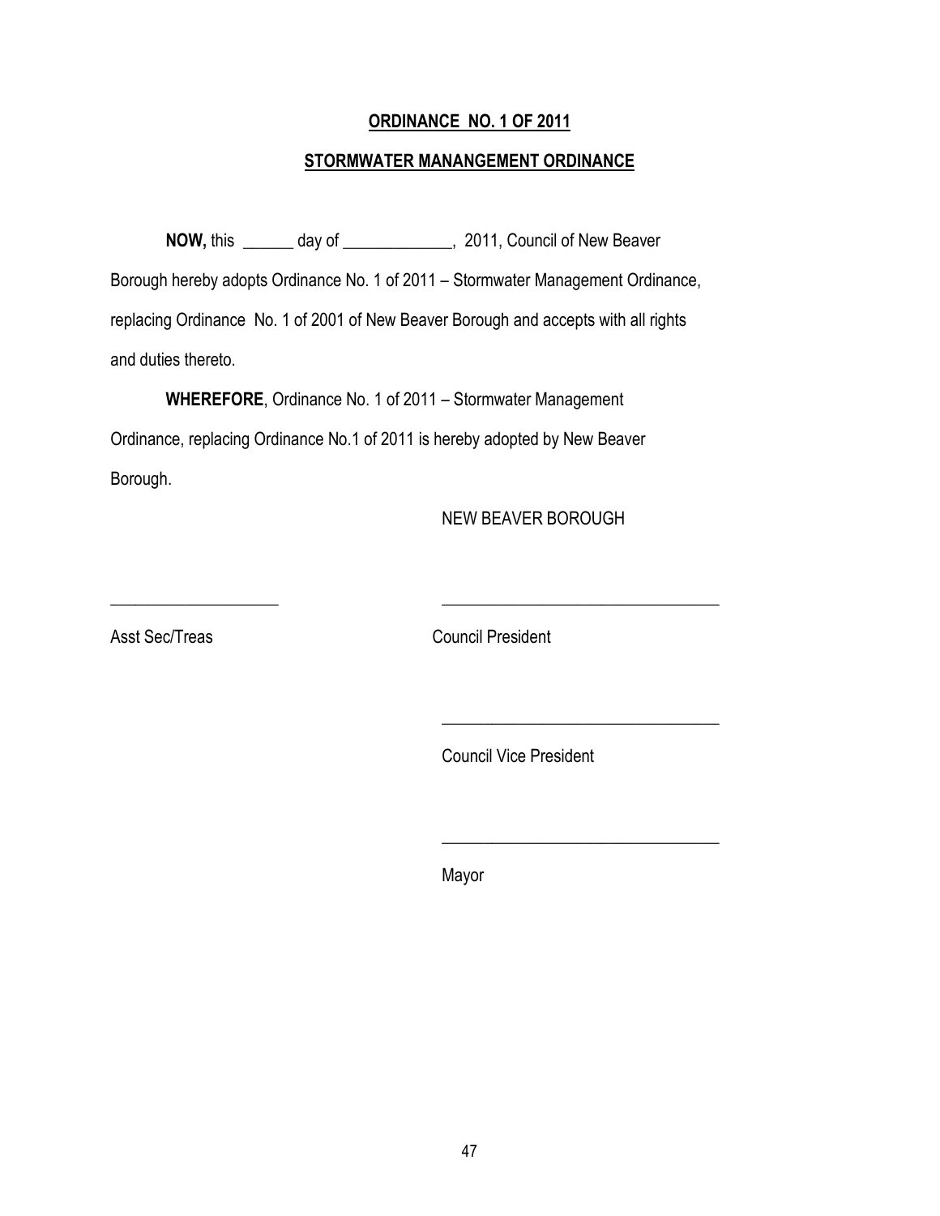**ORDINANCE NO. 1 OF 2011**

**STORMWATER MANANGEMENT ORDINANCE**

**NOW,** this ______ day of _____________, 2011, Council of New Beaver Borough hereby adopts Ordinance No. 1 of 2011 – Stormwater Management Ordinance, replacing Ordinance No. 1 of 2001 of New Beaver Borough and accepts with all rights and duties thereto.

**WHEREFORE**, Ordinance No. 1 of 2011 – Stormwater Management Ordinance, replacing Ordinance No.1 of 2011 is hereby adopted by New Beaver Borough.

NEW BEAVER BOROUGH

____________________  ________________________________

Asst Sec/Treas  Council President

________________________________

Council Vice President

________________________________

Mayor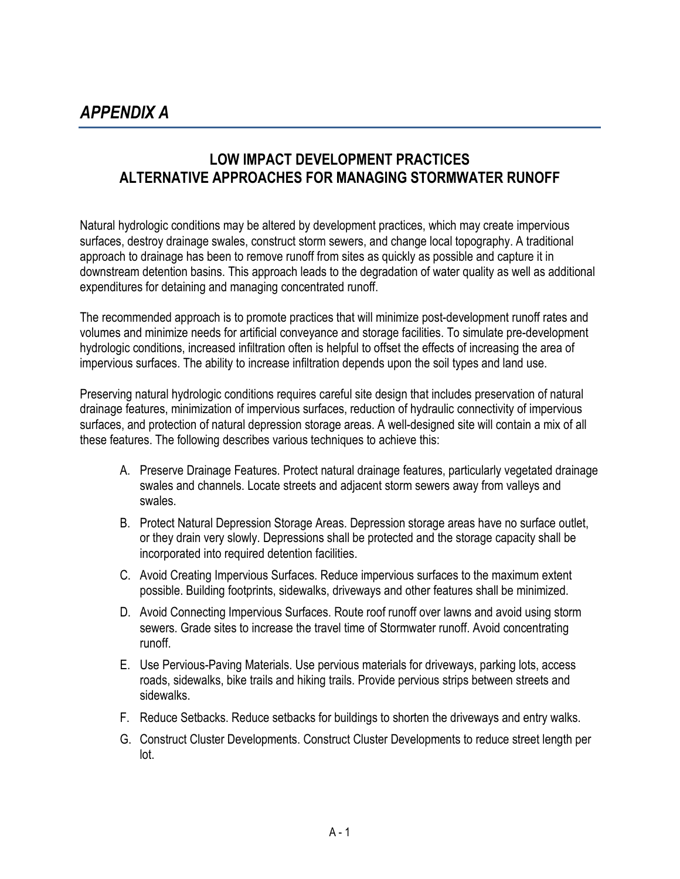# *APPENDIX A*

## LOW IMPACT DEVELOPMENT PRACTICES
## ALTERNATIVE APPROACHES FOR MANAGING STORMWATER RUNOFF

Natural hydrologic conditions may be altered by development practices, which may create impervious surfaces, destroy drainage swales, construct storm sewers, and change local topography. A traditional approach to drainage has been to remove runoff from sites as quickly as possible and capture it in downstream detention basins. This approach leads to the degradation of water quality as well as additional expenditures for detaining and managing concentrated runoff.

The recommended approach is to promote practices that will minimize post-development runoff rates and volumes and minimize needs for artificial conveyance and storage facilities. To simulate pre-development hydrologic conditions, increased infiltration often is helpful to offset the effects of increasing the area of impervious surfaces. The ability to increase infiltration depends upon the soil types and land use.

Preserving natural hydrologic conditions requires careful site design that includes preservation of natural drainage features, minimization of impervious surfaces, reduction of hydraulic connectivity of impervious surfaces, and protection of natural depression storage areas. A well-designed site will contain a mix of all these features. The following describes various techniques to achieve this:

A. Preserve Drainage Features. Protect natural drainage features, particularly vegetated drainage swales and channels. Locate streets and adjacent storm sewers away from valleys and swales.

B. Protect Natural Depression Storage Areas. Depression storage areas have no surface outlet, or they drain very slowly. Depressions shall be protected and the storage capacity shall be incorporated into required detention facilities.

C. Avoid Creating Impervious Surfaces. Reduce impervious surfaces to the maximum extent possible. Building footprints, sidewalks, driveways and other features shall be minimized.

D. Avoid Connecting Impervious Surfaces. Route roof runoff over lawns and avoid using storm sewers. Grade sites to increase the travel time of Stormwater runoff. Avoid concentrating runoff.

E. Use Pervious-Paving Materials. Use pervious materials for driveways, parking lots, access roads, sidewalks, bike trails and hiking trails. Provide pervious strips between streets and sidewalks.

F. Reduce Setbacks. Reduce setbacks for buildings to shorten the driveways and entry walks.

G. Construct Cluster Developments. Construct Cluster Developments to reduce street length per lot.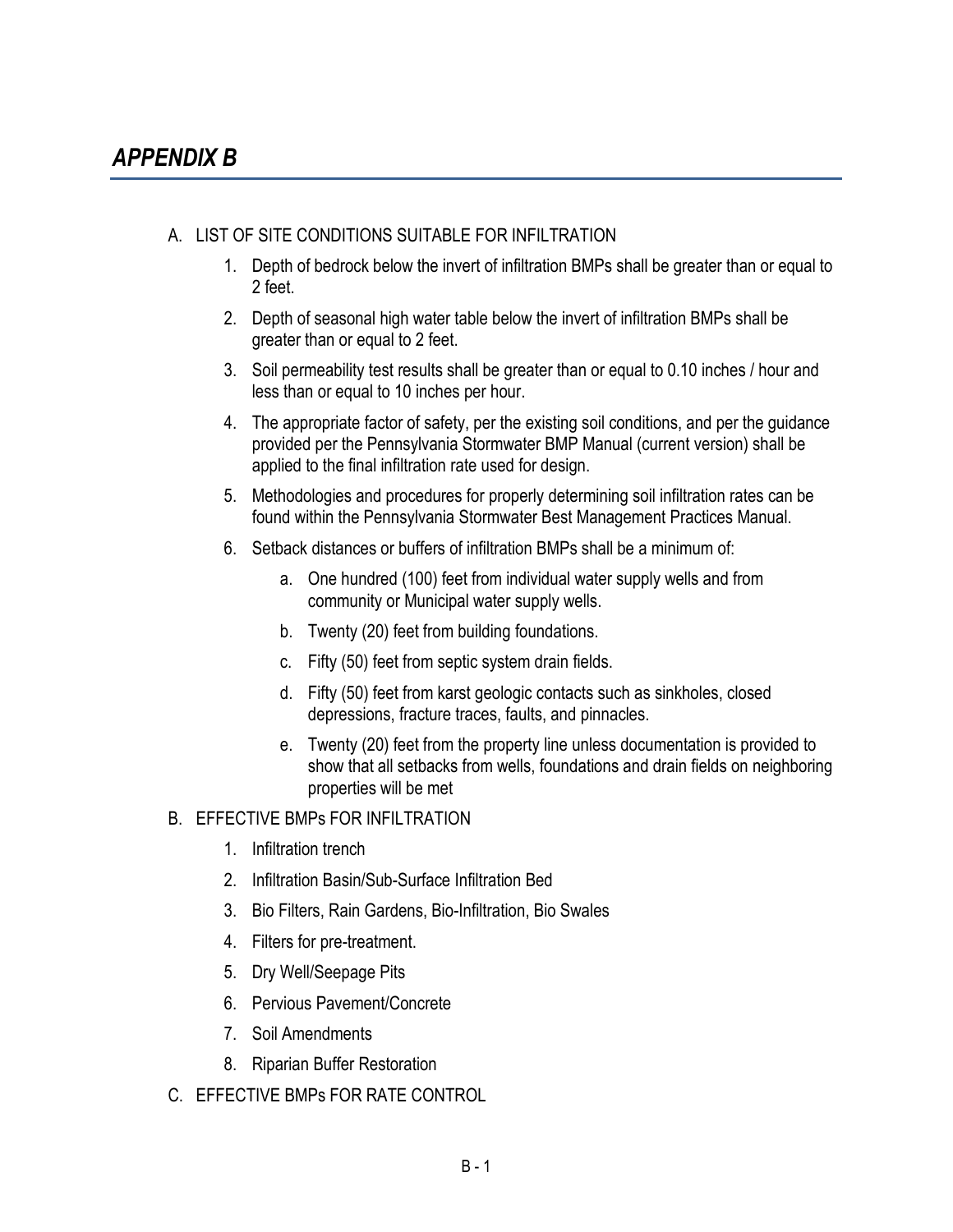# *APPENDIX B*

A. LIST OF SITE CONDITIONS SUITABLE FOR INFILTRATION

1. Depth of bedrock below the invert of infiltration BMPs shall be greater than or equal to 2 feet.
2. Depth of seasonal high water table below the invert of infiltration BMPs shall be greater than or equal to 2 feet.
3. Soil permeability test results shall be greater than or equal to 0.10 inches / hour and less than or equal to 10 inches per hour.
4. The appropriate factor of safety, per the existing soil conditions, and per the guidance provided per the Pennsylvania Stormwater BMP Manual (current version) shall be applied to the final infiltration rate used for design.
5. Methodologies and procedures for properly determining soil infiltration rates can be found within the Pennsylvania Stormwater Best Management Practices Manual.
6. Setback distances or buffers of infiltration BMPs shall be a minimum of:
    a. One hundred (100) feet from individual water supply wells and from community or Municipal water supply wells.
    b. Twenty (20) feet from building foundations.
    c. Fifty (50) feet from septic system drain fields.
    d. Fifty (50) feet from karst geologic contacts such as sinkholes, closed depressions, fracture traces, faults, and pinnacles.
    e. Twenty (20) feet from the property line unless documentation is provided to show that all setbacks from wells, foundations and drain fields on neighboring properties will be met

B. EFFECTIVE BMPs FOR INFILTRATION

1. Infiltration trench
2. Infiltration Basin/Sub-Surface Infiltration Bed
3. Bio Filters, Rain Gardens, Bio-Infiltration, Bio Swales
4. Filters for pre-treatment.
5. Dry Well/Seepage Pits
6. Pervious Pavement/Concrete
7. Soil Amendments
8. Riparian Buffer Restoration

C. EFFECTIVE BMPs FOR RATE CONTROL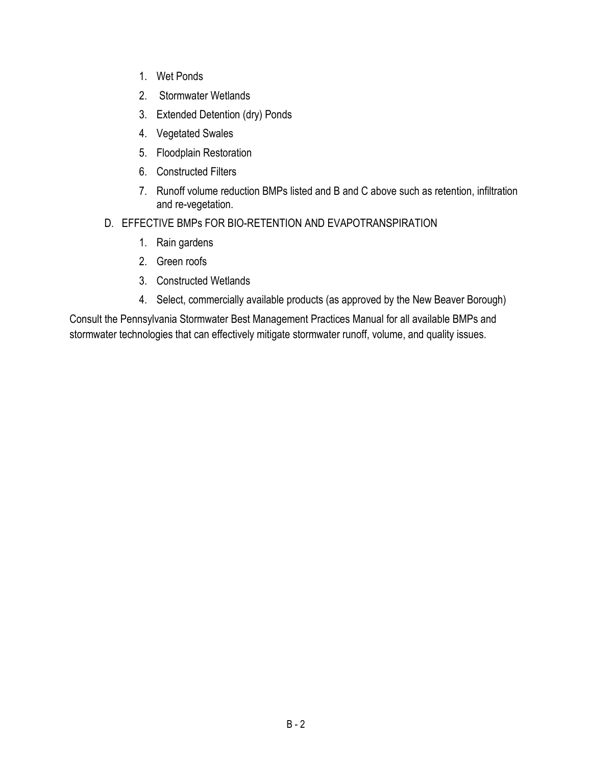1. Wet Ponds
2. Stormwater Wetlands
3. Extended Detention (dry) Ponds
4. Vegetated Swales
5. Floodplain Restoration
6. Constructed Filters
7. Runoff volume reduction BMPs listed and B and C above such as retention, infiltration and re-vegetation.

D. EFFECTIVE BMPs FOR BIO-RETENTION AND EVAPOTRANSPIRATION

1. Rain gardens
2. Green roofs
3. Constructed Wetlands
4. Select, commercially available products (as approved by the New Beaver Borough)

Consult the Pennsylvania Stormwater Best Management Practices Manual for all available BMPs and stormwater technologies that can effectively mitigate stormwater runoff, volume, and quality issues.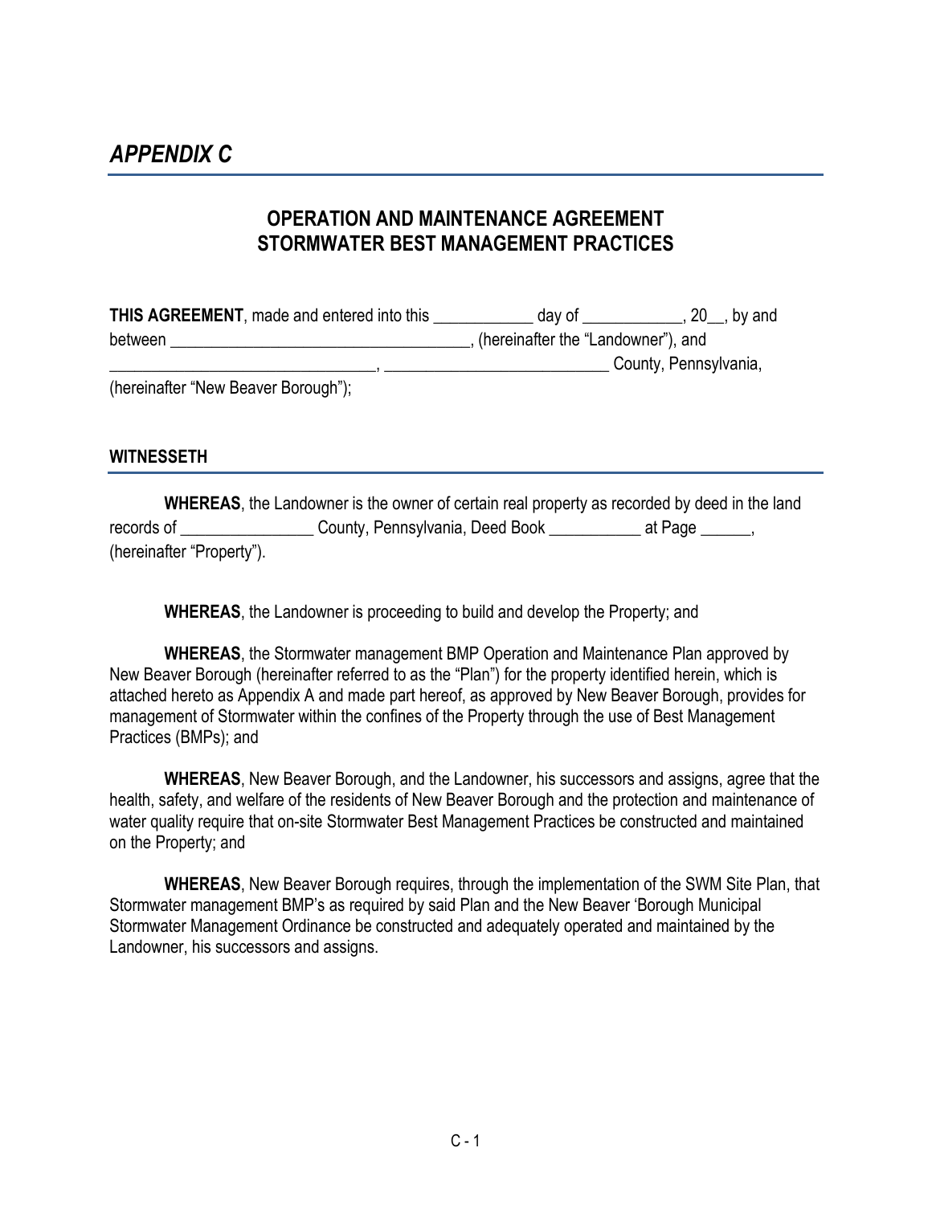# *APPENDIX C*

## OPERATION AND MAINTENANCE AGREEMENT
## STORMWATER BEST MANAGEMENT PRACTICES

**THIS AGREEMENT**, made and entered into this ____________ day of ____________, 20__, by and between ___________________________________, (hereinafter the "Landowner"), and _______________________________, ___________________________ County, Pennsylvania, (hereinafter "New Beaver Borough");

### WITNESSETH

**WHEREAS**, the Landowner is the owner of certain real property as recorded by deed in the land records of ________________ County, Pennsylvania, Deed Book ___________ at Page ______, (hereinafter "Property").

**WHEREAS**, the Landowner is proceeding to build and develop the Property; and

**WHEREAS**, the Stormwater management BMP Operation and Maintenance Plan approved by New Beaver Borough (hereinafter referred to as the "Plan") for the property identified herein, which is attached hereto as Appendix A and made part hereof, as approved by New Beaver Borough, provides for management of Stormwater within the confines of the Property through the use of Best Management Practices (BMPs); and

**WHEREAS**, New Beaver Borough, and the Landowner, his successors and assigns, agree that the health, safety, and welfare of the residents of New Beaver Borough and the protection and maintenance of water quality require that on-site Stormwater Best Management Practices be constructed and maintained on the Property; and

**WHEREAS**, New Beaver Borough requires, through the implementation of the SWM Site Plan, that Stormwater management BMP's as required by said Plan and the New Beaver 'Borough Municipal Stormwater Management Ordinance be constructed and adequately operated and maintained by the Landowner, his successors and assigns.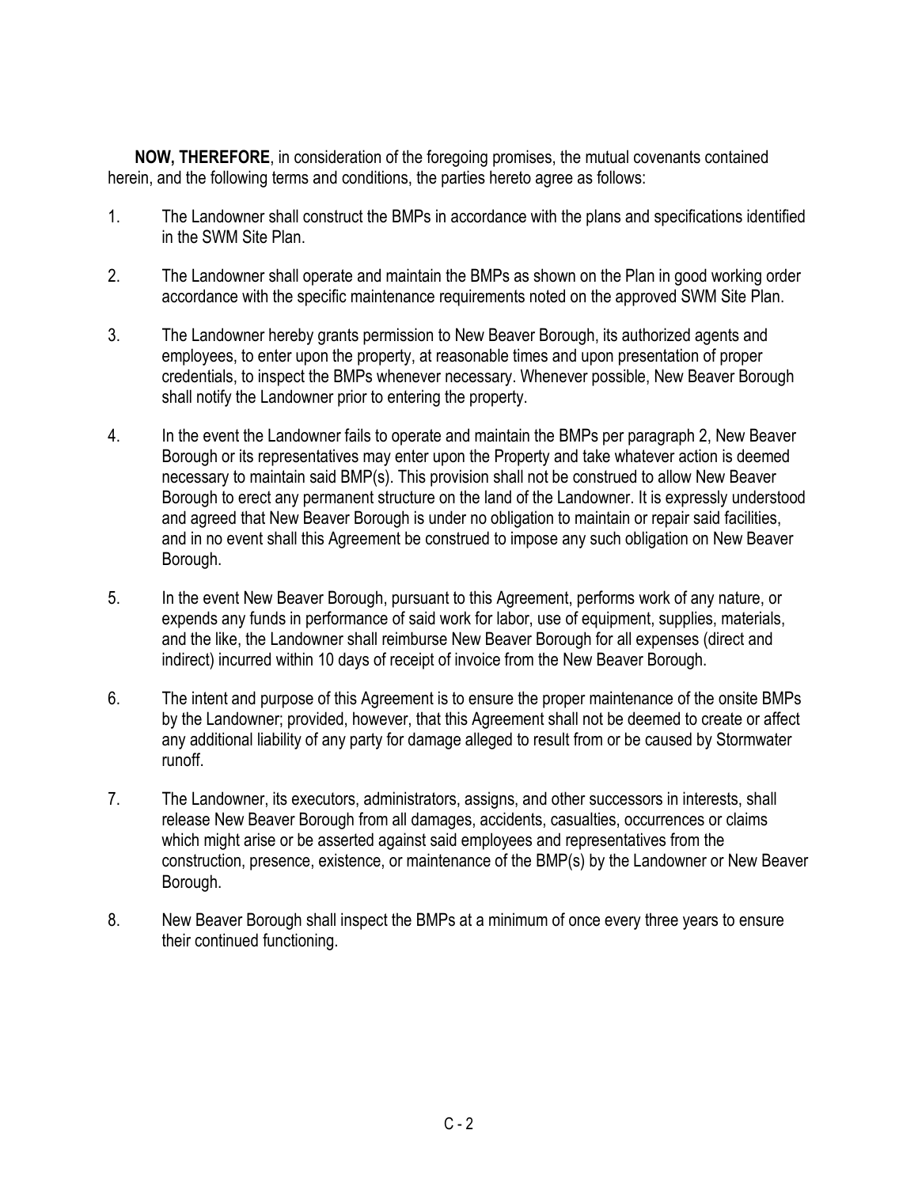**NOW, THEREFORE**, in consideration of the foregoing promises, the mutual covenants contained herein, and the following terms and conditions, the parties hereto agree as follows:

1. The Landowner shall construct the BMPs in accordance with the plans and specifications identified in the SWM Site Plan.

2. The Landowner shall operate and maintain the BMPs as shown on the Plan in good working order accordance with the specific maintenance requirements noted on the approved SWM Site Plan.

3. The Landowner hereby grants permission to New Beaver Borough, its authorized agents and employees, to enter upon the property, at reasonable times and upon presentation of proper credentials, to inspect the BMPs whenever necessary. Whenever possible, New Beaver Borough shall notify the Landowner prior to entering the property.

4. In the event the Landowner fails to operate and maintain the BMPs per paragraph 2, New Beaver Borough or its representatives may enter upon the Property and take whatever action is deemed necessary to maintain said BMP(s). This provision shall not be construed to allow New Beaver Borough to erect any permanent structure on the land of the Landowner. It is expressly understood and agreed that New Beaver Borough is under no obligation to maintain or repair said facilities, and in no event shall this Agreement be construed to impose any such obligation on New Beaver Borough.

5. In the event New Beaver Borough, pursuant to this Agreement, performs work of any nature, or expends any funds in performance of said work for labor, use of equipment, supplies, materials, and the like, the Landowner shall reimburse New Beaver Borough for all expenses (direct and indirect) incurred within 10 days of receipt of invoice from the New Beaver Borough.

6. The intent and purpose of this Agreement is to ensure the proper maintenance of the onsite BMPs by the Landowner; provided, however, that this Agreement shall not be deemed to create or affect any additional liability of any party for damage alleged to result from or be caused by Stormwater runoff.

7. The Landowner, its executors, administrators, assigns, and other successors in interests, shall release New Beaver Borough from all damages, accidents, casualties, occurrences or claims which might arise or be asserted against said employees and representatives from the construction, presence, existence, or maintenance of the BMP(s) by the Landowner or New Beaver Borough.

8. New Beaver Borough shall inspect the BMPs at a minimum of once every three years to ensure their continued functioning.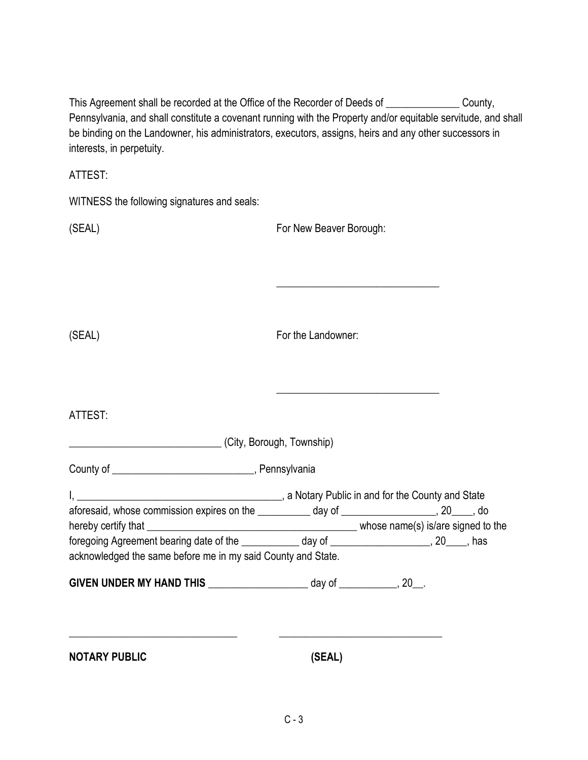This Agreement shall be recorded at the Office of the Recorder of Deeds of ______________ County, Pennsylvania, and shall constitute a covenant running with the Property and/or equitable servitude, and shall be binding on the Landowner, his administrators, executors, assigns, heirs and any other successors in interests, in perpetuity.

ATTEST:

WITNESS the following signatures and seals:

(SEAL) For New Beaver Borough:

_______________________________

(SEAL) For the Landowner:

_______________________________

ATTEST:

_____________________________ (City, Borough, Township)

County of ___________________________, Pennsylvania

I, ________________________________________, a Notary Public in and for the County and State aforesaid, whose commission expires on the __________ day of __________________, 20____, do hereby certify that __________________________________________ whose name(s) is/are signed to the foregoing Agreement bearing date of the ___________ day of ___________________, 20____, has acknowledged the same before me in my said County and State.

**GIVEN UNDER MY HAND THIS** ___________________ day of ___________, 20__.

________________________________ _______________________________

**NOTARY PUBLIC** **(SEAL)**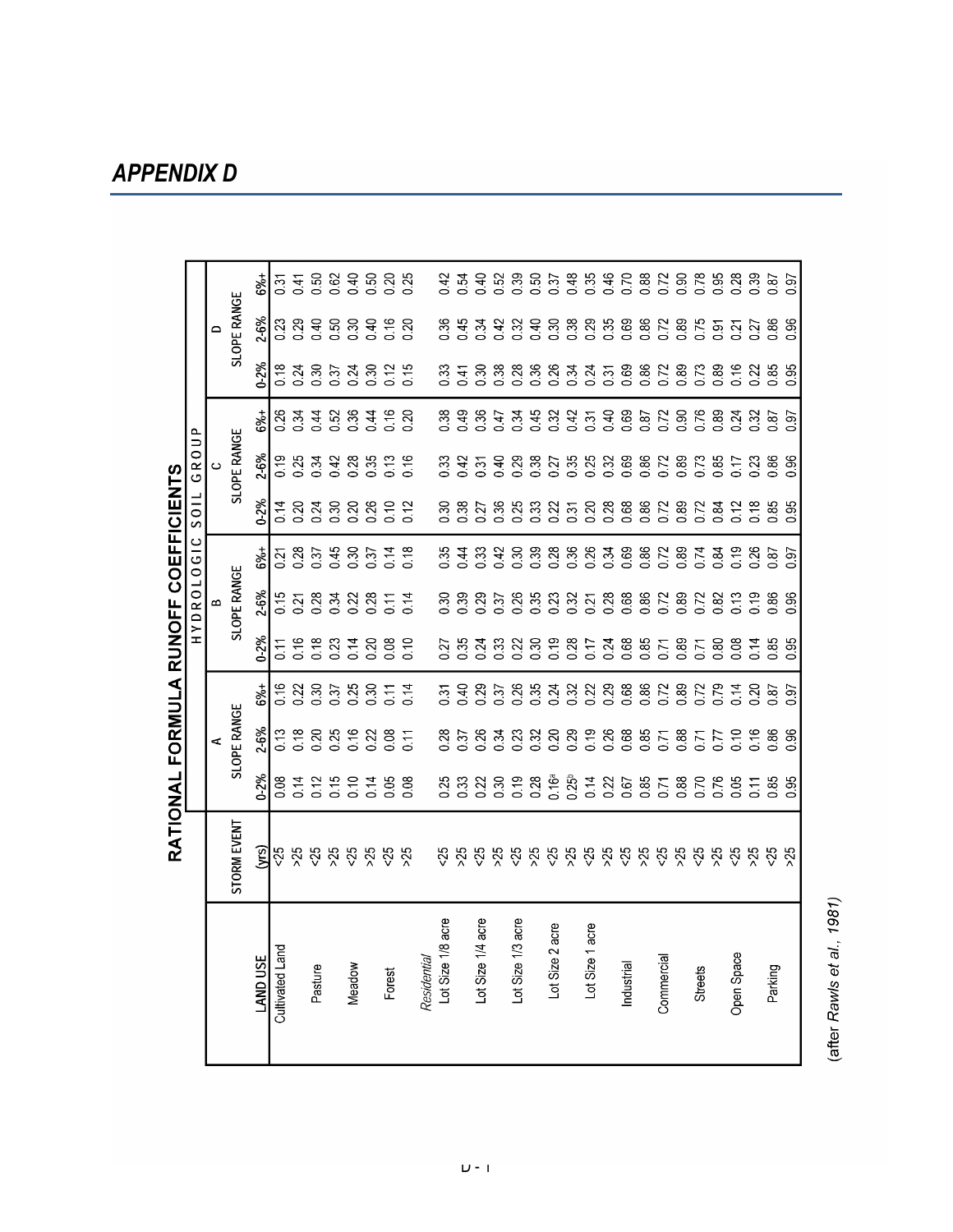# APPENDIX D

## RATIONAL FORMULA RUNOFF COEFFICIENTS

| LAND USE | STORM EVENT (yrs) | A: SLOPE RANGE 0-2% | A: 2-6% | A: 6%+ | B: SLOPE RANGE 0-2% | B: 2-6% | B: 6%+ | C: SLOPE RANGE 0-2% | C: 2-6% | C: 6%+ | D: SLOPE RANGE 0-2% | D: 2-6% | D: 6%+ |
|---|---|---|---|---|---|---|---|---|---|---|---|---|---|
| | | **HYDROLOGIC SOIL GROUP** | | | | | | | | | | | |
| Cultivated Land | <25 | 0.08 | 0.13 | 0.16 | 0.11 | 0.15 | 0.21 | 0.14 | 0.19 | 0.26 | 0.18 | 0.23 | 0.31 |
| | >25 | 0.14 | 0.18 | 0.22 | 0.16 | 0.21 | 0.28 | 0.20 | 0.25 | 0.34 | 0.24 | 0.29 | 0.41 |
| Pasture | <25 | 0.12 | 0.20 | 0.30 | 0.18 | 0.28 | 0.37 | 0.24 | 0.34 | 0.44 | 0.30 | 0.40 | 0.50 |
| | >25 | 0.15 | 0.25 | 0.37 | 0.23 | 0.34 | 0.45 | 0.30 | 0.42 | 0.52 | 0.37 | 0.50 | 0.62 |
| Meadow | <25 | 0.10 | 0.16 | 0.25 | 0.14 | 0.22 | 0.30 | 0.20 | 0.28 | 0.36 | 0.24 | 0.30 | 0.40 |
| | >25 | 0.14 | 0.22 | 0.30 | 0.20 | 0.28 | 0.37 | 0.26 | 0.35 | 0.44 | 0.30 | 0.40 | 0.50 |
| Forest | <25 | 0.05 | 0.08 | 0.11 | 0.08 | 0.11 | 0.14 | 0.10 | 0.13 | 0.16 | 0.12 | 0.16 | 0.20 |
| | >25 | 0.08 | 0.11 | 0.14 | 0.10 | 0.14 | 0.18 | 0.12 | 0.16 | 0.20 | 0.15 | 0.20 | 0.25 |
| *Residential* | | | | | | | | | | | | | |
| Lot Size 1/8 acre | <25 | 0.25 | 0.28 | 0.31 | 0.27 | 0.30 | 0.35 | 0.30 | 0.33 | 0.38 | 0.33 | 0.36 | 0.42 |
| | >25 | 0.33 | 0.37 | 0.40 | 0.35 | 0.39 | 0.44 | 0.38 | 0.42 | 0.49 | 0.41 | 0.45 | 0.54 |
| Lot Size 1/4 acre | <25 | 0.22 | 0.26 | 0.29 | 0.24 | 0.29 | 0.33 | 0.27 | 0.31 | 0.36 | 0.30 | 0.34 | 0.40 |
| | >25 | 0.30 | 0.34 | 0.37 | 0.33 | 0.37 | 0.42 | 0.36 | 0.40 | 0.47 | 0.38 | 0.42 | 0.52 |
| Lot Size 1/3 acre | <25 | 0.19 | 0.23 | 0.26 | 0.22 | 0.26 | 0.30 | 0.25 | 0.29 | 0.34 | 0.28 | 0.32 | 0.39 |
| | >25 | 0.28 | 0.32 | 0.35 | 0.30 | 0.35 | 0.39 | 0.33 | 0.38 | 0.45 | 0.36 | 0.40 | 0.50 |
| Lot Size 2 acre | <25 | 0.16[a] | 0.20 | 0.24 | 0.19 | 0.23 | 0.28 | 0.22 | 0.27 | 0.32 | 0.26 | 0.30 | 0.37 |
| | >25 | 0.25[b] | 0.29 | 0.32 | 0.28 | 0.32 | 0.36 | 0.31 | 0.35 | 0.42 | 0.34 | 0.38 | 0.48 |
| Lot Size 1 acre | <25 | 0.14 | 0.19 | 0.22 | 0.17 | 0.21 | 0.26 | 0.20 | 0.25 | 0.31 | 0.24 | 0.29 | 0.35 |
| | >25 | 0.22 | 0.26 | 0.29 | 0.24 | 0.28 | 0.34 | 0.28 | 0.32 | 0.40 | 0.31 | 0.35 | 0.46 |
| Industrial | <25 | 0.67 | 0.68 | 0.68 | 0.68 | 0.68 | 0.69 | 0.68 | 0.69 | 0.69 | 0.69 | 0.69 | 0.70 |
| | >25 | 0.85 | 0.85 | 0.86 | 0.85 | 0.86 | 0.86 | 0.86 | 0.86 | 0.87 | 0.86 | 0.86 | 0.88 |
| Commercial | <25 | 0.71 | 0.71 | 0.72 | 0.71 | 0.72 | 0.72 | 0.72 | 0.72 | 0.72 | 0.72 | 0.72 | 0.72 |
| | >25 | 0.88 | 0.88 | 0.89 | 0.89 | 0.89 | 0.89 | 0.89 | 0.89 | 0.90 | 0.89 | 0.89 | 0.90 |
| Streets | <25 | 0.70 | 0.71 | 0.72 | 0.71 | 0.72 | 0.74 | 0.72 | 0.73 | 0.76 | 0.73 | 0.75 | 0.78 |
| | >25 | 0.76 | 0.77 | 0.79 | 0.80 | 0.82 | 0.84 | 0.84 | 0.85 | 0.89 | 0.89 | 0.91 | 0.95 |
| Open Space | <25 | 0.05 | 0.10 | 0.14 | 0.08 | 0.13 | 0.19 | 0.12 | 0.17 | 0.24 | 0.16 | 0.21 | 0.28 |
| | >25 | 0.11 | 0.16 | 0.20 | 0.14 | 0.19 | 0.26 | 0.18 | 0.23 | 0.32 | 0.22 | 0.27 | 0.39 |
| Parking | <25 | 0.85 | 0.86 | 0.87 | 0.85 | 0.86 | 0.87 | 0.85 | 0.86 | 0.87 | 0.85 | 0.86 | 0.87 |
| | >25 | 0.95 | 0.96 | 0.97 | 0.95 | 0.96 | 0.97 | 0.95 | 0.96 | 0.97 | 0.95 | 0.96 | 0.97 |

(after *Rawls et al., 1981*)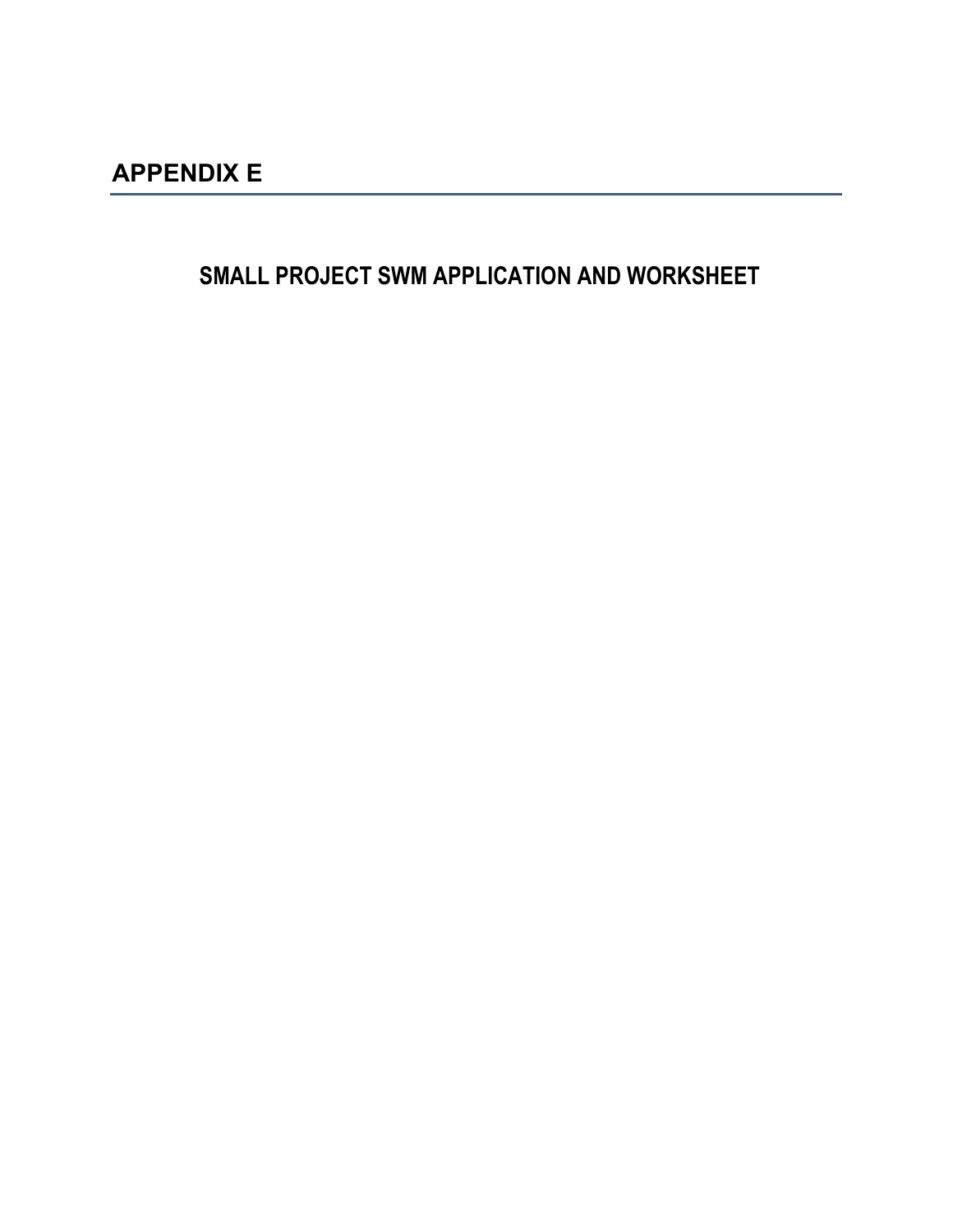# APPENDIX E

## SMALL PROJECT SWM APPLICATION AND WORKSHEET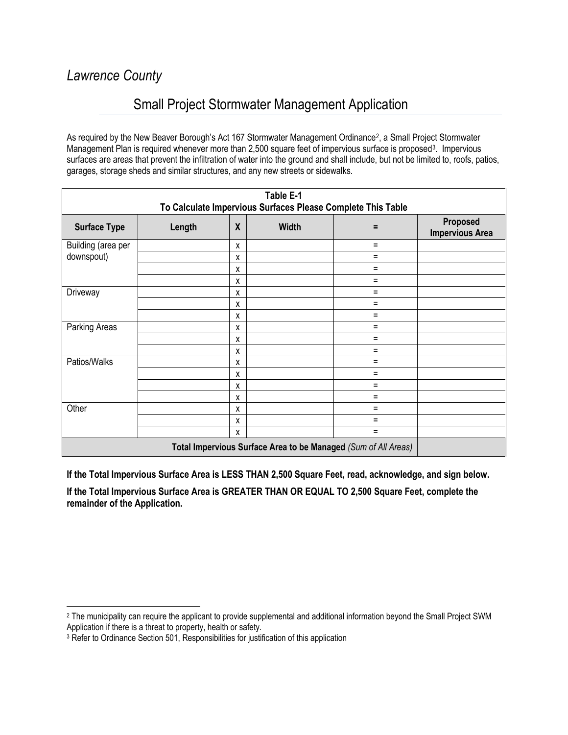*Lawrence County*

## Small Project Stormwater Management Application

As required by the New Beaver Borough's Act 167 Stormwater Management Ordinance[2], a Small Project Stormwater Management Plan is required whenever more than 2,500 square feet of impervious surface is proposed[3]. Impervious surfaces are areas that prevent the infiltration of water into the ground and shall include, but not be limited to, roofs, patios, garages, storage sheds and similar structures, and any new streets or sidewalks.

**Table E-1**
**To Calculate Impervious Surfaces Please Complete This Table**

| Surface Type | Length | X | Width | = | Proposed Impervious Area |
|---|---|---|---|---|---|
| Building (area per downspout) | | x | | = | |
| | | x | | = | |
| | | x | | = | |
| | | x | | = | |
| Driveway | | x | | = | |
| | | x | | = | |
| | | x | | = | |
| Parking Areas | | x | | = | |
| | | x | | = | |
| | | x | | = | |
| Patios/Walks | | x | | = | |
| | | x | | = | |
| | | x | | = | |
| | | x | | = | |
| Other | | x | | = | |
| | | x | | = | |
| | | x | | = | |
| **Total Impervious Surface Area to be Managed** *(Sum of All Areas)* | | | | | |

**If the Total Impervious Surface Area is LESS THAN 2,500 Square Feet, read, acknowledge, and sign below.**

**If the Total Impervious Surface Area is GREATER THAN OR EQUAL TO 2,500 Square Feet, complete the remainder of the Application.**

[2] The municipality can require the applicant to provide supplemental and additional information beyond the Small Project SWM Application if there is a threat to property, health or safety.

[3] Refer to Ordinance Section 501, Responsibilities for justification of this application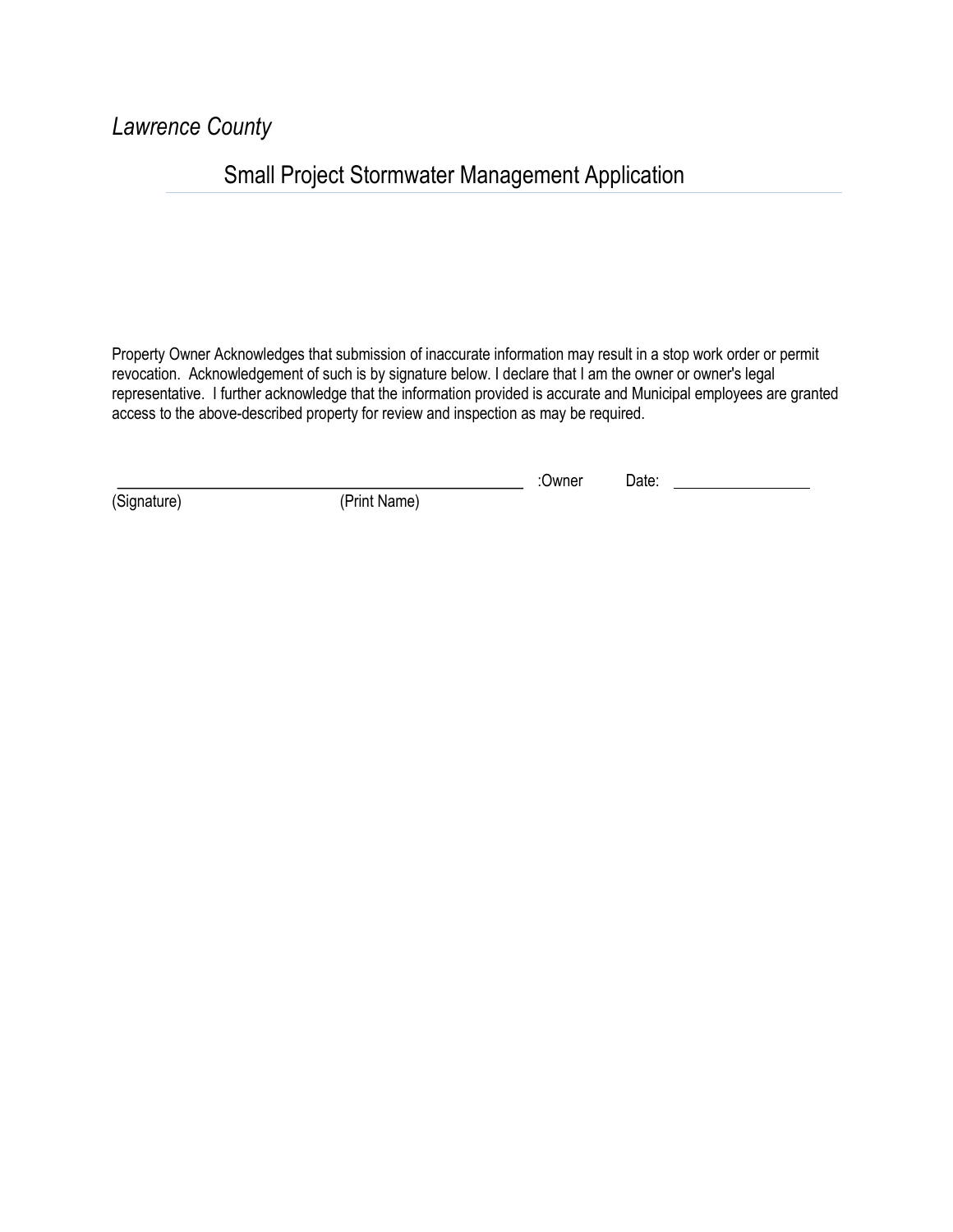*Lawrence County*

# Small Project Stormwater Management Application

Property Owner Acknowledges that submission of inaccurate information may result in a stop work order or permit revocation. Acknowledgement of such is by signature below. I declare that I am the owner or owner's legal representative. I further acknowledge that the information provided is accurate and Municipal employees are granted access to the above-described property for review and inspection as may be required.

\_\_\_\_\_\_\_\_\_\_\_\_\_\_\_\_\_\_\_\_\_\_\_\_\_\_\_\_\_\_\_\_\_\_\_\_\_\_\_\_\_\_\_\_\_\_ :Owner Date: \_\_\_\_\_\_\_\_\_\_\_\_\_\_\_\_

(Signature) (Print Name)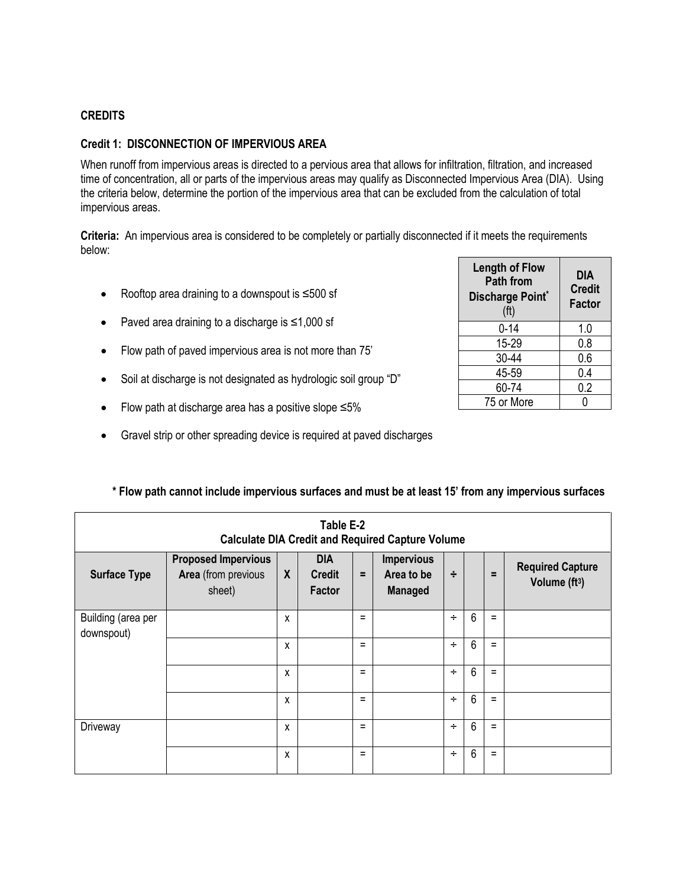## CREDITS

### Credit 1: DISCONNECTION OF IMPERVIOUS AREA

When runoff from impervious areas is directed to a pervious area that allows for infiltration, filtration, and increased time of concentration, all or parts of the impervious areas may qualify as Disconnected Impervious Area (DIA). Using the criteria below, determine the portion of the impervious area that can be excluded from the calculation of total impervious areas.

**Criteria:** An impervious area is considered to be completely or partially disconnected if it meets the requirements below:

- Rooftop area draining to a downspout is ≤500 sf
- Paved area draining to a discharge is ≤1,000 sf
- Flow path of paved impervious area is not more than 75'
- Soil at discharge is not designated as hydrologic soil group "D"
- Flow path at discharge area has a positive slope ≤5%
- Gravel strip or other spreading device is required at paved discharges

| Length of Flow Path from Discharge Point* (ft) | DIA Credit Factor |
|---|---|
| 0-14 | 1.0 |
| 15-29 | 0.8 |
| 30-44 | 0.6 |
| 45-59 | 0.4 |
| 60-74 | 0.2 |
| 75 or More | 0 |

**\* Flow path cannot include impervious surfaces and must be at least 15' from any impervious surfaces**

**Table E-2**
**Calculate DIA Credit and Required Capture Volume**

| Surface Type | Proposed Impervious Area (from previous sheet) | X | DIA Credit Factor | = | Impervious Area to be Managed | ÷ | | = | Required Capture Volume ($ft^3$) |
|---|---|---|---|---|---|---|---|---|---|
| Building (area per downspout) | | x | | = | | ÷ | 6 | = | |
| | | x | | = | | ÷ | 6 | = | |
| | | x | | = | | ÷ | 6 | = | |
| | | x | | = | | ÷ | 6 | = | |
| Driveway | | x | | = | | ÷ | 6 | = | |
| | | x | | = | | ÷ | 6 | = | |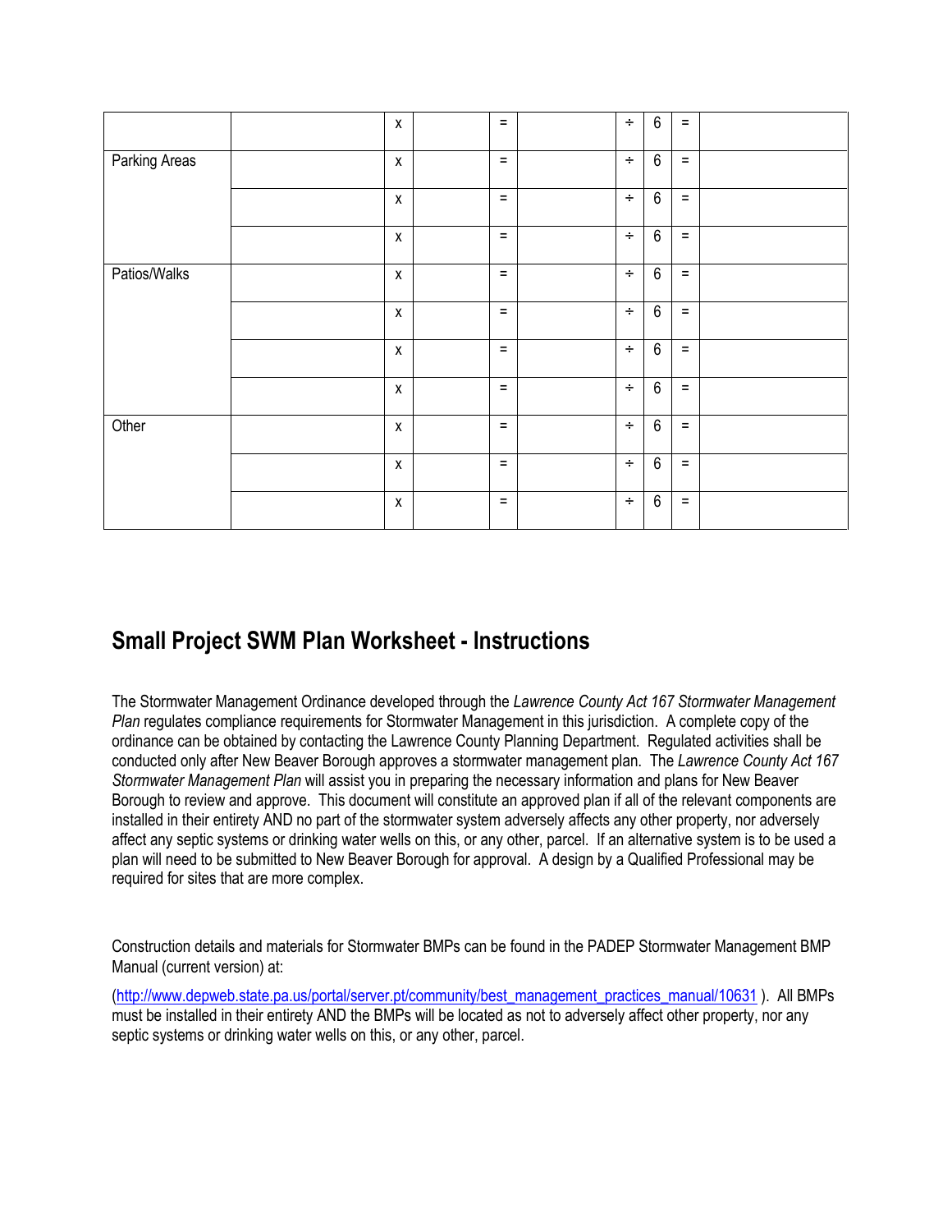|  |  | x |  | = |  | ÷ | 6 | = |  |
|---|---|---|---|---|---|---|---|---|---|
| Parking Areas |  | x |  | = |  | ÷ | 6 | = |  |
|  |  | x |  | = |  | ÷ | 6 | = |  |
|  |  | x |  | = |  | ÷ | 6 | = |  |
| Patios/Walks |  | x |  | = |  | ÷ | 6 | = |  |
|  |  | x |  | = |  | ÷ | 6 | = |  |
|  |  | x |  | = |  | ÷ | 6 | = |  |
|  |  | x |  | = |  | ÷ | 6 | = |  |
| Other |  | x |  | = |  | ÷ | 6 | = |  |
|  |  | x |  | = |  | ÷ | 6 | = |  |
|  |  | x |  | = |  | ÷ | 6 | = |  |

## Small Project SWM Plan Worksheet - Instructions

The Stormwater Management Ordinance developed through the *Lawrence County Act 167 Stormwater Management Plan* regulates compliance requirements for Stormwater Management in this jurisdiction. A complete copy of the ordinance can be obtained by contacting the Lawrence County Planning Department. Regulated activities shall be conducted only after New Beaver Borough approves a stormwater management plan. The *Lawrence County Act 167 Stormwater Management Plan* will assist you in preparing the necessary information and plans for New Beaver Borough to review and approve. This document will constitute an approved plan if all of the relevant components are installed in their entirety AND no part of the stormwater system adversely affects any other property, nor adversely affect any septic systems or drinking water wells on this, or any other, parcel. If an alternative system is to be used a plan will need to be submitted to New Beaver Borough for approval. A design by a Qualified Professional may be required for sites that are more complex.

Construction details and materials for Stormwater BMPs can be found in the PADEP Stormwater Management BMP Manual (current version) at:

(http://www.depweb.state.pa.us/portal/server.pt/community/best_management_practices_manual/10631 ). All BMPs must be installed in their entirety AND the BMPs will be located as not to adversely affect other property, nor any septic systems or drinking water wells on this, or any other, parcel.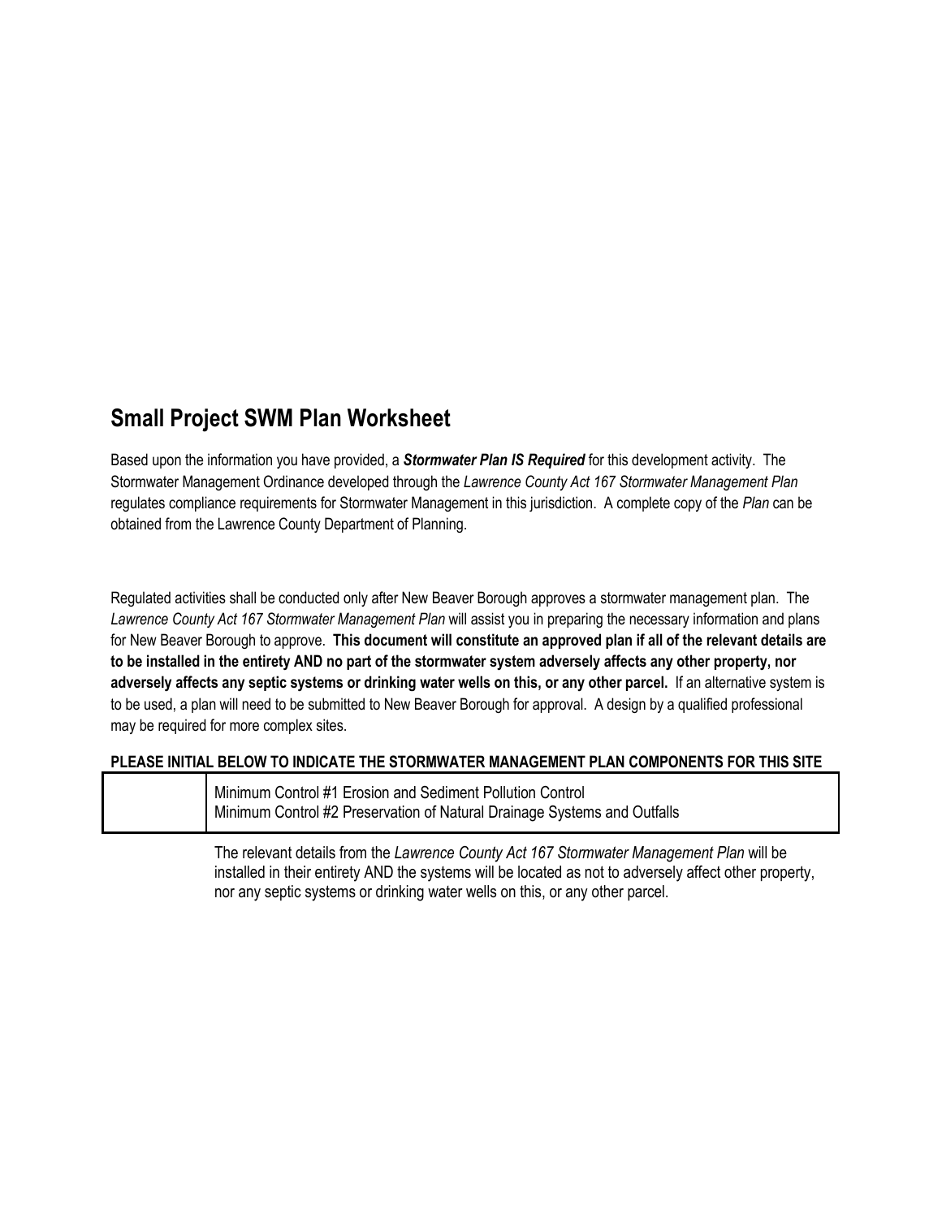## Small Project SWM Plan Worksheet

Based upon the information you have provided, a ***Stormwater Plan IS Required*** for this development activity. The Stormwater Management Ordinance developed through the *Lawrence County Act 167 Stormwater Management Plan* regulates compliance requirements for Stormwater Management in this jurisdiction. A complete copy of the *Plan* can be obtained from the Lawrence County Department of Planning.

Regulated activities shall be conducted only after New Beaver Borough approves a stormwater management plan. The *Lawrence County Act 167 Stormwater Management Plan* will assist you in preparing the necessary information and plans for New Beaver Borough to approve. **This document will constitute an approved plan if all of the relevant details are to be installed in the entirety AND no part of the stormwater system adversely affects any other property, nor adversely affects any septic systems or drinking water wells on this, or any other parcel.** If an alternative system is to be used, a plan will need to be submitted to New Beaver Borough for approval. A design by a qualified professional may be required for more complex sites.

**PLEASE INITIAL BELOW TO INDICATE THE STORMWATER MANAGEMENT PLAN COMPONENTS FOR THIS SITE**

| | |
|---|---|
| | Minimum Control #1 Erosion and Sediment Pollution Control<br>Minimum Control #2 Preservation of Natural Drainage Systems and Outfalls |

The relevant details from the *Lawrence County Act 167 Stormwater Management Plan* will be installed in their entirety AND the systems will be located as not to adversely affect other property, nor any septic systems or drinking water wells on this, or any other parcel.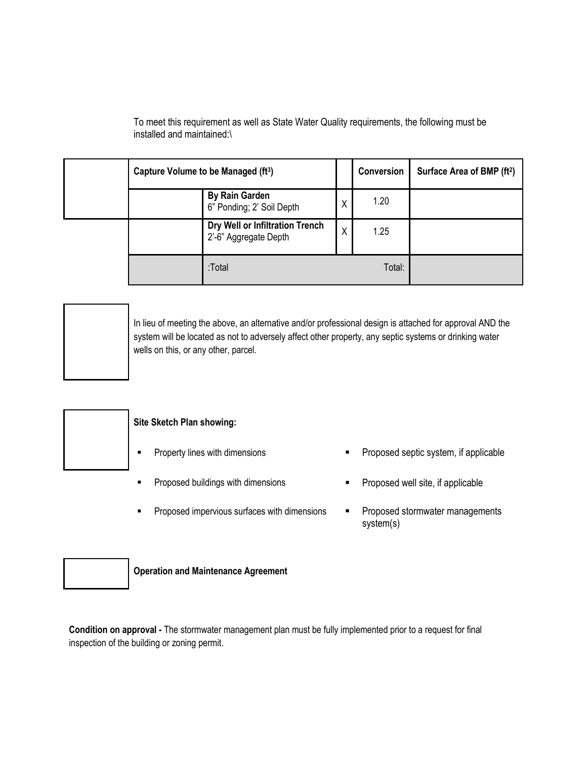To meet this requirement as well as State Water Quality requirements, the following must be installed and maintained:\

| | Capture Volume to be Managed (ft³) | | | Conversion | Surface Area of BMP (ft²) |
|---|---|---|---|---|---|
| | | **By Rain Garden** 6" Ponding; 2' Soil Depth | X | 1.20 | |
| | | **Dry Well or Infiltration Trench** 2'-6" Aggregate Depth | X | 1.25 | |
| | | :Total | | Total: | |

In lieu of meeting the above, an alternative and/or professional design is attached for approval AND the system will be located as not to adversely affect other property, any septic systems or drinking water wells on this, or any other, parcel.

**Site Sketch Plan showing:**

- Property lines with dimensions
- Proposed buildings with dimensions
- Proposed impervious surfaces with dimensions
- Proposed septic system, if applicable
- Proposed well site, if applicable
- Proposed stormwater managements system(s)

**Operation and Maintenance Agreement**

**Condition on approval -** The stormwater management plan must be fully implemented prior to a request for final inspection of the building or zoning permit.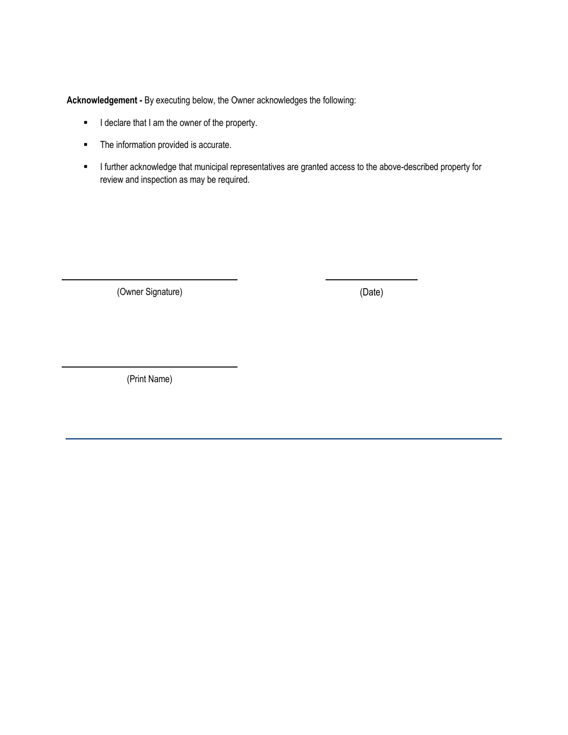**Acknowledgement -** By executing below, the Owner acknowledges the following:

- I declare that I am the owner of the property.
- The information provided is accurate.
- I further acknowledge that municipal representatives are granted access to the above-described property for review and inspection as may be required.

\_\_\_\_\_\_\_\_\_\_\_\_\_\_\_\_\_\_\_\_\_\_\_\_\_\_\_\_\_\_ (Owner Signature)

\_\_\_\_\_\_\_\_\_\_\_\_\_\_\_\_ (Date)

\_\_\_\_\_\_\_\_\_\_\_\_\_\_\_\_\_\_\_\_\_\_\_\_\_\_\_\_\_\_ (Print Name)